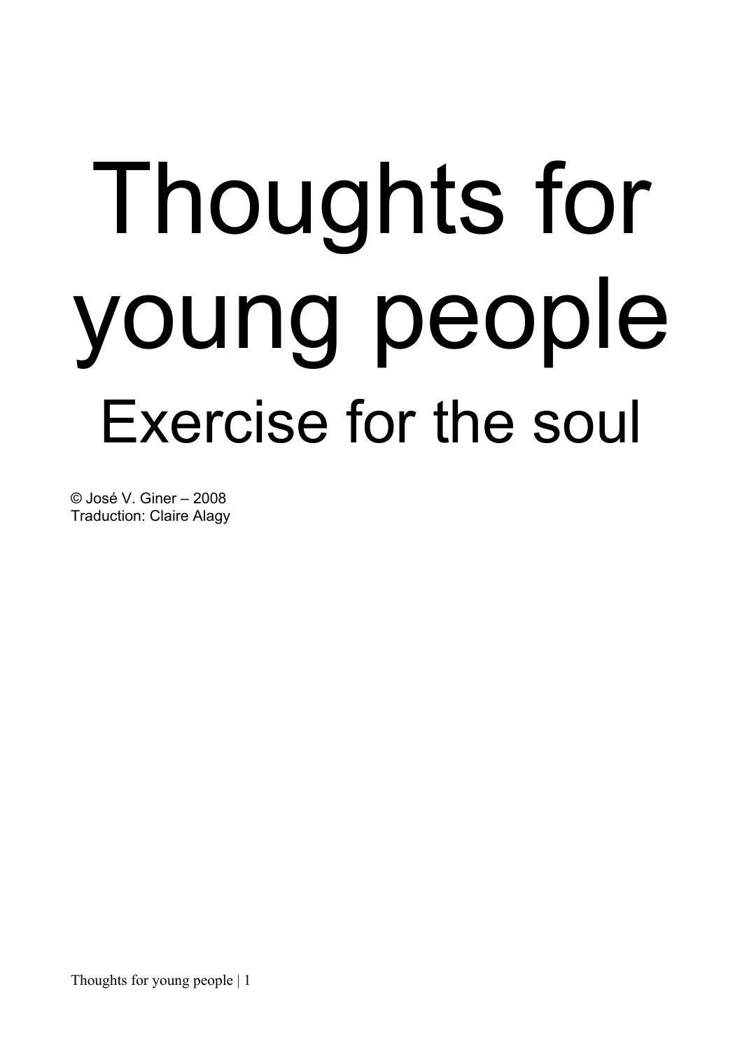# Thoughts for young people

## Exercise for the soul

© José V. Giner – 2008
Traduction: Claire Alagy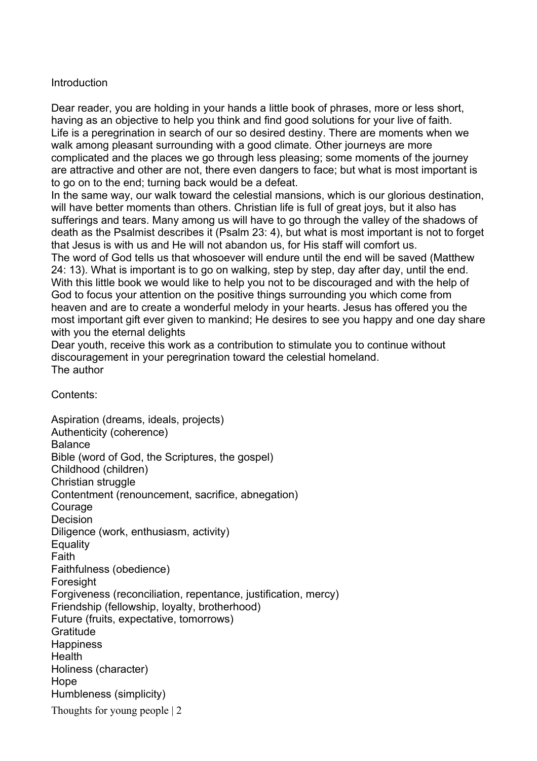## Introduction

Dear reader, you are holding in your hands a little book of phrases, more or less short, having as an objective to help you think and find good solutions for your live of faith.

Life is a peregrination in search of our so desired destiny. There are moments when we walk among pleasant surrounding with a good climate. Other journeys are more complicated and the places we go through less pleasing; some moments of the journey are attractive and other are not, there even dangers to face; but what is most important is to go on to the end; turning back would be a defeat.

In the same way, our walk toward the celestial mansions, which is our glorious destination, will have better moments than others. Christian life is full of great joys, but it also has sufferings and tears. Many among us will have to go through the valley of the shadows of death as the Psalmist describes it (Psalm 23: 4), but what is most important is not to forget that Jesus is with us and He will not abandon us, for His staff will comfort us.

The word of God tells us that whosoever will endure until the end will be saved (Matthew 24: 13). What is important is to go on walking, step by step, day after day, until the end. With this little book we would like to help you not to be discouraged and with the help of God to focus your attention on the positive things surrounding you which come from heaven and are to create a wonderful melody in your hearts. Jesus has offered you the most important gift ever given to mankind; He desires to see you happy and one day share with you the eternal delights

Dear youth, receive this work as a contribution to stimulate you to continue without discouragement in your peregrination toward the celestial homeland.

The author

## Contents:

Aspiration (dreams, ideals, projects)
Authenticity (coherence)
Balance
Bible (word of God, the Scriptures, the gospel)
Childhood (children)
Christian struggle
Contentment (renouncement, sacrifice, abnegation)
Courage
Decision
Diligence (work, enthusiasm, activity)
Equality
Faith
Faithfulness (obedience)
Foresight
Forgiveness (reconciliation, repentance, justification, mercy)
Friendship (fellowship, loyalty, brotherhood)
Future (fruits, expectative, tomorrows)
Gratitude
Happiness
Health
Holiness (character)
Hope
Humbleness (simplicity)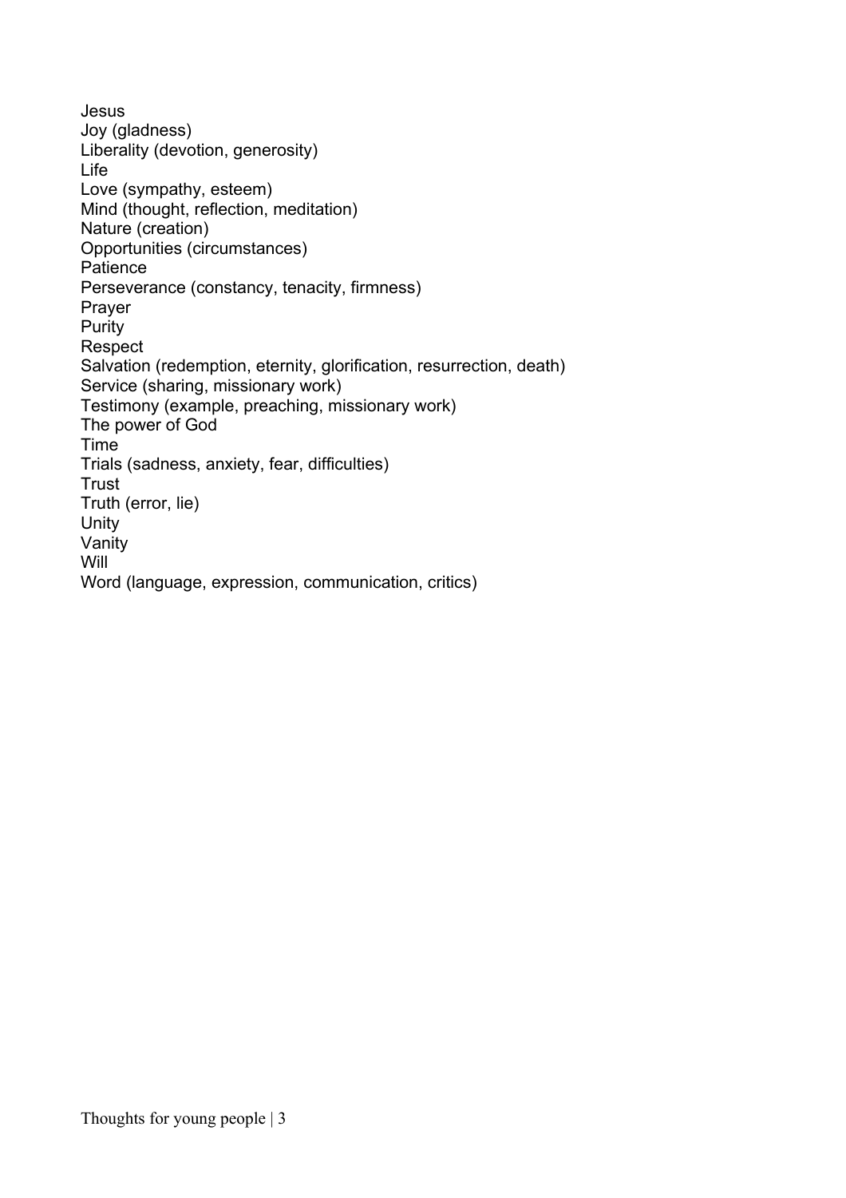Jesus
Joy (gladness)
Liberality (devotion, generosity)
Life
Love (sympathy, esteem)
Mind (thought, reflection, meditation)
Nature (creation)
Opportunities (circumstances)
Patience
Perseverance (constancy, tenacity, firmness)
Prayer
Purity
Respect
Salvation (redemption, eternity, glorification, resurrection, death)
Service (sharing, missionary work)
Testimony (example, preaching, missionary work)
The power of God
Time
Trials (sadness, anxiety, fear, difficulties)
Trust
Truth (error, lie)
Unity
Vanity
Will
Word (language, expression, communication, critics)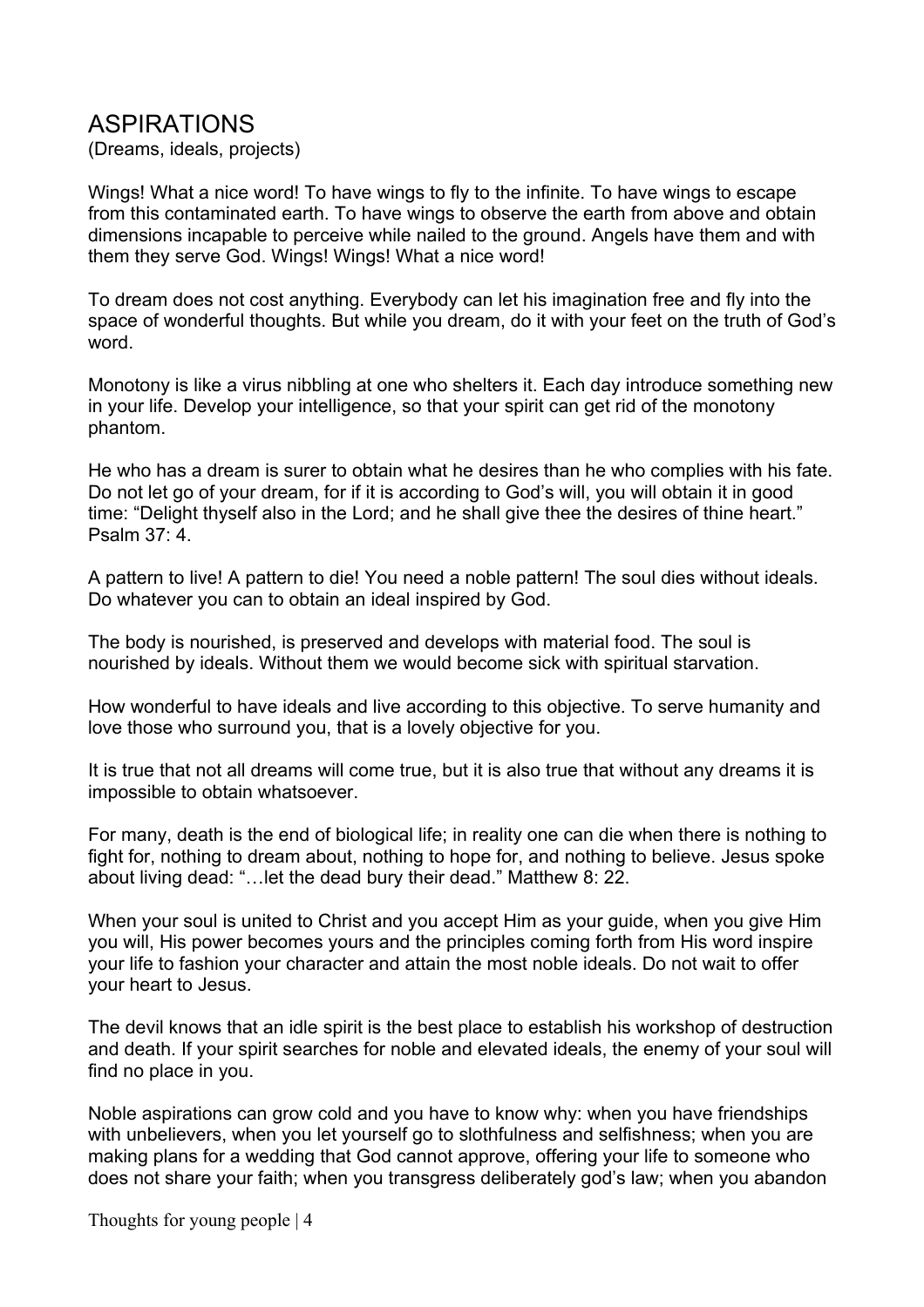# ASPIRATIONS

(Dreams, ideals, projects)

Wings! What a nice word! To have wings to fly to the infinite. To have wings to escape from this contaminated earth. To have wings to observe the earth from above and obtain dimensions incapable to perceive while nailed to the ground. Angels have them and with them they serve God. Wings! Wings! What a nice word!

To dream does not cost anything. Everybody can let his imagination free and fly into the space of wonderful thoughts. But while you dream, do it with your feet on the truth of God's word.

Monotony is like a virus nibbling at one who shelters it. Each day introduce something new in your life. Develop your intelligence, so that your spirit can get rid of the monotony phantom.

He who has a dream is surer to obtain what he desires than he who complies with his fate. Do not let go of your dream, for if it is according to God's will, you will obtain it in good time: "Delight thyself also in the Lord; and he shall give thee the desires of thine heart." Psalm 37: 4.

A pattern to live! A pattern to die! You need a noble pattern! The soul dies without ideals. Do whatever you can to obtain an ideal inspired by God.

The body is nourished, is preserved and develops with material food. The soul is nourished by ideals. Without them we would become sick with spiritual starvation.

How wonderful to have ideals and live according to this objective. To serve humanity and love those who surround you, that is a lovely objective for you.

It is true that not all dreams will come true, but it is also true that without any dreams it is impossible to obtain whatsoever.

For many, death is the end of biological life; in reality one can die when there is nothing to fight for, nothing to dream about, nothing to hope for, and nothing to believe. Jesus spoke about living dead: "…let the dead bury their dead." Matthew 8: 22.

When your soul is united to Christ and you accept Him as your guide, when you give Him you will, His power becomes yours and the principles coming forth from His word inspire your life to fashion your character and attain the most noble ideals. Do not wait to offer your heart to Jesus.

The devil knows that an idle spirit is the best place to establish his workshop of destruction and death. If your spirit searches for noble and elevated ideals, the enemy of your soul will find no place in you.

Noble aspirations can grow cold and you have to know why: when you have friendships with unbelievers, when you let yourself go to slothfulness and selfishness; when you are making plans for a wedding that God cannot approve, offering your life to someone who does not share your faith; when you transgress deliberately god's law; when you abandon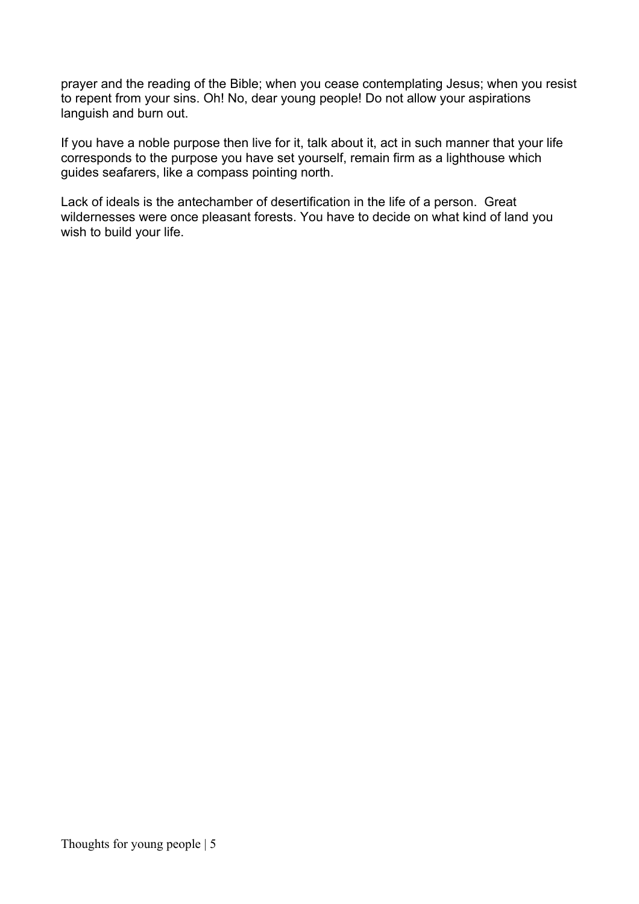prayer and the reading of the Bible; when you cease contemplating Jesus; when you resist to repent from your sins. Oh! No, dear young people! Do not allow your aspirations languish and burn out.

If you have a noble purpose then live for it, talk about it, act in such manner that your life corresponds to the purpose you have set yourself, remain firm as a lighthouse which guides seafarers, like a compass pointing north.

Lack of ideals is the antechamber of desertification in the life of a person. Great wildernesses were once pleasant forests. You have to decide on what kind of land you wish to build your life.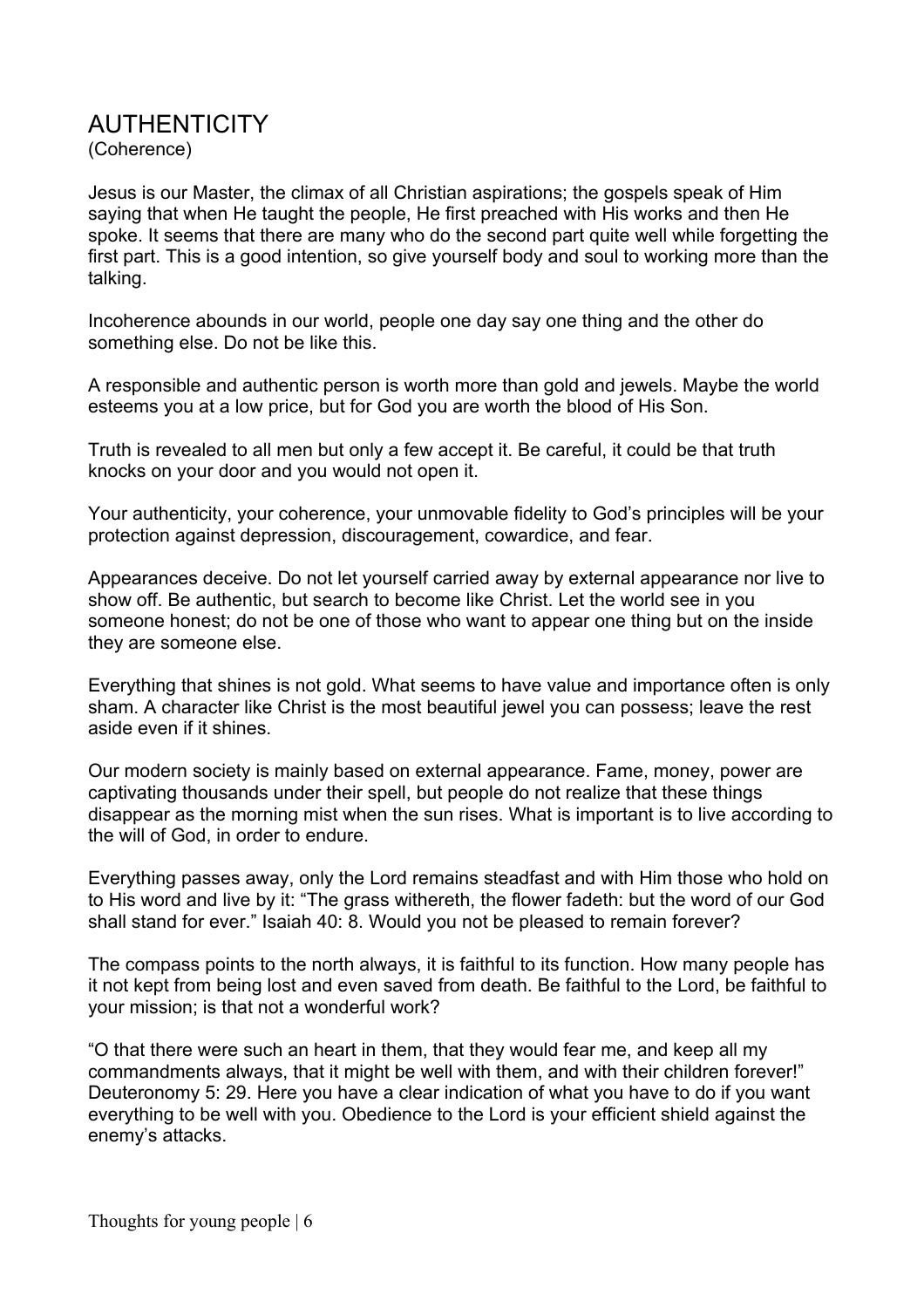# AUTHENTICITY

(Coherence)

Jesus is our Master, the climax of all Christian aspirations; the gospels speak of Him saying that when He taught the people, He first preached with His works and then He spoke. It seems that there are many who do the second part quite well while forgetting the first part. This is a good intention, so give yourself body and soul to working more than the talking.

Incoherence abounds in our world, people one day say one thing and the other do something else. Do not be like this.

A responsible and authentic person is worth more than gold and jewels. Maybe the world esteems you at a low price, but for God you are worth the blood of His Son.

Truth is revealed to all men but only a few accept it. Be careful, it could be that truth knocks on your door and you would not open it.

Your authenticity, your coherence, your unmovable fidelity to God's principles will be your protection against depression, discouragement, cowardice, and fear.

Appearances deceive. Do not let yourself carried away by external appearance nor live to show off. Be authentic, but search to become like Christ. Let the world see in you someone honest; do not be one of those who want to appear one thing but on the inside they are someone else.

Everything that shines is not gold. What seems to have value and importance often is only sham. A character like Christ is the most beautiful jewel you can possess; leave the rest aside even if it shines.

Our modern society is mainly based on external appearance. Fame, money, power are captivating thousands under their spell, but people do not realize that these things disappear as the morning mist when the sun rises. What is important is to live according to the will of God, in order to endure.

Everything passes away, only the Lord remains steadfast and with Him those who hold on to His word and live by it: "The grass withereth, the flower fadeth: but the word of our God shall stand for ever." Isaiah 40: 8. Would you not be pleased to remain forever?

The compass points to the north always, it is faithful to its function. How many people has it not kept from being lost and even saved from death. Be faithful to the Lord, be faithful to your mission; is that not a wonderful work?

"O that there were such an heart in them, that they would fear me, and keep all my commandments always, that it might be well with them, and with their children forever!" Deuteronomy 5: 29. Here you have a clear indication of what you have to do if you want everything to be well with you. Obedience to the Lord is your efficient shield against the enemy's attacks.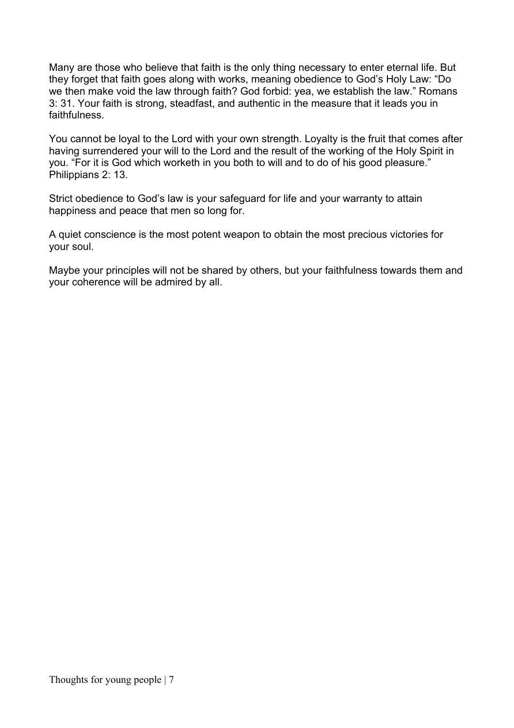Many are those who believe that faith is the only thing necessary to enter eternal life. But they forget that faith goes along with works, meaning obedience to God's Holy Law: "Do we then make void the law through faith? God forbid: yea, we establish the law." Romans 3: 31. Your faith is strong, steadfast, and authentic in the measure that it leads you in faithfulness.

You cannot be loyal to the Lord with your own strength. Loyalty is the fruit that comes after having surrendered your will to the Lord and the result of the working of the Holy Spirit in you. "For it is God which worketh in you both to will and to do of his good pleasure." Philippians 2: 13.

Strict obedience to God's law is your safeguard for life and your warranty to attain happiness and peace that men so long for.

A quiet conscience is the most potent weapon to obtain the most precious victories for your soul.

Maybe your principles will not be shared by others, but your faithfulness towards them and your coherence will be admired by all.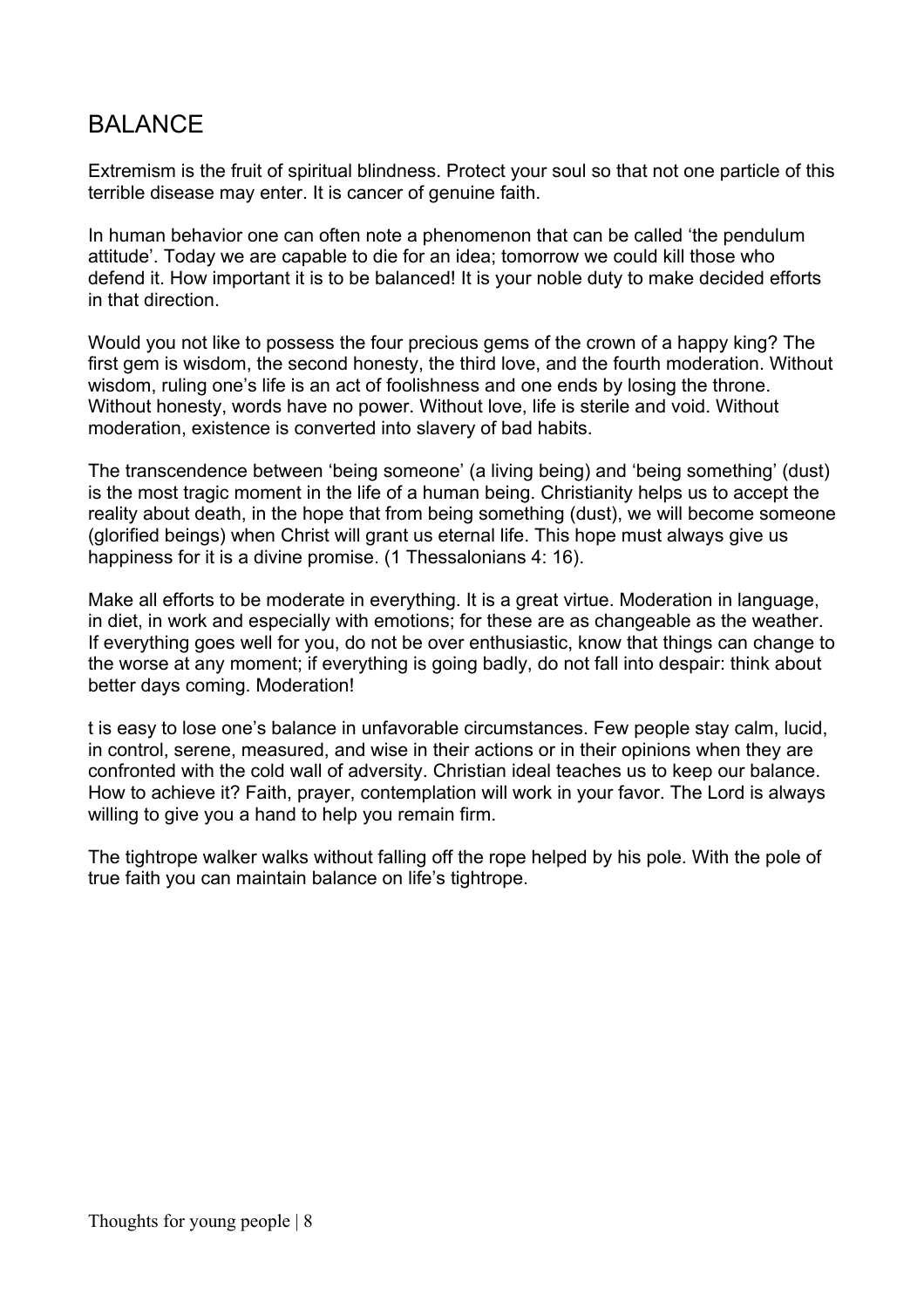# BALANCE

Extremism is the fruit of spiritual blindness. Protect your soul so that not one particle of this terrible disease may enter. It is cancer of genuine faith.

In human behavior one can often note a phenomenon that can be called 'the pendulum attitude'. Today we are capable to die for an idea; tomorrow we could kill those who defend it. How important it is to be balanced! It is your noble duty to make decided efforts in that direction.

Would you not like to possess the four precious gems of the crown of a happy king? The first gem is wisdom, the second honesty, the third love, and the fourth moderation. Without wisdom, ruling one's life is an act of foolishness and one ends by losing the throne. Without honesty, words have no power. Without love, life is sterile and void. Without moderation, existence is converted into slavery of bad habits.

The transcendence between 'being someone' (a living being) and 'being something' (dust) is the most tragic moment in the life of a human being. Christianity helps us to accept the reality about death, in the hope that from being something (dust), we will become someone (glorified beings) when Christ will grant us eternal life. This hope must always give us happiness for it is a divine promise. (1 Thessalonians 4: 16).

Make all efforts to be moderate in everything. It is a great virtue. Moderation in language, in diet, in work and especially with emotions; for these are as changeable as the weather. If everything goes well for you, do not be over enthusiastic, know that things can change to the worse at any moment; if everything is going badly, do not fall into despair: think about better days coming. Moderation!

t is easy to lose one's balance in unfavorable circumstances. Few people stay calm, lucid, in control, serene, measured, and wise in their actions or in their opinions when they are confronted with the cold wall of adversity. Christian ideal teaches us to keep our balance. How to achieve it? Faith, prayer, contemplation will work in your favor. The Lord is always willing to give you a hand to help you remain firm.

The tightrope walker walks without falling off the rope helped by his pole. With the pole of true faith you can maintain balance on life's tightrope.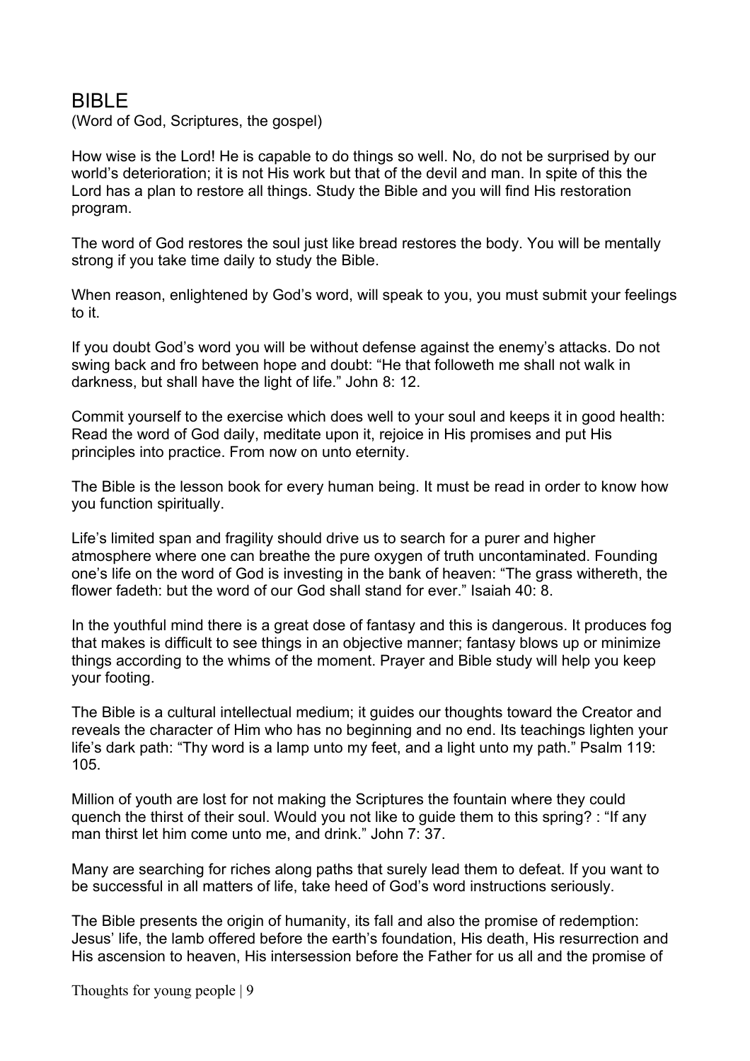# BIBLE

(Word of God, Scriptures, the gospel)

How wise is the Lord! He is capable to do things so well. No, do not be surprised by our world's deterioration; it is not His work but that of the devil and man. In spite of this the Lord has a plan to restore all things. Study the Bible and you will find His restoration program.

The word of God restores the soul just like bread restores the body. You will be mentally strong if you take time daily to study the Bible.

When reason, enlightened by God's word, will speak to you, you must submit your feelings to it.

If you doubt God's word you will be without defense against the enemy's attacks. Do not swing back and fro between hope and doubt: "He that followeth me shall not walk in darkness, but shall have the light of life." John 8: 12.

Commit yourself to the exercise which does well to your soul and keeps it in good health: Read the word of God daily, meditate upon it, rejoice in His promises and put His principles into practice. From now on unto eternity.

The Bible is the lesson book for every human being. It must be read in order to know how you function spiritually.

Life's limited span and fragility should drive us to search for a purer and higher atmosphere where one can breathe the pure oxygen of truth uncontaminated. Founding one's life on the word of God is investing in the bank of heaven: "The grass withereth, the flower fadeth: but the word of our God shall stand for ever." Isaiah 40: 8.

In the youthful mind there is a great dose of fantasy and this is dangerous. It produces fog that makes is difficult to see things in an objective manner; fantasy blows up or minimize things according to the whims of the moment. Prayer and Bible study will help you keep your footing.

The Bible is a cultural intellectual medium; it guides our thoughts toward the Creator and reveals the character of Him who has no beginning and no end. Its teachings lighten your life's dark path: "Thy word is a lamp unto my feet, and a light unto my path." Psalm 119: 105.

Million of youth are lost for not making the Scriptures the fountain where they could quench the thirst of their soul. Would you not like to guide them to this spring? : "If any man thirst let him come unto me, and drink." John 7: 37.

Many are searching for riches along paths that surely lead them to defeat. If you want to be successful in all matters of life, take heed of God's word instructions seriously.

The Bible presents the origin of humanity, its fall and also the promise of redemption: Jesus' life, the lamb offered before the earth's foundation, His death, His resurrection and His ascension to heaven, His intersession before the Father for us all and the promise of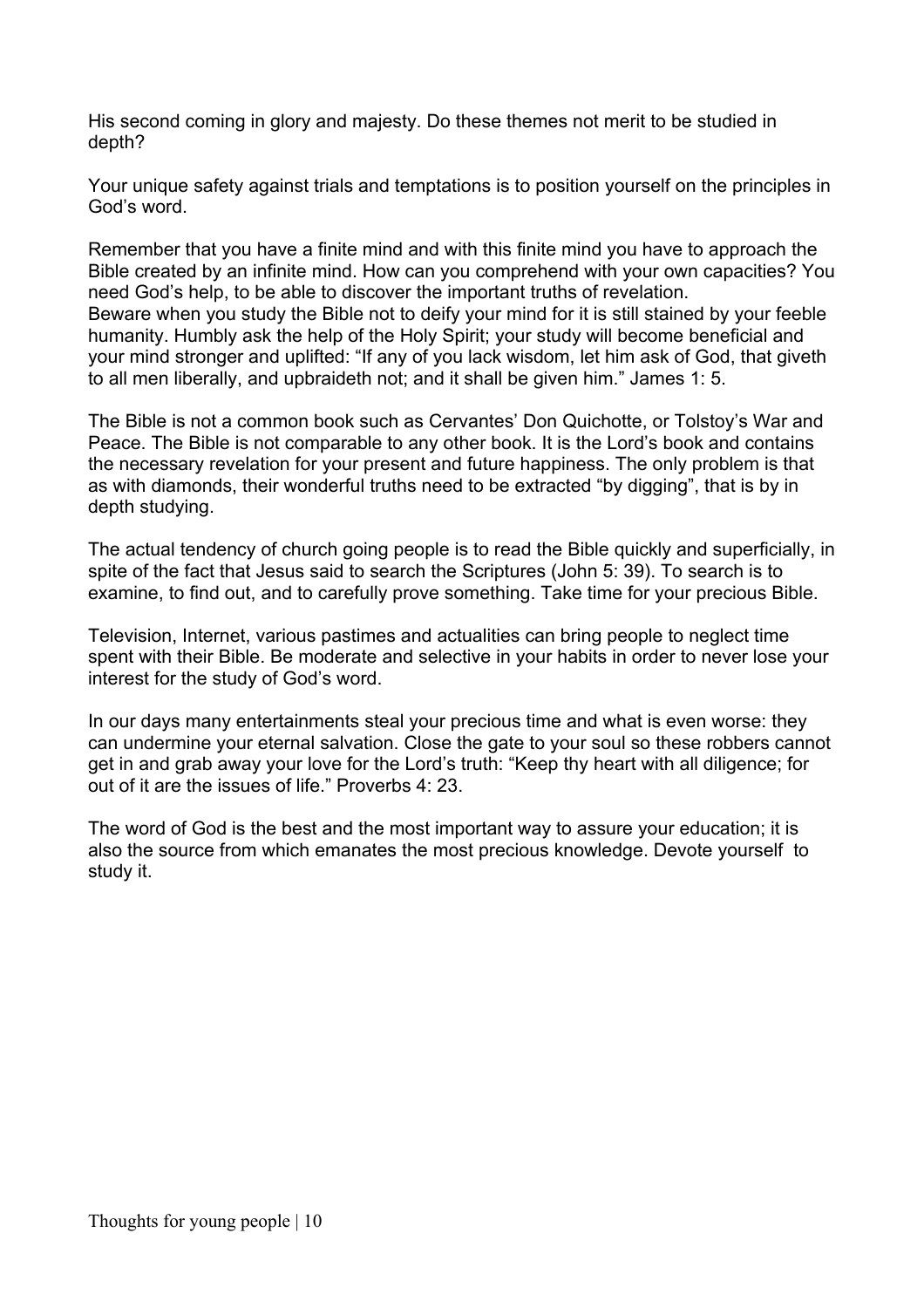His second coming in glory and majesty. Do these themes not merit to be studied in depth?

Your unique safety against trials and temptations is to position yourself on the principles in God's word.

Remember that you have a finite mind and with this finite mind you have to approach the Bible created by an infinite mind. How can you comprehend with your own capacities? You need God's help, to be able to discover the important truths of revelation.
Beware when you study the Bible not to deify your mind for it is still stained by your feeble humanity. Humbly ask the help of the Holy Spirit; your study will become beneficial and your mind stronger and uplifted: "If any of you lack wisdom, let him ask of God, that giveth to all men liberally, and upbraideth not; and it shall be given him." James 1: 5.

The Bible is not a common book such as Cervantes' Don Quichotte, or Tolstoy's War and Peace. The Bible is not comparable to any other book. It is the Lord's book and contains the necessary revelation for your present and future happiness. The only problem is that as with diamonds, their wonderful truths need to be extracted "by digging", that is by in depth studying.

The actual tendency of church going people is to read the Bible quickly and superficially, in spite of the fact that Jesus said to search the Scriptures (John 5: 39). To search is to examine, to find out, and to carefully prove something. Take time for your precious Bible.

Television, Internet, various pastimes and actualities can bring people to neglect time spent with their Bible. Be moderate and selective in your habits in order to never lose your interest for the study of God's word.

In our days many entertainments steal your precious time and what is even worse: they can undermine your eternal salvation. Close the gate to your soul so these robbers cannot get in and grab away your love for the Lord's truth: "Keep thy heart with all diligence; for out of it are the issues of life." Proverbs 4: 23.

The word of God is the best and the most important way to assure your education; it is also the source from which emanates the most precious knowledge. Devote yourself to study it.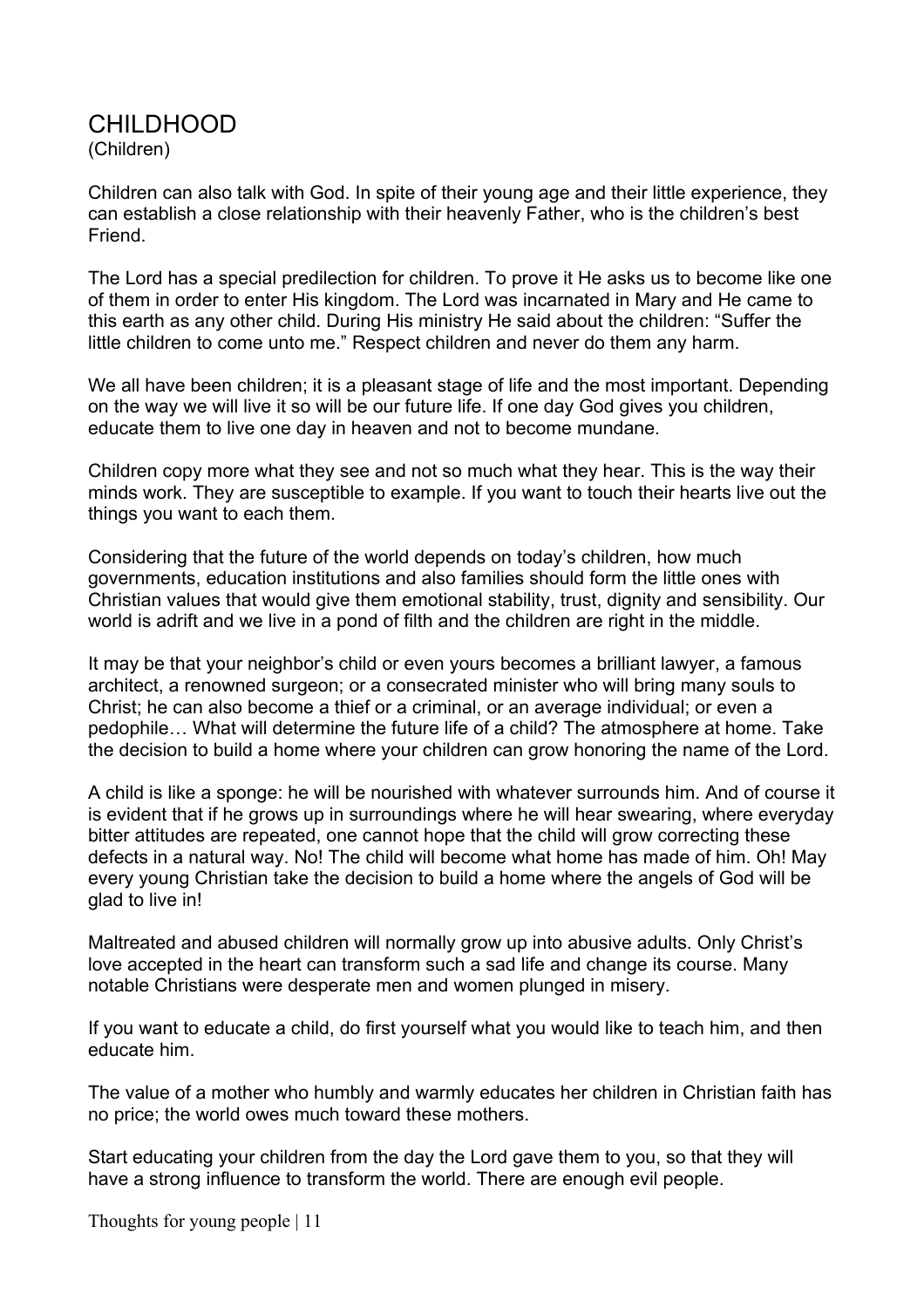# CHILDHOOD

(Children)

Children can also talk with God. In spite of their young age and their little experience, they can establish a close relationship with their heavenly Father, who is the children's best Friend.

The Lord has a special predilection for children. To prove it He asks us to become like one of them in order to enter His kingdom. The Lord was incarnated in Mary and He came to this earth as any other child. During His ministry He said about the children: "Suffer the little children to come unto me." Respect children and never do them any harm.

We all have been children; it is a pleasant stage of life and the most important. Depending on the way we will live it so will be our future life. If one day God gives you children, educate them to live one day in heaven and not to become mundane.

Children copy more what they see and not so much what they hear. This is the way their minds work. They are susceptible to example. If you want to touch their hearts live out the things you want to each them.

Considering that the future of the world depends on today's children, how much governments, education institutions and also families should form the little ones with Christian values that would give them emotional stability, trust, dignity and sensibility. Our world is adrift and we live in a pond of filth and the children are right in the middle.

It may be that your neighbor's child or even yours becomes a brilliant lawyer, a famous architect, a renowned surgeon; or a consecrated minister who will bring many souls to Christ; he can also become a thief or a criminal, or an average individual; or even a pedophile… What will determine the future life of a child? The atmosphere at home. Take the decision to build a home where your children can grow honoring the name of the Lord.

A child is like a sponge: he will be nourished with whatever surrounds him. And of course it is evident that if he grows up in surroundings where he will hear swearing, where everyday bitter attitudes are repeated, one cannot hope that the child will grow correcting these defects in a natural way. No! The child will become what home has made of him. Oh! May every young Christian take the decision to build a home where the angels of God will be glad to live in!

Maltreated and abused children will normally grow up into abusive adults. Only Christ's love accepted in the heart can transform such a sad life and change its course. Many notable Christians were desperate men and women plunged in misery.

If you want to educate a child, do first yourself what you would like to teach him, and then educate him.

The value of a mother who humbly and warmly educates her children in Christian faith has no price; the world owes much toward these mothers.

Start educating your children from the day the Lord gave them to you, so that they will have a strong influence to transform the world. There are enough evil people.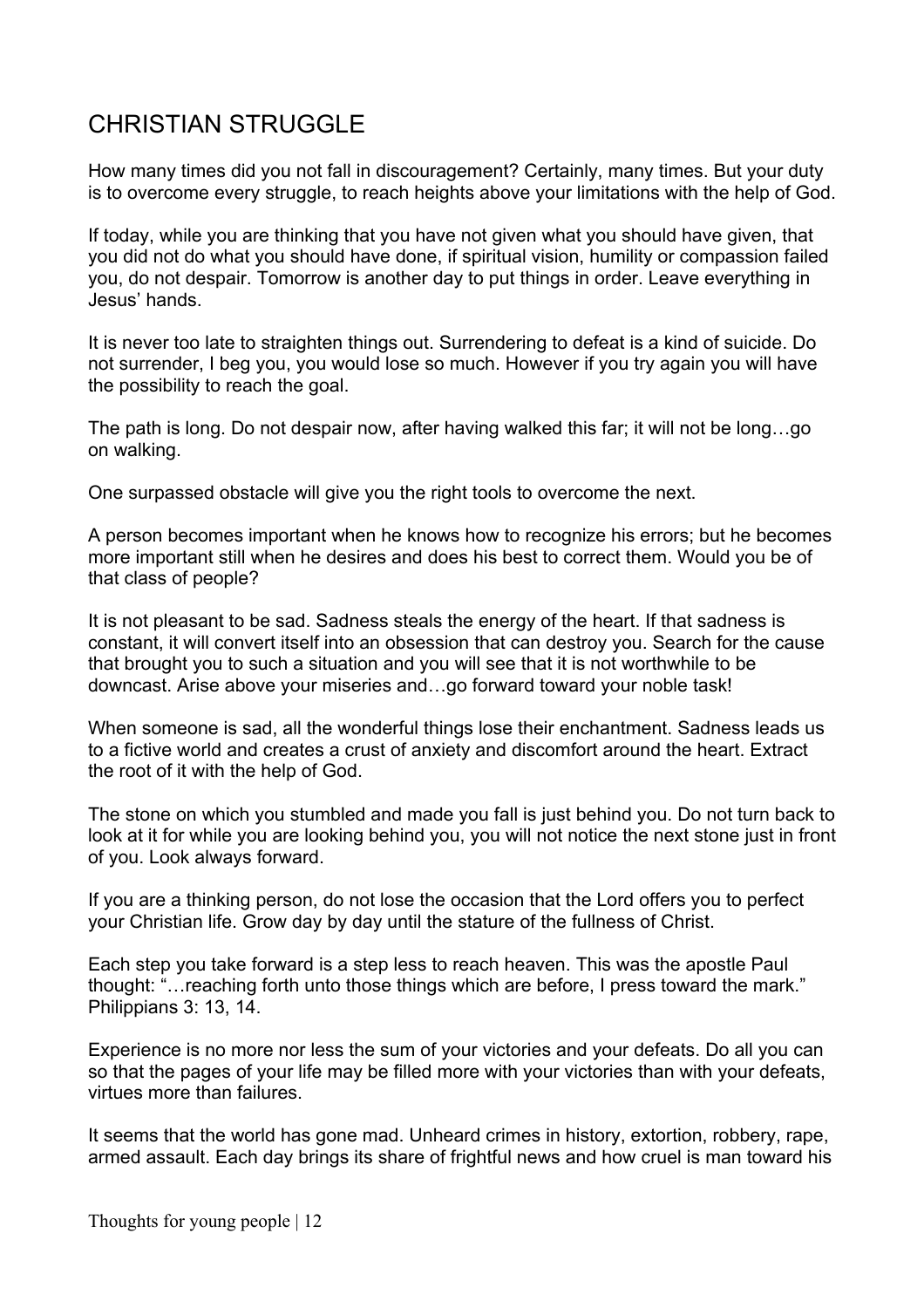# CHRISTIAN STRUGGLE

How many times did you not fall in discouragement? Certainly, many times. But your duty is to overcome every struggle, to reach heights above your limitations with the help of God.

If today, while you are thinking that you have not given what you should have given, that you did not do what you should have done, if spiritual vision, humility or compassion failed you, do not despair. Tomorrow is another day to put things in order. Leave everything in Jesus' hands.

It is never too late to straighten things out. Surrendering to defeat is a kind of suicide. Do not surrender, I beg you, you would lose so much. However if you try again you will have the possibility to reach the goal.

The path is long. Do not despair now, after having walked this far; it will not be long…go on walking.

One surpassed obstacle will give you the right tools to overcome the next.

A person becomes important when he knows how to recognize his errors; but he becomes more important still when he desires and does his best to correct them. Would you be of that class of people?

It is not pleasant to be sad. Sadness steals the energy of the heart. If that sadness is constant, it will convert itself into an obsession that can destroy you. Search for the cause that brought you to such a situation and you will see that it is not worthwhile to be downcast. Arise above your miseries and…go forward toward your noble task!

When someone is sad, all the wonderful things lose their enchantment. Sadness leads us to a fictive world and creates a crust of anxiety and discomfort around the heart. Extract the root of it with the help of God.

The stone on which you stumbled and made you fall is just behind you. Do not turn back to look at it for while you are looking behind you, you will not notice the next stone just in front of you. Look always forward.

If you are a thinking person, do not lose the occasion that the Lord offers you to perfect your Christian life. Grow day by day until the stature of the fullness of Christ.

Each step you take forward is a step less to reach heaven. This was the apostle Paul thought: "…reaching forth unto those things which are before, I press toward the mark." Philippians 3: 13, 14.

Experience is no more nor less the sum of your victories and your defeats. Do all you can so that the pages of your life may be filled more with your victories than with your defeats, virtues more than failures.

It seems that the world has gone mad. Unheard crimes in history, extortion, robbery, rape, armed assault. Each day brings its share of frightful news and how cruel is man toward his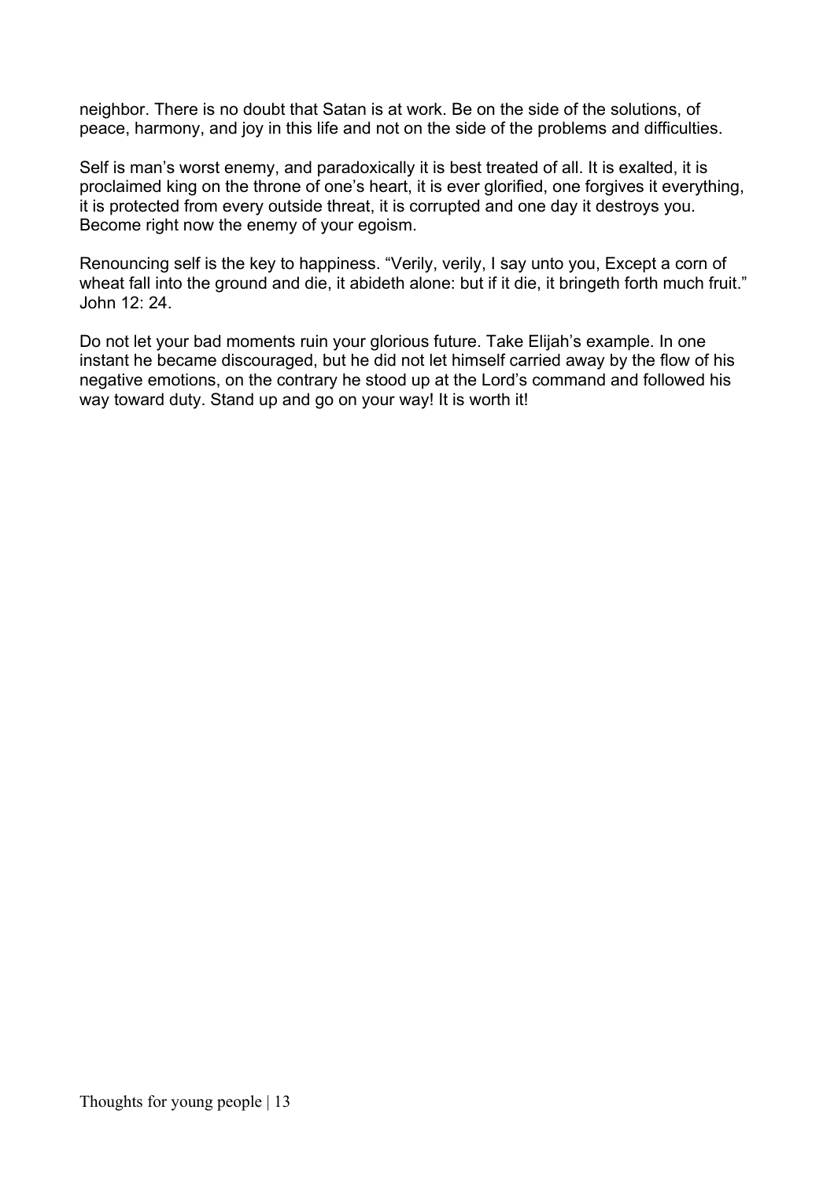neighbor. There is no doubt that Satan is at work. Be on the side of the solutions, of peace, harmony, and joy in this life and not on the side of the problems and difficulties.

Self is man's worst enemy, and paradoxically it is best treated of all. It is exalted, it is proclaimed king on the throne of one's heart, it is ever glorified, one forgives it everything, it is protected from every outside threat, it is corrupted and one day it destroys you. Become right now the enemy of your egoism.

Renouncing self is the key to happiness. "Verily, verily, I say unto you, Except a corn of wheat fall into the ground and die, it abideth alone: but if it die, it bringeth forth much fruit." John 12: 24.

Do not let your bad moments ruin your glorious future. Take Elijah's example. In one instant he became discouraged, but he did not let himself carried away by the flow of his negative emotions, on the contrary he stood up at the Lord's command and followed his way toward duty. Stand up and go on your way! It is worth it!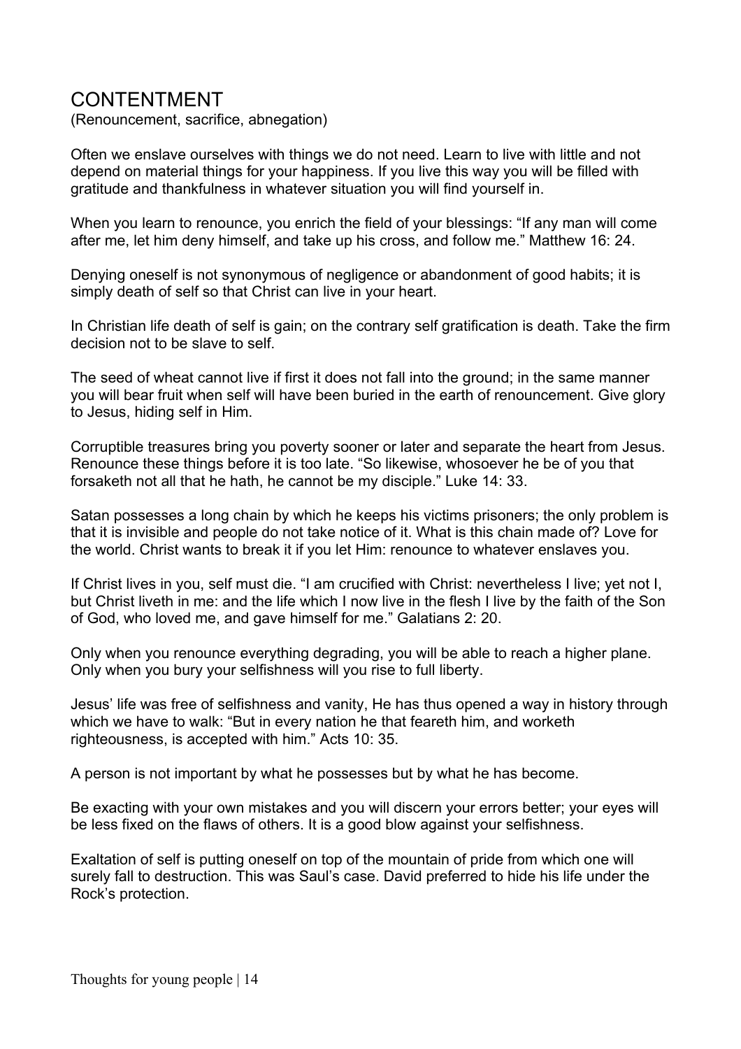# CONTENTMENT

(Renouncement, sacrifice, abnegation)

Often we enslave ourselves with things we do not need. Learn to live with little and not depend on material things for your happiness. If you live this way you will be filled with gratitude and thankfulness in whatever situation you will find yourself in.

When you learn to renounce, you enrich the field of your blessings: “If any man will come after me, let him deny himself, and take up his cross, and follow me.” Matthew 16: 24.

Denying oneself is not synonymous of negligence or abandonment of good habits; it is simply death of self so that Christ can live in your heart.

In Christian life death of self is gain; on the contrary self gratification is death. Take the firm decision not to be slave to self.

The seed of wheat cannot live if first it does not fall into the ground; in the same manner you will bear fruit when self will have been buried in the earth of renouncement. Give glory to Jesus, hiding self in Him.

Corruptible treasures bring you poverty sooner or later and separate the heart from Jesus. Renounce these things before it is too late. “So likewise, whosoever he be of you that forsaketh not all that he hath, he cannot be my disciple.” Luke 14: 33.

Satan possesses a long chain by which he keeps his victims prisoners; the only problem is that it is invisible and people do not take notice of it. What is this chain made of? Love for the world. Christ wants to break it if you let Him: renounce to whatever enslaves you.

If Christ lives in you, self must die. “I am crucified with Christ: nevertheless I live; yet not I, but Christ liveth in me: and the life which I now live in the flesh I live by the faith of the Son of God, who loved me, and gave himself for me.” Galatians 2: 20.

Only when you renounce everything degrading, you will be able to reach a higher plane. Only when you bury your selfishness will you rise to full liberty.

Jesus’ life was free of selfishness and vanity, He has thus opened a way in history through which we have to walk: “But in every nation he that feareth him, and worketh righteousness, is accepted with him.” Acts 10: 35.

A person is not important by what he possesses but by what he has become.

Be exacting with your own mistakes and you will discern your errors better; your eyes will be less fixed on the flaws of others. It is a good blow against your selfishness.

Exaltation of self is putting oneself on top of the mountain of pride from which one will surely fall to destruction. This was Saul’s case. David preferred to hide his life under the Rock’s protection.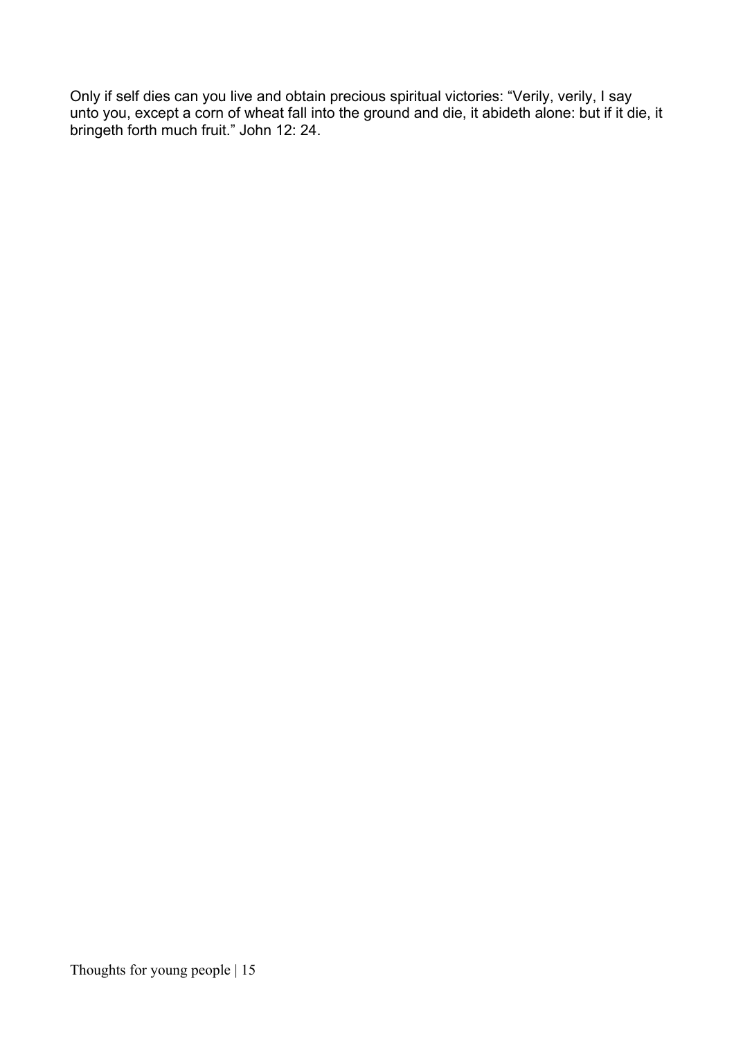Only if self dies can you live and obtain precious spiritual victories: “Verily, verily, I say unto you, except a corn of wheat fall into the ground and die, it abideth alone: but if it die, it bringeth forth much fruit.” John 12: 24.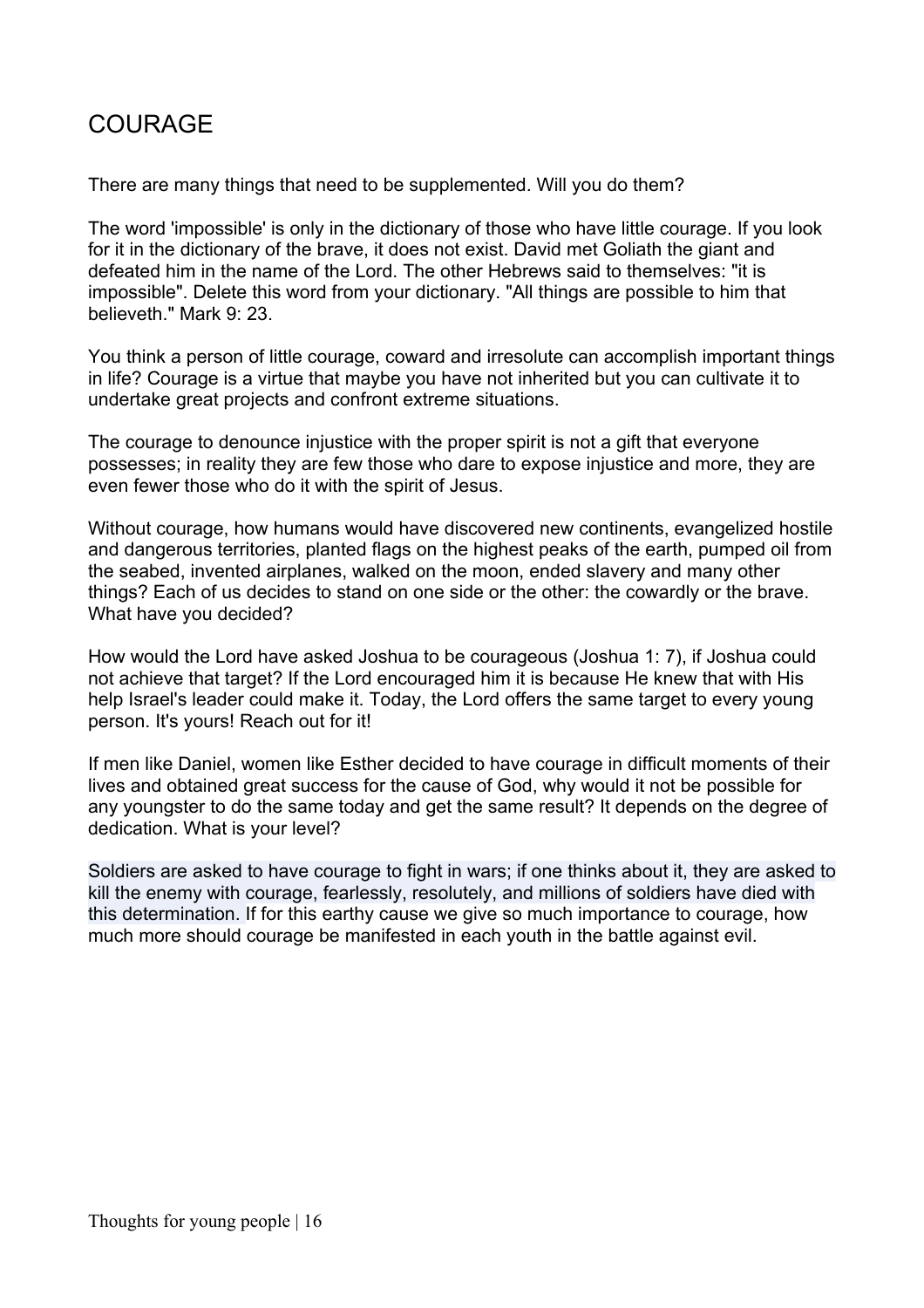# COURAGE

There are many things that need to be supplemented. Will you do them?

The word 'impossible' is only in the dictionary of those who have little courage. If you look for it in the dictionary of the brave, it does not exist. David met Goliath the giant and defeated him in the name of the Lord. The other Hebrews said to themselves: "it is impossible". Delete this word from your dictionary. "All things are possible to him that believeth." Mark 9: 23.

You think a person of little courage, coward and irresolute can accomplish important things in life? Courage is a virtue that maybe you have not inherited but you can cultivate it to undertake great projects and confront extreme situations.

The courage to denounce injustice with the proper spirit is not a gift that everyone possesses; in reality they are few those who dare to expose injustice and more, they are even fewer those who do it with the spirit of Jesus.

Without courage, how humans would have discovered new continents, evangelized hostile and dangerous territories, planted flags on the highest peaks of the earth, pumped oil from the seabed, invented airplanes, walked on the moon, ended slavery and many other things? Each of us decides to stand on one side or the other: the cowardly or the brave. What have you decided?

How would the Lord have asked Joshua to be courageous (Joshua 1: 7), if Joshua could not achieve that target? If the Lord encouraged him it is because He knew that with His help Israel's leader could make it. Today, the Lord offers the same target to every young person. It's yours! Reach out for it!

If men like Daniel, women like Esther decided to have courage in difficult moments of their lives and obtained great success for the cause of God, why would it not be possible for any youngster to do the same today and get the same result? It depends on the degree of dedication. What is your level?

Soldiers are asked to have courage to fight in wars; if one thinks about it, they are asked to kill the enemy with courage, fearlessly, resolutely, and millions of soldiers have died with this determination. If for this earthy cause we give so much importance to courage, how much more should courage be manifested in each youth in the battle against evil.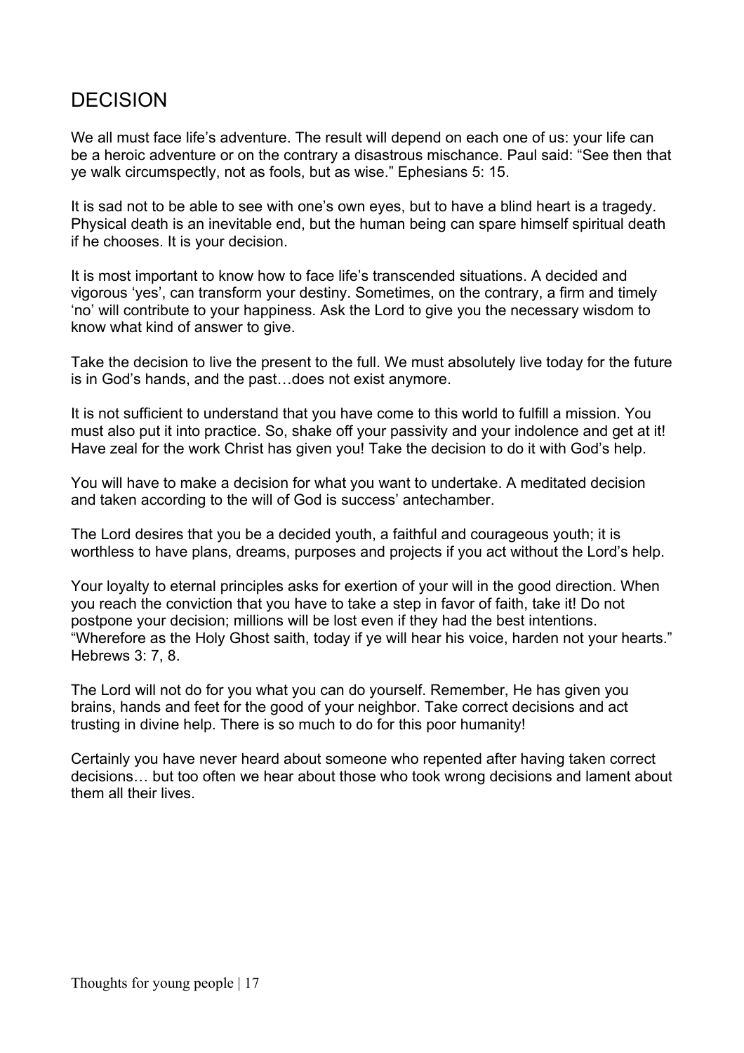## DECISION

We all must face life's adventure. The result will depend on each one of us: your life can be a heroic adventure or on the contrary a disastrous mischance. Paul said: "See then that ye walk circumspectly, not as fools, but as wise." Ephesians 5: 15.

It is sad not to be able to see with one's own eyes, but to have a blind heart is a tragedy. Physical death is an inevitable end, but the human being can spare himself spiritual death if he chooses. It is your decision.

It is most important to know how to face life's transcended situations. A decided and vigorous 'yes', can transform your destiny. Sometimes, on the contrary, a firm and timely 'no' will contribute to your happiness. Ask the Lord to give you the necessary wisdom to know what kind of answer to give.

Take the decision to live the present to the full. We must absolutely live today for the future is in God's hands, and the past…does not exist anymore.

It is not sufficient to understand that you have come to this world to fulfill a mission. You must also put it into practice. So, shake off your passivity and your indolence and get at it! Have zeal for the work Christ has given you! Take the decision to do it with God's help.

You will have to make a decision for what you want to undertake. A meditated decision and taken according to the will of God is success' antechamber.

The Lord desires that you be a decided youth, a faithful and courageous youth; it is worthless to have plans, dreams, purposes and projects if you act without the Lord's help.

Your loyalty to eternal principles asks for exertion of your will in the good direction. When you reach the conviction that you have to take a step in favor of faith, take it! Do not postpone your decision; millions will be lost even if they had the best intentions. "Wherefore as the Holy Ghost saith, today if ye will hear his voice, harden not your hearts." Hebrews 3: 7, 8.

The Lord will not do for you what you can do yourself. Remember, He has given you brains, hands and feet for the good of your neighbor. Take correct decisions and act trusting in divine help. There is so much to do for this poor humanity!

Certainly you have never heard about someone who repented after having taken correct decisions… but too often we hear about those who took wrong decisions and lament about them all their lives.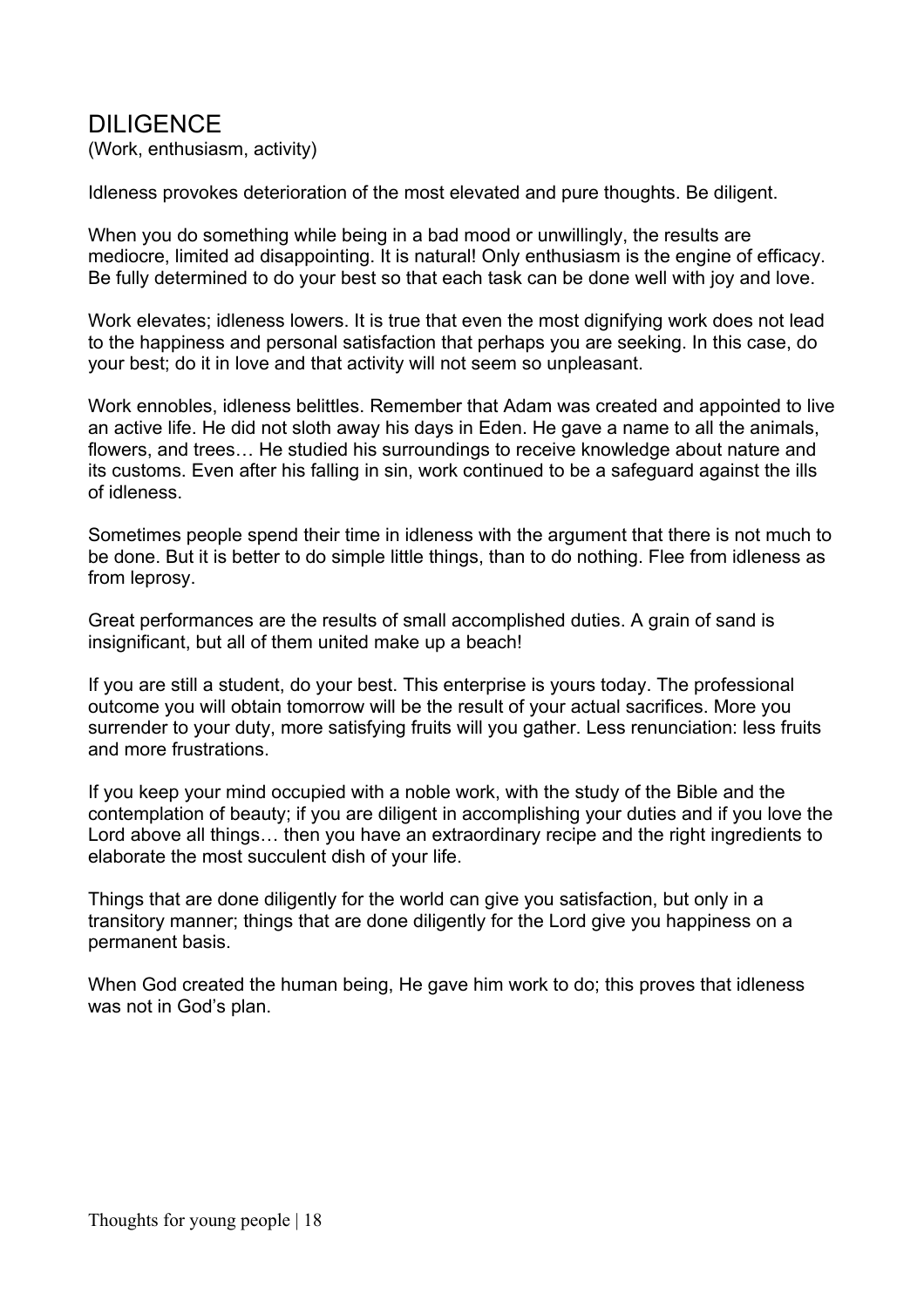# DILIGENCE

(Work, enthusiasm, activity)

Idleness provokes deterioration of the most elevated and pure thoughts. Be diligent.

When you do something while being in a bad mood or unwillingly, the results are mediocre, limited ad disappointing. It is natural! Only enthusiasm is the engine of efficacy. Be fully determined to do your best so that each task can be done well with joy and love.

Work elevates; idleness lowers. It is true that even the most dignifying work does not lead to the happiness and personal satisfaction that perhaps you are seeking. In this case, do your best; do it in love and that activity will not seem so unpleasant.

Work ennobles, idleness belittles. Remember that Adam was created and appointed to live an active life. He did not sloth away his days in Eden. He gave a name to all the animals, flowers, and trees… He studied his surroundings to receive knowledge about nature and its customs. Even after his falling in sin, work continued to be a safeguard against the ills of idleness.

Sometimes people spend their time in idleness with the argument that there is not much to be done. But it is better to do simple little things, than to do nothing. Flee from idleness as from leprosy.

Great performances are the results of small accomplished duties. A grain of sand is insignificant, but all of them united make up a beach!

If you are still a student, do your best. This enterprise is yours today. The professional outcome you will obtain tomorrow will be the result of your actual sacrifices. More you surrender to your duty, more satisfying fruits will you gather. Less renunciation: less fruits and more frustrations.

If you keep your mind occupied with a noble work, with the study of the Bible and the contemplation of beauty; if you are diligent in accomplishing your duties and if you love the Lord above all things… then you have an extraordinary recipe and the right ingredients to elaborate the most succulent dish of your life.

Things that are done diligently for the world can give you satisfaction, but only in a transitory manner; things that are done diligently for the Lord give you happiness on a permanent basis.

When God created the human being, He gave him work to do; this proves that idleness was not in God's plan.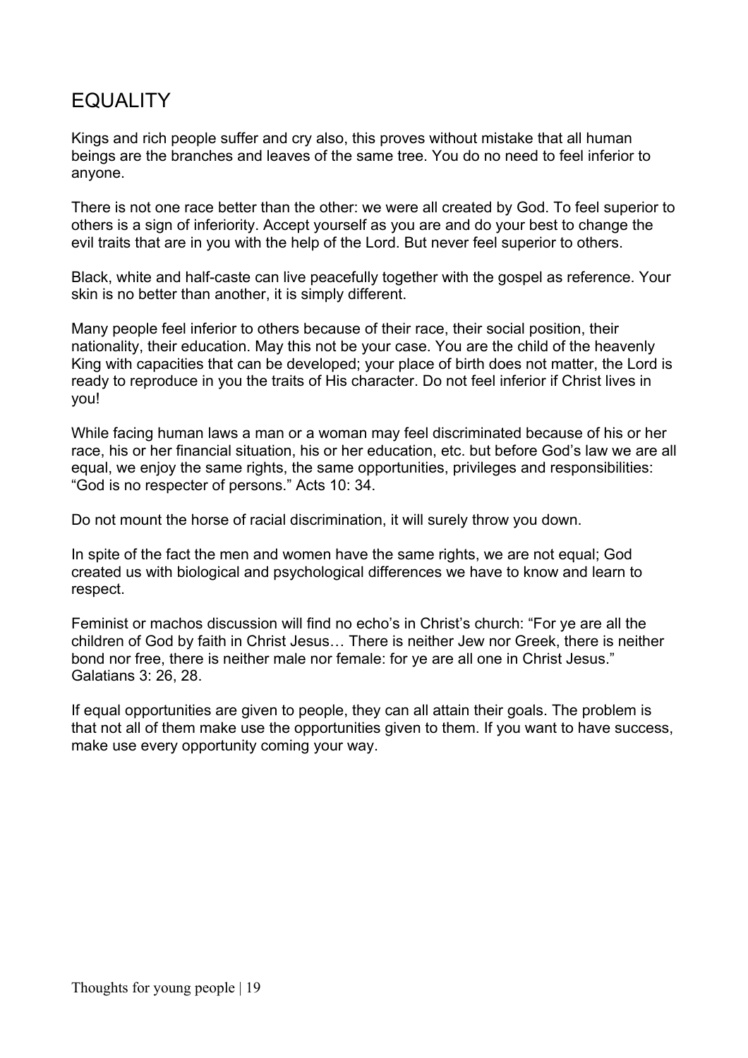# EQUALITY

Kings and rich people suffer and cry also, this proves without mistake that all human beings are the branches and leaves of the same tree. You do no need to feel inferior to anyone.

There is not one race better than the other: we were all created by God. To feel superior to others is a sign of inferiority. Accept yourself as you are and do your best to change the evil traits that are in you with the help of the Lord. But never feel superior to others.

Black, white and half-caste can live peacefully together with the gospel as reference. Your skin is no better than another, it is simply different.

Many people feel inferior to others because of their race, their social position, their nationality, their education. May this not be your case. You are the child of the heavenly King with capacities that can be developed; your place of birth does not matter, the Lord is ready to reproduce in you the traits of His character. Do not feel inferior if Christ lives in you!

While facing human laws a man or a woman may feel discriminated because of his or her race, his or her financial situation, his or her education, etc. but before God's law we are all equal, we enjoy the same rights, the same opportunities, privileges and responsibilities: "God is no respecter of persons." Acts 10: 34.

Do not mount the horse of racial discrimination, it will surely throw you down.

In spite of the fact the men and women have the same rights, we are not equal; God created us with biological and psychological differences we have to know and learn to respect.

Feminist or machos discussion will find no echo's in Christ's church: "For ye are all the children of God by faith in Christ Jesus… There is neither Jew nor Greek, there is neither bond nor free, there is neither male nor female: for ye are all one in Christ Jesus." Galatians 3: 26, 28.

If equal opportunities are given to people, they can all attain their goals. The problem is that not all of them make use the opportunities given to them. If you want to have success, make use every opportunity coming your way.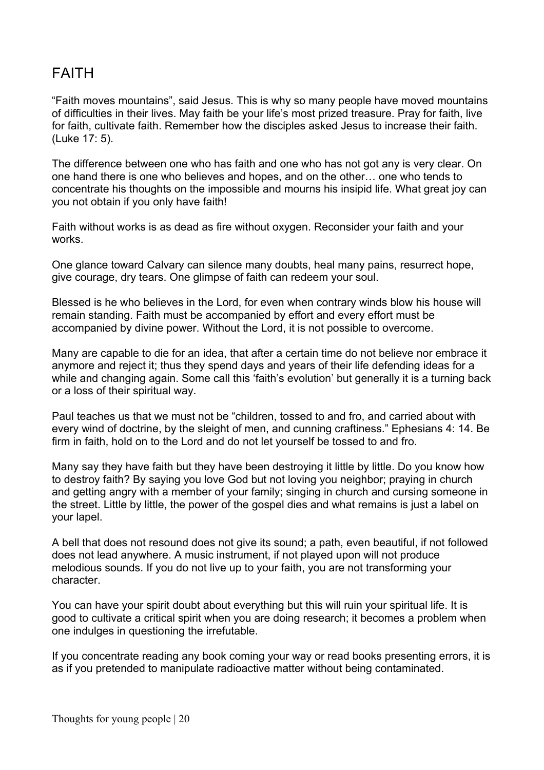# FAITH

“Faith moves mountains”, said Jesus. This is why so many people have moved mountains of difficulties in their lives. May faith be your life’s most prized treasure. Pray for faith, live for faith, cultivate faith. Remember how the disciples asked Jesus to increase their faith. (Luke 17: 5).

The difference between one who has faith and one who has not got any is very clear. On one hand there is one who believes and hopes, and on the other… one who tends to concentrate his thoughts on the impossible and mourns his insipid life. What great joy can you not obtain if you only have faith!

Faith without works is as dead as fire without oxygen. Reconsider your faith and your works.

One glance toward Calvary can silence many doubts, heal many pains, resurrect hope, give courage, dry tears. One glimpse of faith can redeem your soul.

Blessed is he who believes in the Lord, for even when contrary winds blow his house will remain standing. Faith must be accompanied by effort and every effort must be accompanied by divine power. Without the Lord, it is not possible to overcome.

Many are capable to die for an idea, that after a certain time do not believe nor embrace it anymore and reject it; thus they spend days and years of their life defending ideas for a while and changing again. Some call this ‘faith’s evolution’ but generally it is a turning back or a loss of their spiritual way.

Paul teaches us that we must not be “children, tossed to and fro, and carried about with every wind of doctrine, by the sleight of men, and cunning craftiness.” Ephesians 4: 14. Be firm in faith, hold on to the Lord and do not let yourself be tossed to and fro.

Many say they have faith but they have been destroying it little by little. Do you know how to destroy faith? By saying you love God but not loving you neighbor; praying in church and getting angry with a member of your family; singing in church and cursing someone in the street. Little by little, the power of the gospel dies and what remains is just a label on your lapel.

A bell that does not resound does not give its sound; a path, even beautiful, if not followed does not lead anywhere. A music instrument, if not played upon will not produce melodious sounds. If you do not live up to your faith, you are not transforming your character.

You can have your spirit doubt about everything but this will ruin your spiritual life. It is good to cultivate a critical spirit when you are doing research; it becomes a problem when one indulges in questioning the irrefutable.

If you concentrate reading any book coming your way or read books presenting errors, it is as if you pretended to manipulate radioactive matter without being contaminated.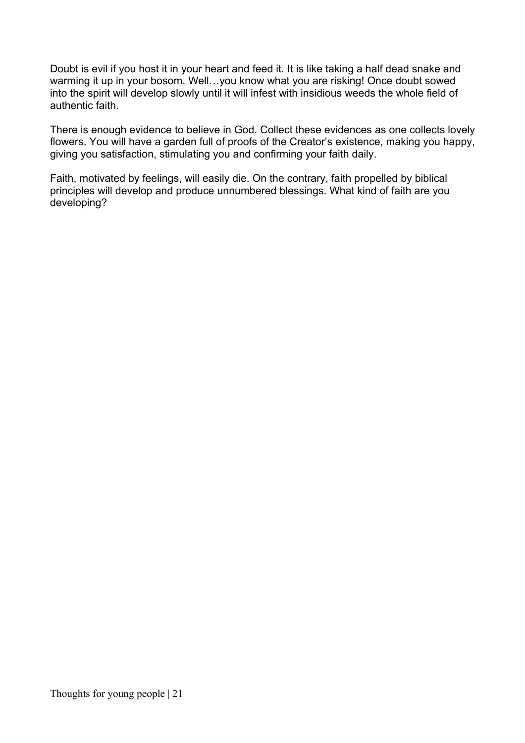Doubt is evil if you host it in your heart and feed it. It is like taking a half dead snake and warming it up in your bosom. Well…you know what you are risking! Once doubt sowed into the spirit will develop slowly until it will infest with insidious weeds the whole field of authentic faith.

There is enough evidence to believe in God. Collect these evidences as one collects lovely flowers. You will have a garden full of proofs of the Creator's existence, making you happy, giving you satisfaction, stimulating you and confirming your faith daily.

Faith, motivated by feelings, will easily die. On the contrary, faith propelled by biblical principles will develop and produce unnumbered blessings. What kind of faith are you developing?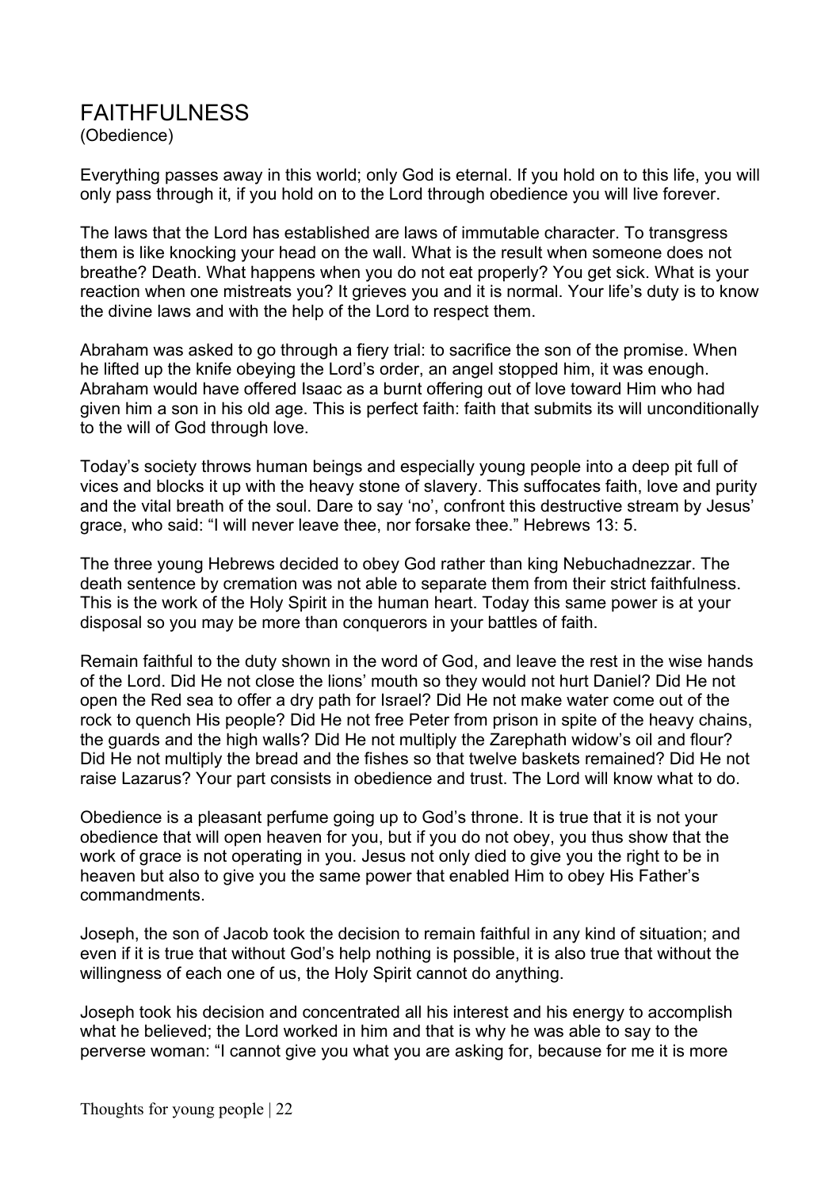# FAITHFULNESS

(Obedience)

Everything passes away in this world; only God is eternal. If you hold on to this life, you will only pass through it, if you hold on to the Lord through obedience you will live forever.

The laws that the Lord has established are laws of immutable character. To transgress them is like knocking your head on the wall. What is the result when someone does not breathe? Death. What happens when you do not eat properly? You get sick. What is your reaction when one mistreats you? It grieves you and it is normal. Your life's duty is to know the divine laws and with the help of the Lord to respect them.

Abraham was asked to go through a fiery trial: to sacrifice the son of the promise. When he lifted up the knife obeying the Lord's order, an angel stopped him, it was enough. Abraham would have offered Isaac as a burnt offering out of love toward Him who had given him a son in his old age. This is perfect faith: faith that submits its will unconditionally to the will of God through love.

Today's society throws human beings and especially young people into a deep pit full of vices and blocks it up with the heavy stone of slavery. This suffocates faith, love and purity and the vital breath of the soul. Dare to say 'no', confront this destructive stream by Jesus' grace, who said: "I will never leave thee, nor forsake thee." Hebrews 13: 5.

The three young Hebrews decided to obey God rather than king Nebuchadnezzar. The death sentence by cremation was not able to separate them from their strict faithfulness. This is the work of the Holy Spirit in the human heart. Today this same power is at your disposal so you may be more than conquerors in your battles of faith.

Remain faithful to the duty shown in the word of God, and leave the rest in the wise hands of the Lord. Did He not close the lions' mouth so they would not hurt Daniel? Did He not open the Red sea to offer a dry path for Israel? Did He not make water come out of the rock to quench His people? Did He not free Peter from prison in spite of the heavy chains, the guards and the high walls? Did He not multiply the Zarephath widow's oil and flour? Did He not multiply the bread and the fishes so that twelve baskets remained? Did He not raise Lazarus? Your part consists in obedience and trust. The Lord will know what to do.

Obedience is a pleasant perfume going up to God's throne. It is true that it is not your obedience that will open heaven for you, but if you do not obey, you thus show that the work of grace is not operating in you. Jesus not only died to give you the right to be in heaven but also to give you the same power that enabled Him to obey His Father's commandments.

Joseph, the son of Jacob took the decision to remain faithful in any kind of situation; and even if it is true that without God's help nothing is possible, it is also true that without the willingness of each one of us, the Holy Spirit cannot do anything.

Joseph took his decision and concentrated all his interest and his energy to accomplish what he believed; the Lord worked in him and that is why he was able to say to the perverse woman: "I cannot give you what you are asking for, because for me it is more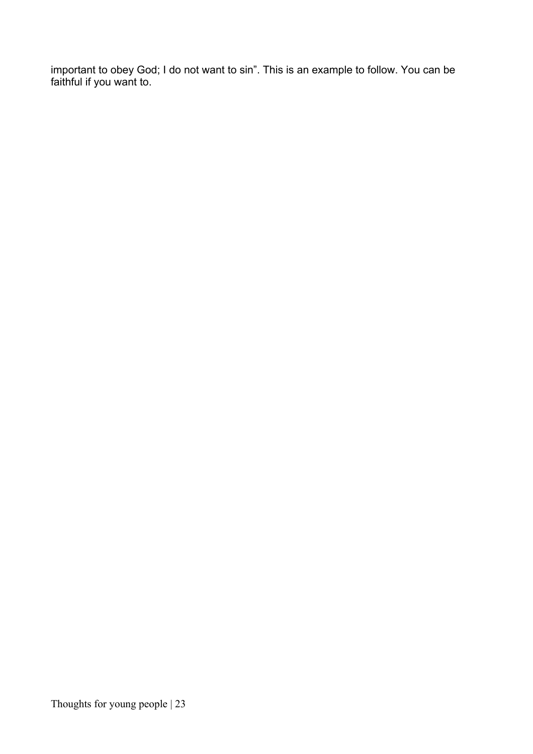important to obey God; I do not want to sin". This is an example to follow. You can be faithful if you want to.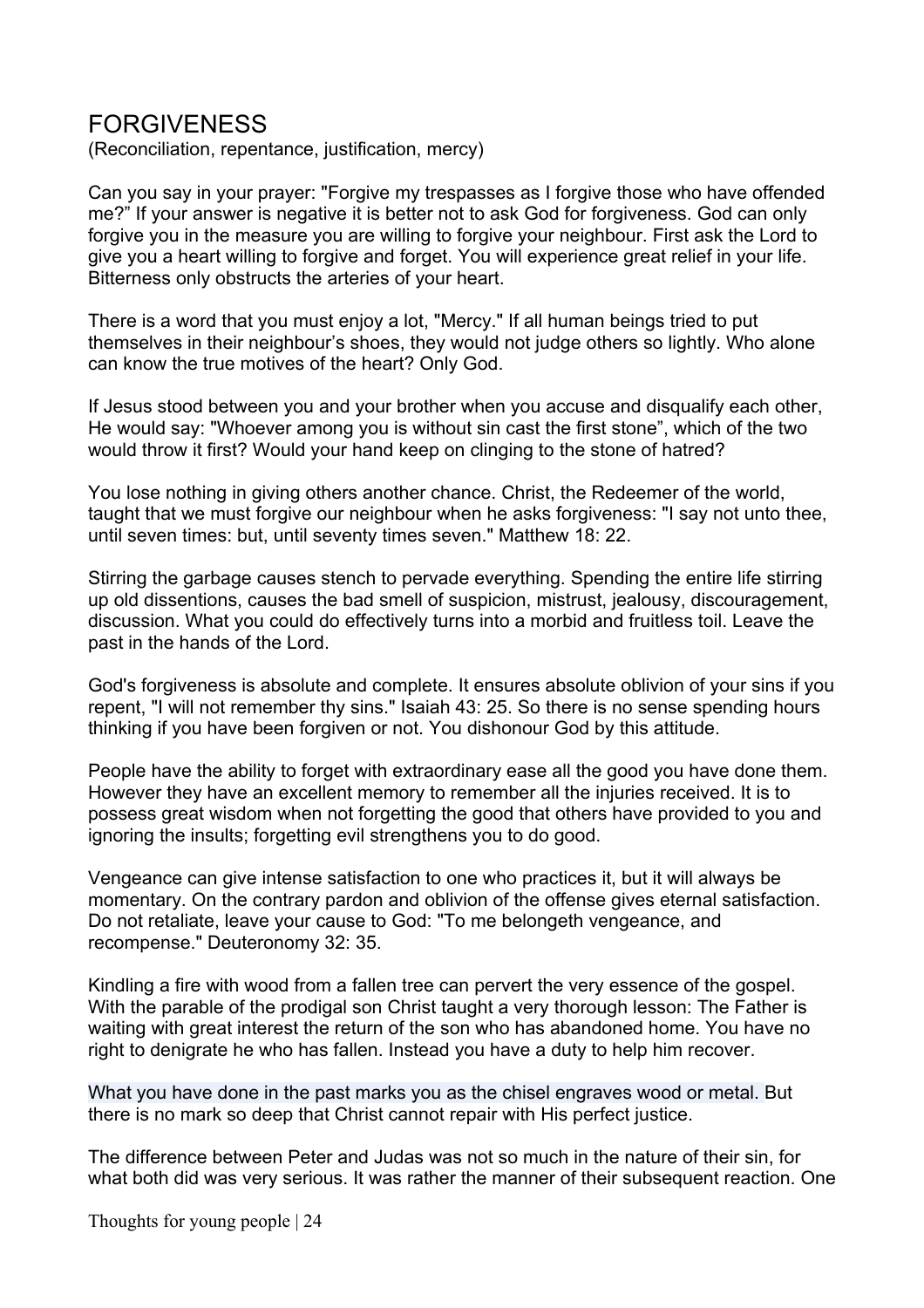# FORGIVENESS

(Reconciliation, repentance, justification, mercy)

Can you say in your prayer: "Forgive my trespasses as I forgive those who have offended me?" If your answer is negative it is better not to ask God for forgiveness. God can only forgive you in the measure you are willing to forgive your neighbour. First ask the Lord to give you a heart willing to forgive and forget. You will experience great relief in your life. Bitterness only obstructs the arteries of your heart.

There is a word that you must enjoy a lot, "Mercy." If all human beings tried to put themselves in their neighbour's shoes, they would not judge others so lightly. Who alone can know the true motives of the heart? Only God.

If Jesus stood between you and your brother when you accuse and disqualify each other, He would say: "Whoever among you is without sin cast the first stone", which of the two would throw it first? Would your hand keep on clinging to the stone of hatred?

You lose nothing in giving others another chance. Christ, the Redeemer of the world, taught that we must forgive our neighbour when he asks forgiveness: "I say not unto thee, until seven times: but, until seventy times seven." Matthew 18: 22.

Stirring the garbage causes stench to pervade everything. Spending the entire life stirring up old dissentions, causes the bad smell of suspicion, mistrust, jealousy, discouragement, discussion. What you could do effectively turns into a morbid and fruitless toil. Leave the past in the hands of the Lord.

God's forgiveness is absolute and complete. It ensures absolute oblivion of your sins if you repent, "I will not remember thy sins." Isaiah 43: 25. So there is no sense spending hours thinking if you have been forgiven or not. You dishonour God by this attitude.

People have the ability to forget with extraordinary ease all the good you have done them. However they have an excellent memory to remember all the injuries received. It is to possess great wisdom when not forgetting the good that others have provided to you and ignoring the insults; forgetting evil strengthens you to do good.

Vengeance can give intense satisfaction to one who practices it, but it will always be momentary. On the contrary pardon and oblivion of the offense gives eternal satisfaction. Do not retaliate, leave your cause to God: "To me belongeth vengeance, and recompense." Deuteronomy 32: 35.

Kindling a fire with wood from a fallen tree can pervert the very essence of the gospel. With the parable of the prodigal son Christ taught a very thorough lesson: The Father is waiting with great interest the return of the son who has abandoned home. You have no right to denigrate he who has fallen. Instead you have a duty to help him recover.

What you have done in the past marks you as the chisel engraves wood or metal. But there is no mark so deep that Christ cannot repair with His perfect justice.

The difference between Peter and Judas was not so much in the nature of their sin, for what both did was very serious. It was rather the manner of their subsequent reaction. One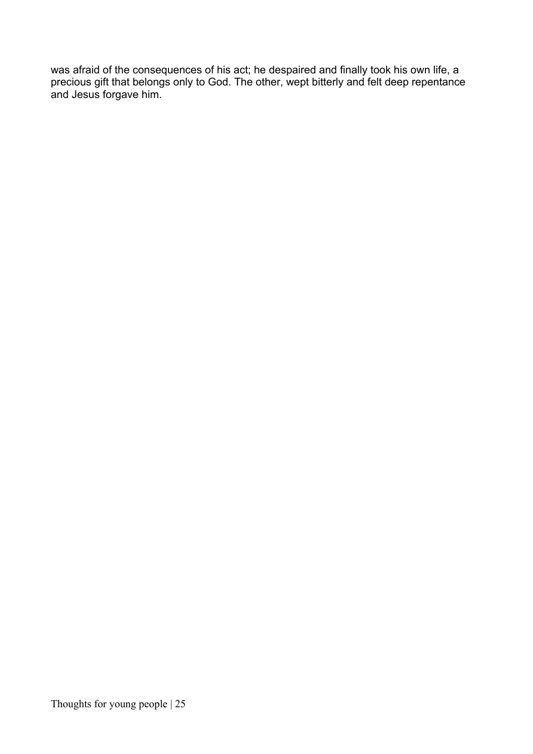was afraid of the consequences of his act; he despaired and finally took his own life, a precious gift that belongs only to God. The other, wept bitterly and felt deep repentance and Jesus forgave him.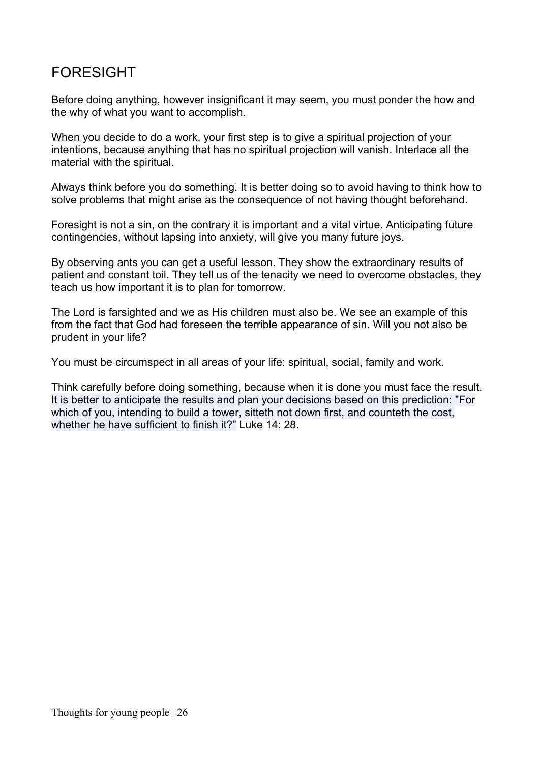# FORESIGHT

Before doing anything, however insignificant it may seem, you must ponder the how and the why of what you want to accomplish.

When you decide to do a work, your first step is to give a spiritual projection of your intentions, because anything that has no spiritual projection will vanish. Interlace all the material with the spiritual.

Always think before you do something. It is better doing so to avoid having to think how to solve problems that might arise as the consequence of not having thought beforehand.

Foresight is not a sin, on the contrary it is important and a vital virtue. Anticipating future contingencies, without lapsing into anxiety, will give you many future joys.

By observing ants you can get a useful lesson. They show the extraordinary results of patient and constant toil. They tell us of the tenacity we need to overcome obstacles, they teach us how important it is to plan for tomorrow.

The Lord is farsighted and we as His children must also be. We see an example of this from the fact that God had foreseen the terrible appearance of sin. Will you not also be prudent in your life?

You must be circumspect in all areas of your life: spiritual, social, family and work.

Think carefully before doing something, because when it is done you must face the result. It is better to anticipate the results and plan your decisions based on this prediction: "For which of you, intending to build a tower, sitteth not down first, and counteth the cost, whether he have sufficient to finish it?" Luke 14: 28.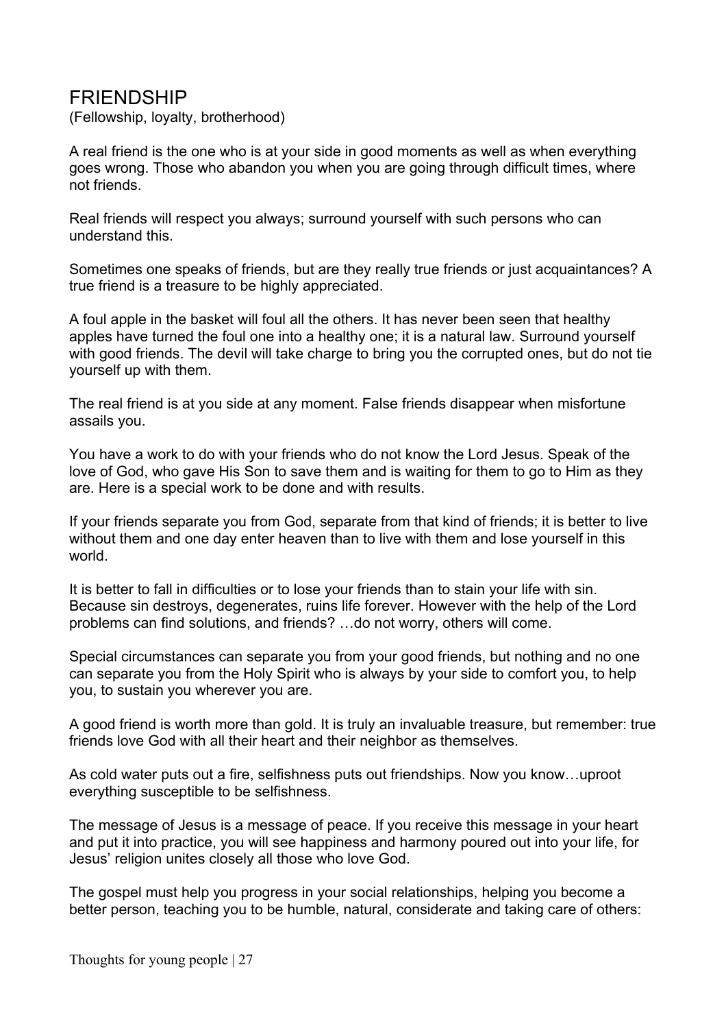# FRIENDSHIP

(Fellowship, loyalty, brotherhood)

A real friend is the one who is at your side in good moments as well as when everything goes wrong. Those who abandon you when you are going through difficult times, where not friends.

Real friends will respect you always; surround yourself with such persons who can understand this.

Sometimes one speaks of friends, but are they really true friends or just acquaintances? A true friend is a treasure to be highly appreciated.

A foul apple in the basket will foul all the others. It has never been seen that healthy apples have turned the foul one into a healthy one; it is a natural law. Surround yourself with good friends. The devil will take charge to bring you the corrupted ones, but do not tie yourself up with them.

The real friend is at you side at any moment. False friends disappear when misfortune assails you.

You have a work to do with your friends who do not know the Lord Jesus. Speak of the love of God, who gave His Son to save them and is waiting for them to go to Him as they are. Here is a special work to be done and with results.

If your friends separate you from God, separate from that kind of friends; it is better to live without them and one day enter heaven than to live with them and lose yourself in this world.

It is better to fall in difficulties or to lose your friends than to stain your life with sin. Because sin destroys, degenerates, ruins life forever. However with the help of the Lord problems can find solutions, and friends? …do not worry, others will come.

Special circumstances can separate you from your good friends, but nothing and no one can separate you from the Holy Spirit who is always by your side to comfort you, to help you, to sustain you wherever you are.

A good friend is worth more than gold. It is truly an invaluable treasure, but remember: true friends love God with all their heart and their neighbor as themselves.

As cold water puts out a fire, selfishness puts out friendships. Now you know…uproot everything susceptible to be selfishness.

The message of Jesus is a message of peace. If you receive this message in your heart and put it into practice, you will see happiness and harmony poured out into your life, for Jesus' religion unites closely all those who love God.

The gospel must help you progress in your social relationships, helping you become a better person, teaching you to be humble, natural, considerate and taking care of others: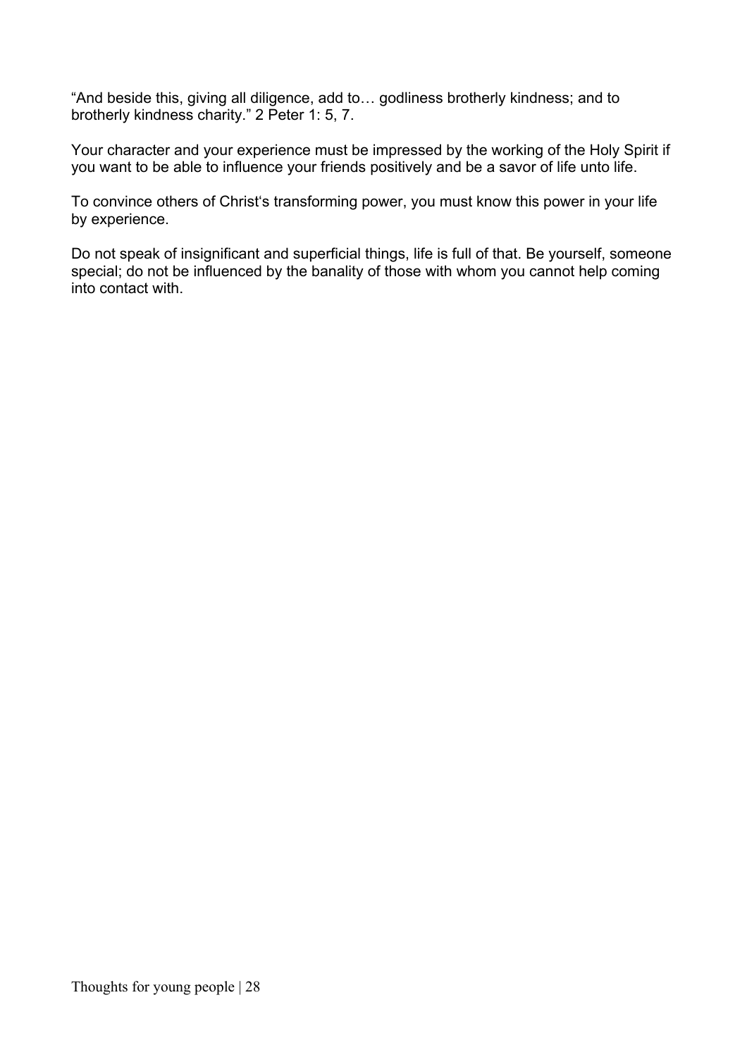“And beside this, giving all diligence, add to… godliness brotherly kindness; and to brotherly kindness charity.” 2 Peter 1: 5, 7.

Your character and your experience must be impressed by the working of the Holy Spirit if you want to be able to influence your friends positively and be a savor of life unto life.

To convince others of Christ‘s transforming power, you must know this power in your life by experience.

Do not speak of insignificant and superficial things, life is full of that. Be yourself, someone special; do not be influenced by the banality of those with whom you cannot help coming into contact with.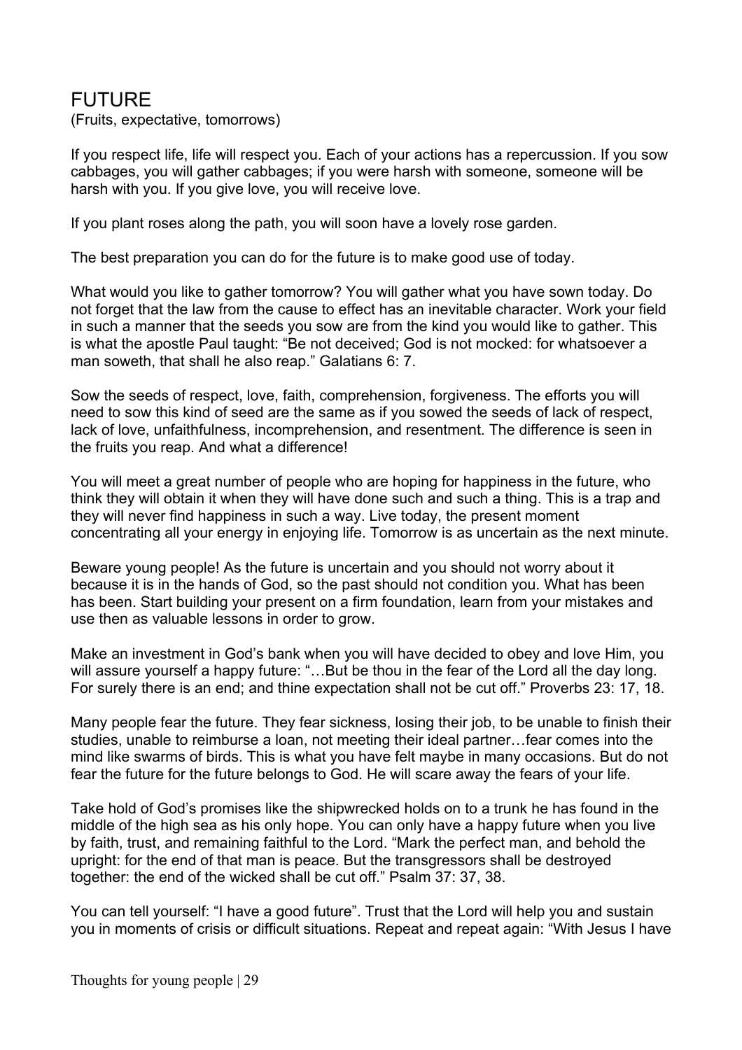# FUTURE

(Fruits, expectative, tomorrows)

If you respect life, life will respect you. Each of your actions has a repercussion. If you sow cabbages, you will gather cabbages; if you were harsh with someone, someone will be harsh with you. If you give love, you will receive love.

If you plant roses along the path, you will soon have a lovely rose garden.

The best preparation you can do for the future is to make good use of today.

What would you like to gather tomorrow? You will gather what you have sown today. Do not forget that the law from the cause to effect has an inevitable character. Work your field in such a manner that the seeds you sow are from the kind you would like to gather. This is what the apostle Paul taught: "Be not deceived; God is not mocked: for whatsoever a man soweth, that shall he also reap." Galatians 6: 7.

Sow the seeds of respect, love, faith, comprehension, forgiveness. The efforts you will need to sow this kind of seed are the same as if you sowed the seeds of lack of respect, lack of love, unfaithfulness, incomprehension, and resentment. The difference is seen in the fruits you reap. And what a difference!

You will meet a great number of people who are hoping for happiness in the future, who think they will obtain it when they will have done such and such a thing. This is a trap and they will never find happiness in such a way. Live today, the present moment concentrating all your energy in enjoying life. Tomorrow is as uncertain as the next minute.

Beware young people! As the future is uncertain and you should not worry about it because it is in the hands of God, so the past should not condition you. What has been has been. Start building your present on a firm foundation, learn from your mistakes and use then as valuable lessons in order to grow.

Make an investment in God's bank when you will have decided to obey and love Him, you will assure yourself a happy future: "…But be thou in the fear of the Lord all the day long. For surely there is an end; and thine expectation shall not be cut off." Proverbs 23: 17, 18.

Many people fear the future. They fear sickness, losing their job, to be unable to finish their studies, unable to reimburse a loan, not meeting their ideal partner…fear comes into the mind like swarms of birds. This is what you have felt maybe in many occasions. But do not fear the future for the future belongs to God. He will scare away the fears of your life.

Take hold of God's promises like the shipwrecked holds on to a trunk he has found in the middle of the high sea as his only hope. You can only have a happy future when you live by faith, trust, and remaining faithful to the Lord. "Mark the perfect man, and behold the upright: for the end of that man is peace. But the transgressors shall be destroyed together: the end of the wicked shall be cut off." Psalm 37: 37, 38.

You can tell yourself: "I have a good future". Trust that the Lord will help you and sustain you in moments of crisis or difficult situations. Repeat and repeat again: "With Jesus I have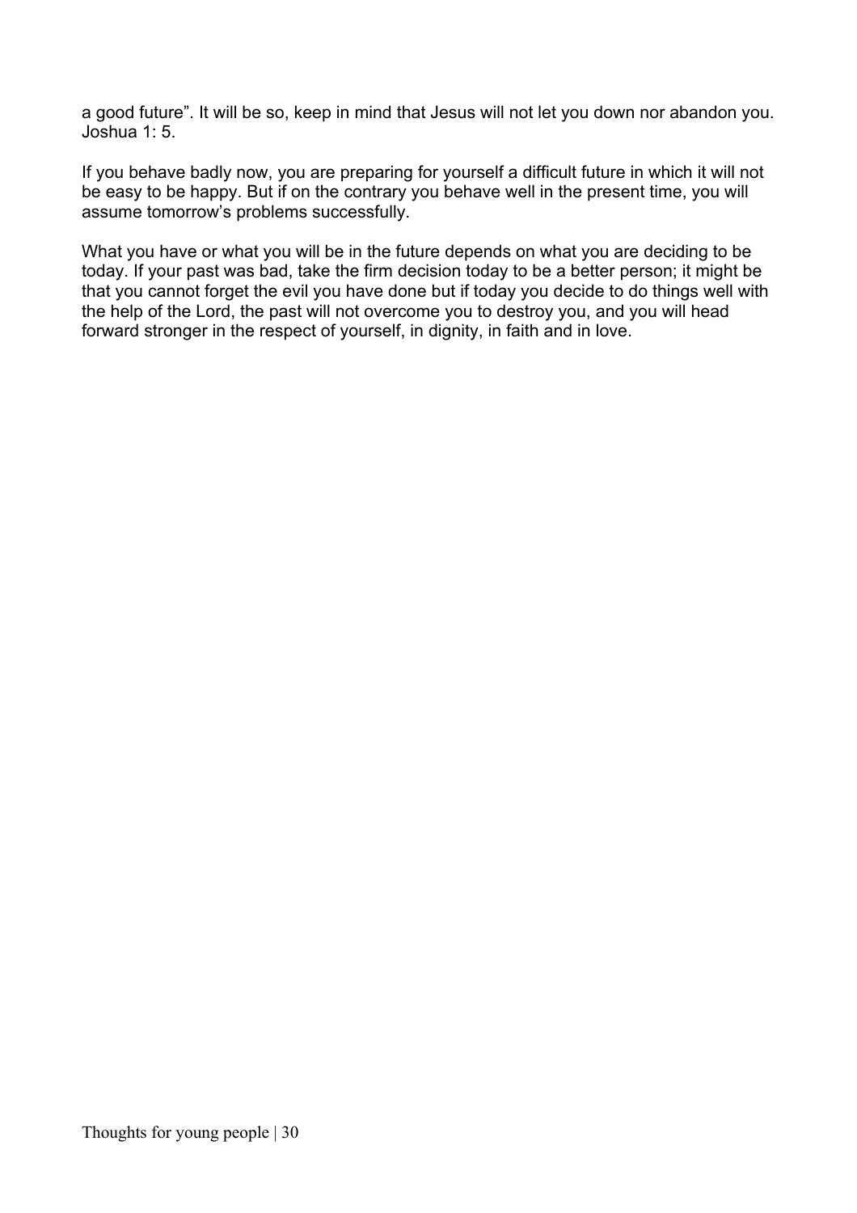a good future". It will be so, keep in mind that Jesus will not let you down nor abandon you. Joshua 1: 5.

If you behave badly now, you are preparing for yourself a difficult future in which it will not be easy to be happy. But if on the contrary you behave well in the present time, you will assume tomorrow's problems successfully.

What you have or what you will be in the future depends on what you are deciding to be today. If your past was bad, take the firm decision today to be a better person; it might be that you cannot forget the evil you have done but if today you decide to do things well with the help of the Lord, the past will not overcome you to destroy you, and you will head forward stronger in the respect of yourself, in dignity, in faith and in love.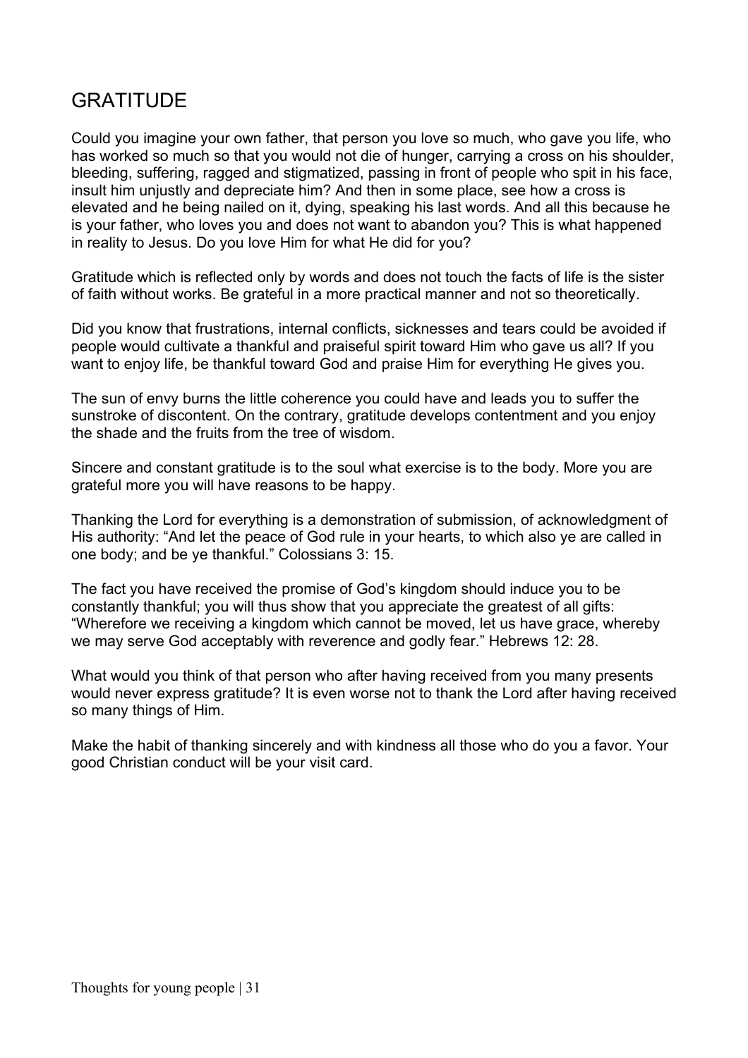## GRATITUDE

Could you imagine your own father, that person you love so much, who gave you life, who has worked so much so that you would not die of hunger, carrying a cross on his shoulder, bleeding, suffering, ragged and stigmatized, passing in front of people who spit in his face, insult him unjustly and depreciate him? And then in some place, see how a cross is elevated and he being nailed on it, dying, speaking his last words. And all this because he is your father, who loves you and does not want to abandon you? This is what happened in reality to Jesus. Do you love Him for what He did for you?

Gratitude which is reflected only by words and does not touch the facts of life is the sister of faith without works. Be grateful in a more practical manner and not so theoretically.

Did you know that frustrations, internal conflicts, sicknesses and tears could be avoided if people would cultivate a thankful and praiseful spirit toward Him who gave us all? If you want to enjoy life, be thankful toward God and praise Him for everything He gives you.

The sun of envy burns the little coherence you could have and leads you to suffer the sunstroke of discontent. On the contrary, gratitude develops contentment and you enjoy the shade and the fruits from the tree of wisdom.

Sincere and constant gratitude is to the soul what exercise is to the body. More you are grateful more you will have reasons to be happy.

Thanking the Lord for everything is a demonstration of submission, of acknowledgment of His authority: "And let the peace of God rule in your hearts, to which also ye are called in one body; and be ye thankful." Colossians 3: 15.

The fact you have received the promise of God's kingdom should induce you to be constantly thankful; you will thus show that you appreciate the greatest of all gifts: "Wherefore we receiving a kingdom which cannot be moved, let us have grace, whereby we may serve God acceptably with reverence and godly fear." Hebrews 12: 28.

What would you think of that person who after having received from you many presents would never express gratitude? It is even worse not to thank the Lord after having received so many things of Him.

Make the habit of thanking sincerely and with kindness all those who do you a favor. Your good Christian conduct will be your visit card.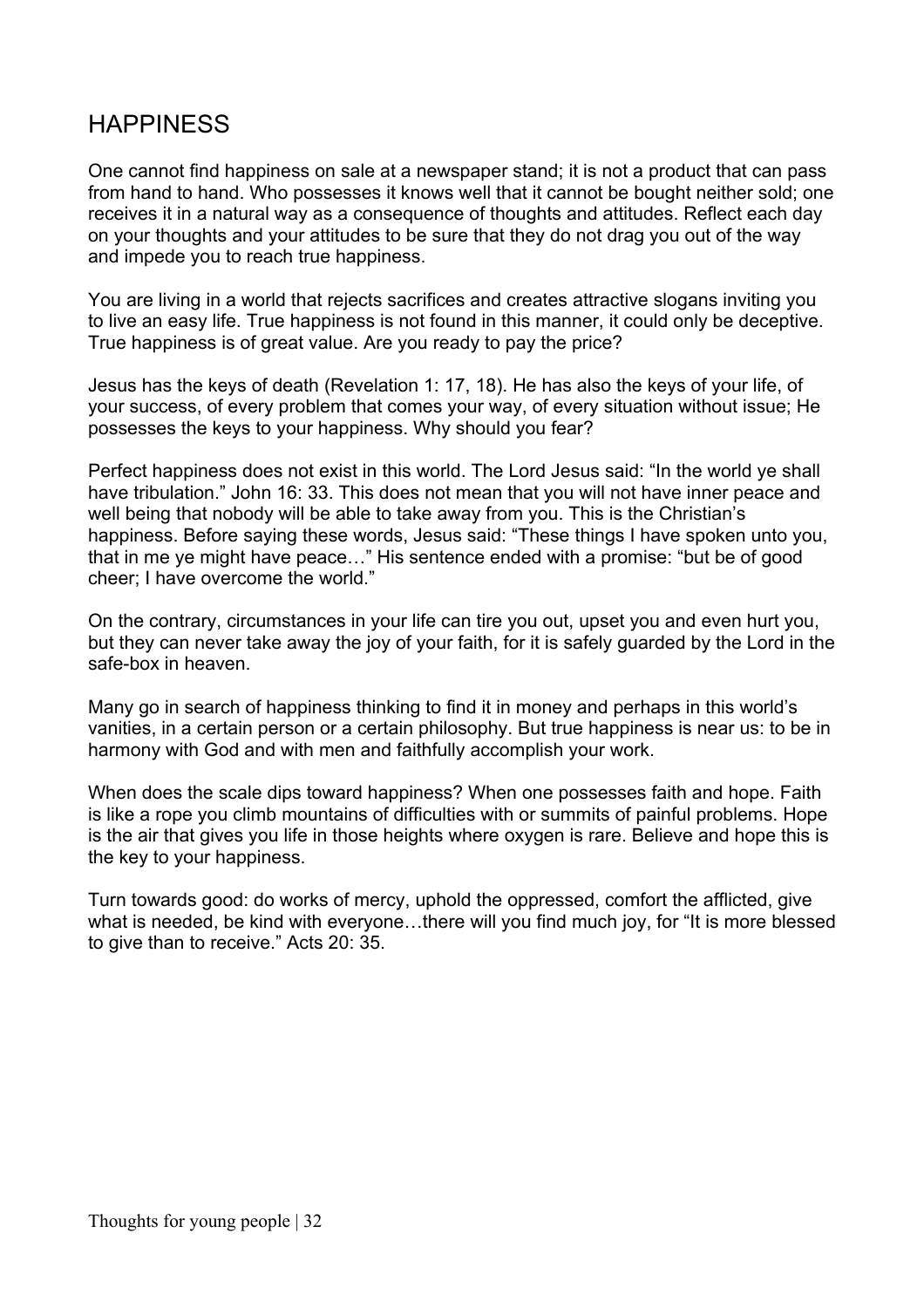## HAPPINESS

One cannot find happiness on sale at a newspaper stand; it is not a product that can pass from hand to hand. Who possesses it knows well that it cannot be bought neither sold; one receives it in a natural way as a consequence of thoughts and attitudes. Reflect each day on your thoughts and your attitudes to be sure that they do not drag you out of the way and impede you to reach true happiness.

You are living in a world that rejects sacrifices and creates attractive slogans inviting you to live an easy life. True happiness is not found in this manner, it could only be deceptive. True happiness is of great value. Are you ready to pay the price?

Jesus has the keys of death (Revelation 1: 17, 18). He has also the keys of your life, of your success, of every problem that comes your way, of every situation without issue; He possesses the keys to your happiness. Why should you fear?

Perfect happiness does not exist in this world. The Lord Jesus said: “In the world ye shall have tribulation.” John 16: 33. This does not mean that you will not have inner peace and well being that nobody will be able to take away from you. This is the Christian’s happiness. Before saying these words, Jesus said: “These things I have spoken unto you, that in me ye might have peace…” His sentence ended with a promise: “but be of good cheer; I have overcome the world.”

On the contrary, circumstances in your life can tire you out, upset you and even hurt you, but they can never take away the joy of your faith, for it is safely guarded by the Lord in the safe-box in heaven.

Many go in search of happiness thinking to find it in money and perhaps in this world’s vanities, in a certain person or a certain philosophy. But true happiness is near us: to be in harmony with God and with men and faithfully accomplish your work.

When does the scale dips toward happiness? When one possesses faith and hope. Faith is like a rope you climb mountains of difficulties with or summits of painful problems. Hope is the air that gives you life in those heights where oxygen is rare. Believe and hope this is the key to your happiness.

Turn towards good: do works of mercy, uphold the oppressed, comfort the afflicted, give what is needed, be kind with everyone…there will you find much joy, for “It is more blessed to give than to receive.” Acts 20: 35.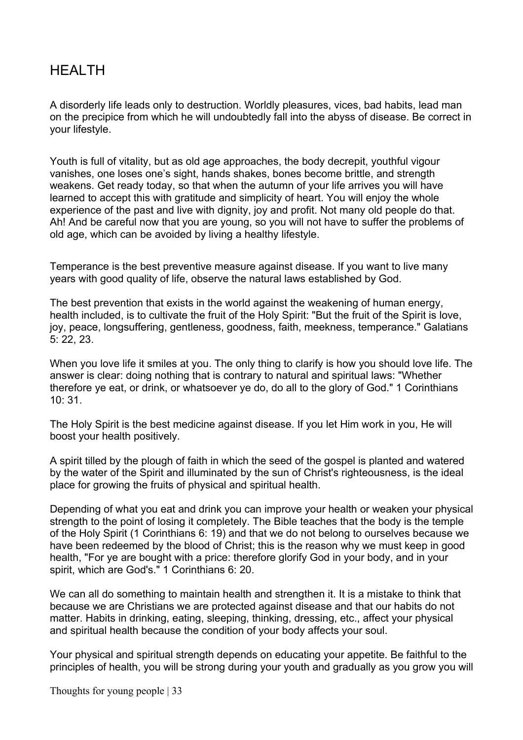# HEALTH

A disorderly life leads only to destruction. Worldly pleasures, vices, bad habits, lead man on the precipice from which he will undoubtedly fall into the abyss of disease. Be correct in your lifestyle.

Youth is full of vitality, but as old age approaches, the body decrepit, youthful vigour vanishes, one loses one's sight, hands shakes, bones become brittle, and strength weakens. Get ready today, so that when the autumn of your life arrives you will have learned to accept this with gratitude and simplicity of heart. You will enjoy the whole experience of the past and live with dignity, joy and profit. Not many old people do that. Ah! And be careful now that you are young, so you will not have to suffer the problems of old age, which can be avoided by living a healthy lifestyle.

Temperance is the best preventive measure against disease. If you want to live many years with good quality of life, observe the natural laws established by God.

The best prevention that exists in the world against the weakening of human energy, health included, is to cultivate the fruit of the Holy Spirit: "But the fruit of the Spirit is love, joy, peace, longsuffering, gentleness, goodness, faith, meekness, temperance." Galatians 5: 22, 23.

When you love life it smiles at you. The only thing to clarify is how you should love life. The answer is clear: doing nothing that is contrary to natural and spiritual laws: "Whether therefore ye eat, or drink, or whatsoever ye do, do all to the glory of God." 1 Corinthians 10: 31.

The Holy Spirit is the best medicine against disease. If you let Him work in you, He will boost your health positively.

A spirit tilled by the plough of faith in which the seed of the gospel is planted and watered by the water of the Spirit and illuminated by the sun of Christ's righteousness, is the ideal place for growing the fruits of physical and spiritual health.

Depending of what you eat and drink you can improve your health or weaken your physical strength to the point of losing it completely. The Bible teaches that the body is the temple of the Holy Spirit (1 Corinthians 6: 19) and that we do not belong to ourselves because we have been redeemed by the blood of Christ; this is the reason why we must keep in good health, "For ye are bought with a price: therefore glorify God in your body, and in your spirit, which are God's." 1 Corinthians 6: 20.

We can all do something to maintain health and strengthen it. It is a mistake to think that because we are Christians we are protected against disease and that our habits do not matter. Habits in drinking, eating, sleeping, thinking, dressing, etc., affect your physical and spiritual health because the condition of your body affects your soul.

Your physical and spiritual strength depends on educating your appetite. Be faithful to the principles of health, you will be strong during your youth and gradually as you grow you will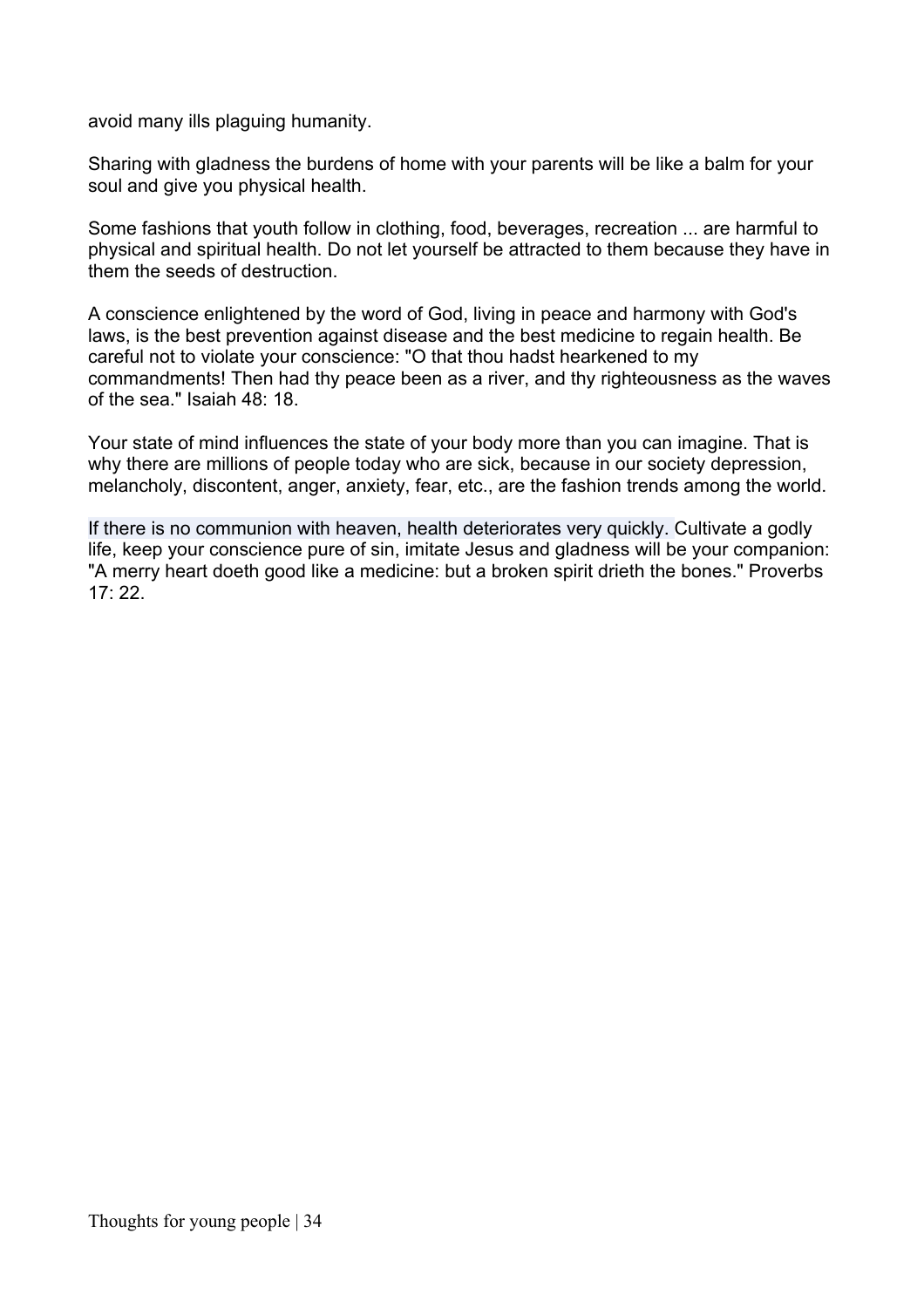avoid many ills plaguing humanity.

Sharing with gladness the burdens of home with your parents will be like a balm for your soul and give you physical health.

Some fashions that youth follow in clothing, food, beverages, recreation ... are harmful to physical and spiritual health. Do not let yourself be attracted to them because they have in them the seeds of destruction.

A conscience enlightened by the word of God, living in peace and harmony with God's laws, is the best prevention against disease and the best medicine to regain health. Be careful not to violate your conscience: "O that thou hadst hearkened to my commandments! Then had thy peace been as a river, and thy righteousness as the waves of the sea." Isaiah 48: 18.

Your state of mind influences the state of your body more than you can imagine. That is why there are millions of people today who are sick, because in our society depression, melancholy, discontent, anger, anxiety, fear, etc., are the fashion trends among the world.

If there is no communion with heaven, health deteriorates very quickly. Cultivate a godly life, keep your conscience pure of sin, imitate Jesus and gladness will be your companion: "A merry heart doeth good like a medicine: but a broken spirit drieth the bones." Proverbs 17: 22.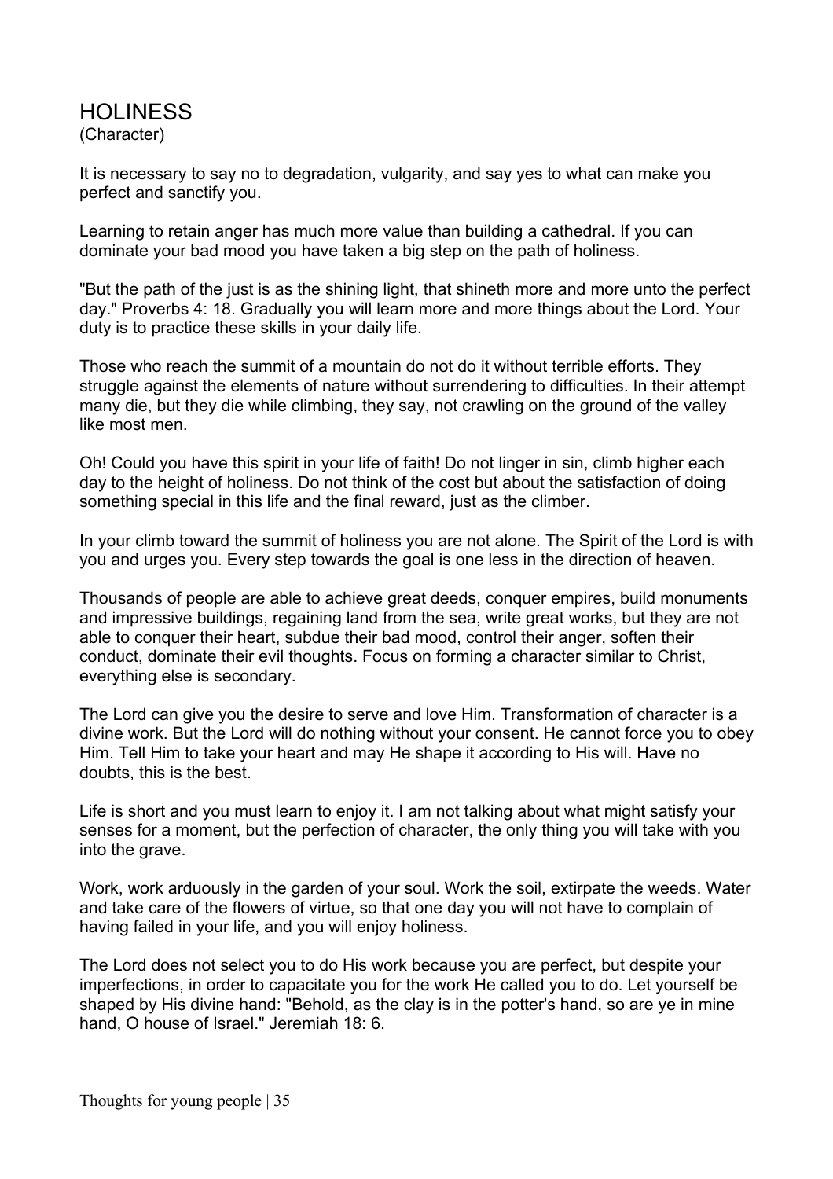# HOLINESS

(Character)

It is necessary to say no to degradation, vulgarity, and say yes to what can make you perfect and sanctify you.

Learning to retain anger has much more value than building a cathedral. If you can dominate your bad mood you have taken a big step on the path of holiness.

"But the path of the just is as the shining light, that shineth more and more unto the perfect day." Proverbs 4: 18. Gradually you will learn more and more things about the Lord. Your duty is to practice these skills in your daily life.

Those who reach the summit of a mountain do not do it without terrible efforts. They struggle against the elements of nature without surrendering to difficulties. In their attempt many die, but they die while climbing, they say, not crawling on the ground of the valley like most men.

Oh! Could you have this spirit in your life of faith! Do not linger in sin, climb higher each day to the height of holiness. Do not think of the cost but about the satisfaction of doing something special in this life and the final reward, just as the climber.

In your climb toward the summit of holiness you are not alone. The Spirit of the Lord is with you and urges you. Every step towards the goal is one less in the direction of heaven.

Thousands of people are able to achieve great deeds, conquer empires, build monuments and impressive buildings, regaining land from the sea, write great works, but they are not able to conquer their heart, subdue their bad mood, control their anger, soften their conduct, dominate their evil thoughts. Focus on forming a character similar to Christ, everything else is secondary.

The Lord can give you the desire to serve and love Him. Transformation of character is a divine work. But the Lord will do nothing without your consent. He cannot force you to obey Him. Tell Him to take your heart and may He shape it according to His will. Have no doubts, this is the best.

Life is short and you must learn to enjoy it. I am not talking about what might satisfy your senses for a moment, but the perfection of character, the only thing you will take with you into the grave.

Work, work arduously in the garden of your soul. Work the soil, extirpate the weeds. Water and take care of the flowers of virtue, so that one day you will not have to complain of having failed in your life, and you will enjoy holiness.

The Lord does not select you to do His work because you are perfect, but despite your imperfections, in order to capacitate you for the work He called you to do. Let yourself be shaped by His divine hand: "Behold, as the clay is in the potter's hand, so are ye in mine hand, O house of Israel." Jeremiah 18: 6.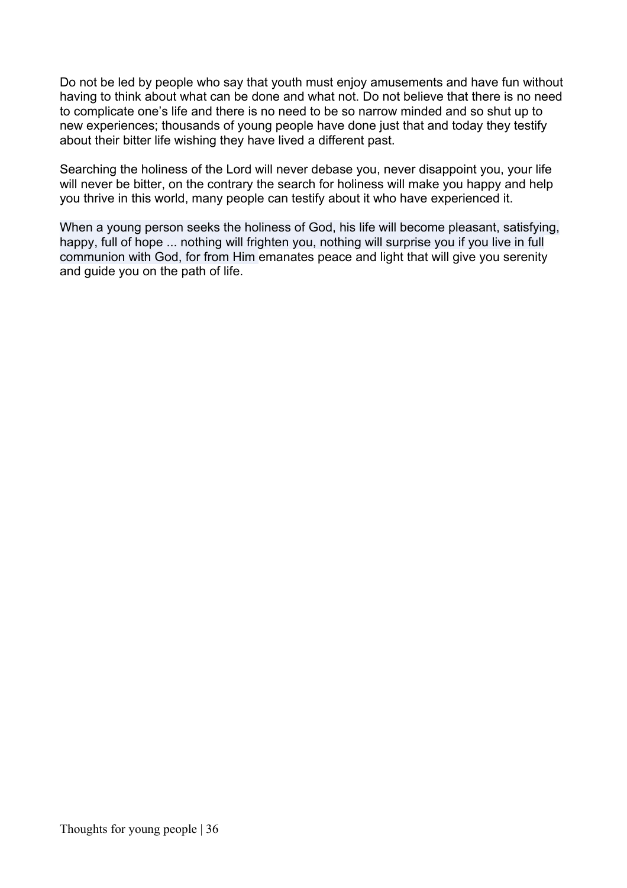Do not be led by people who say that youth must enjoy amusements and have fun without having to think about what can be done and what not. Do not believe that there is no need to complicate one's life and there is no need to be so narrow minded and so shut up to new experiences; thousands of young people have done just that and today they testify about their bitter life wishing they have lived a different past.

Searching the holiness of the Lord will never debase you, never disappoint you, your life will never be bitter, on the contrary the search for holiness will make you happy and help you thrive in this world, many people can testify about it who have experienced it.

When a young person seeks the holiness of God, his life will become pleasant, satisfying, happy, full of hope ... nothing will frighten you, nothing will surprise you if you live in full communion with God, for from Him emanates peace and light that will give you serenity and guide you on the path of life.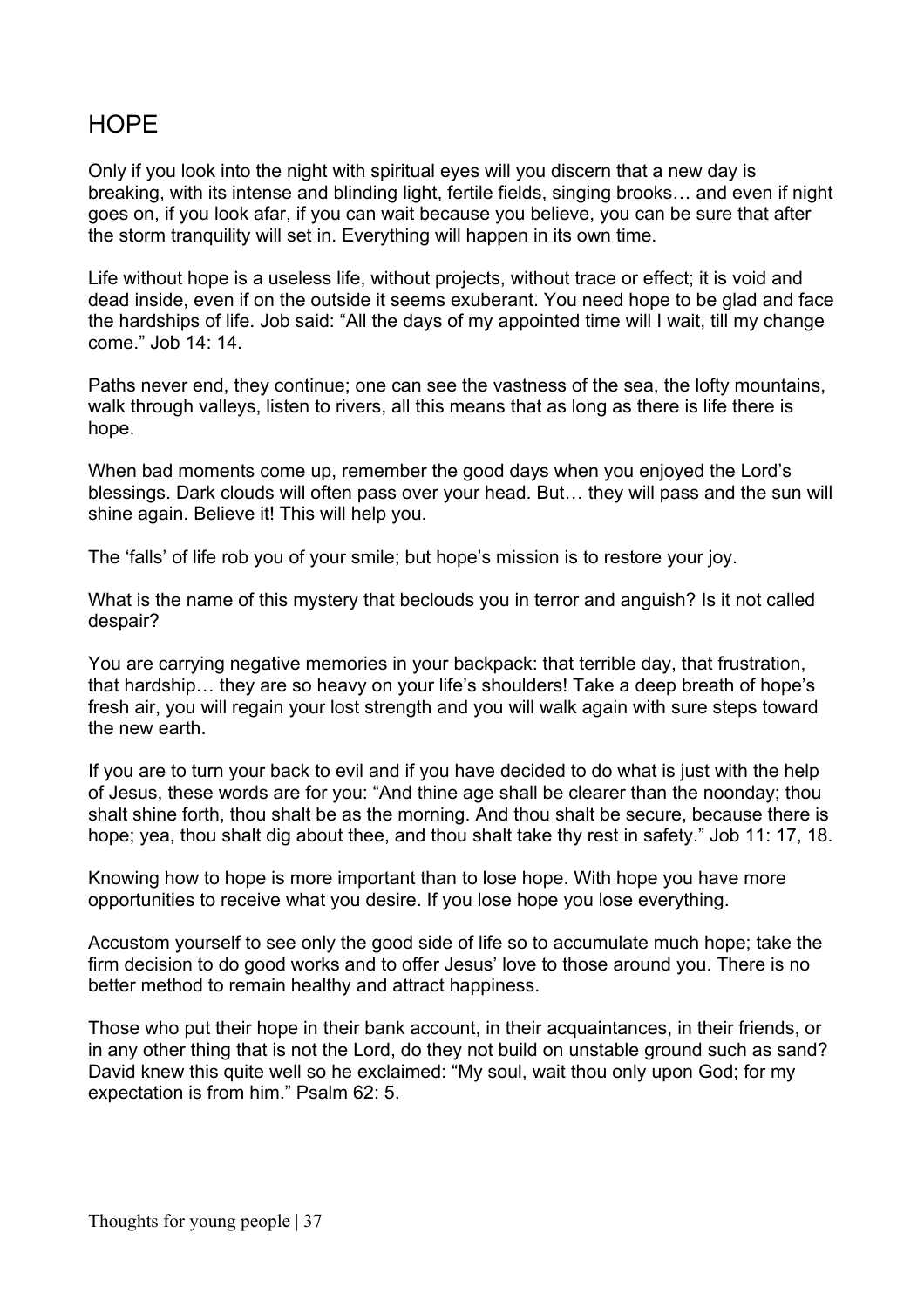# HOPE

Only if you look into the night with spiritual eyes will you discern that a new day is breaking, with its intense and blinding light, fertile fields, singing brooks… and even if night goes on, if you look afar, if you can wait because you believe, you can be sure that after the storm tranquility will set in. Everything will happen in its own time.

Life without hope is a useless life, without projects, without trace or effect; it is void and dead inside, even if on the outside it seems exuberant. You need hope to be glad and face the hardships of life. Job said: “All the days of my appointed time will I wait, till my change come.” Job 14: 14.

Paths never end, they continue; one can see the vastness of the sea, the lofty mountains, walk through valleys, listen to rivers, all this means that as long as there is life there is hope.

When bad moments come up, remember the good days when you enjoyed the Lord’s blessings. Dark clouds will often pass over your head. But… they will pass and the sun will shine again. Believe it! This will help you.

The ‘falls’ of life rob you of your smile; but hope’s mission is to restore your joy.

What is the name of this mystery that beclouds you in terror and anguish? Is it not called despair?

You are carrying negative memories in your backpack: that terrible day, that frustration, that hardship… they are so heavy on your life’s shoulders! Take a deep breath of hope’s fresh air, you will regain your lost strength and you will walk again with sure steps toward the new earth.

If you are to turn your back to evil and if you have decided to do what is just with the help of Jesus, these words are for you: “And thine age shall be clearer than the noonday; thou shalt shine forth, thou shalt be as the morning. And thou shalt be secure, because there is hope; yea, thou shalt dig about thee, and thou shalt take thy rest in safety.” Job 11: 17, 18.

Knowing how to hope is more important than to lose hope. With hope you have more opportunities to receive what you desire. If you lose hope you lose everything.

Accustom yourself to see only the good side of life so to accumulate much hope; take the firm decision to do good works and to offer Jesus’ love to those around you. There is no better method to remain healthy and attract happiness.

Those who put their hope in their bank account, in their acquaintances, in their friends, or in any other thing that is not the Lord, do they not build on unstable ground such as sand? David knew this quite well so he exclaimed: “My soul, wait thou only upon God; for my expectation is from him.” Psalm 62: 5.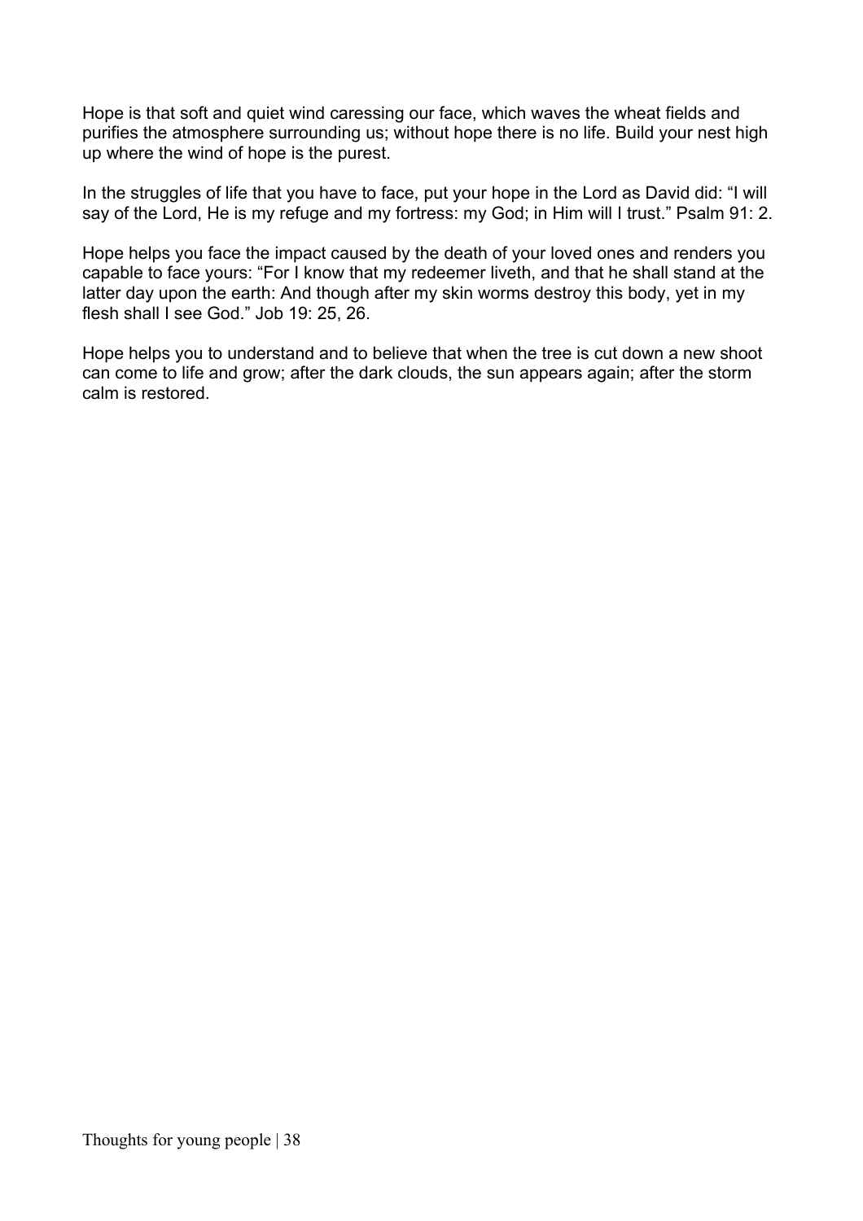Hope is that soft and quiet wind caressing our face, which waves the wheat fields and purifies the atmosphere surrounding us; without hope there is no life. Build your nest high up where the wind of hope is the purest.

In the struggles of life that you have to face, put your hope in the Lord as David did: "I will say of the Lord, He is my refuge and my fortress: my God; in Him will I trust." Psalm 91: 2.

Hope helps you face the impact caused by the death of your loved ones and renders you capable to face yours: "For I know that my redeemer liveth, and that he shall stand at the latter day upon the earth: And though after my skin worms destroy this body, yet in my flesh shall I see God." Job 19: 25, 26.

Hope helps you to understand and to believe that when the tree is cut down a new shoot can come to life and grow; after the dark clouds, the sun appears again; after the storm calm is restored.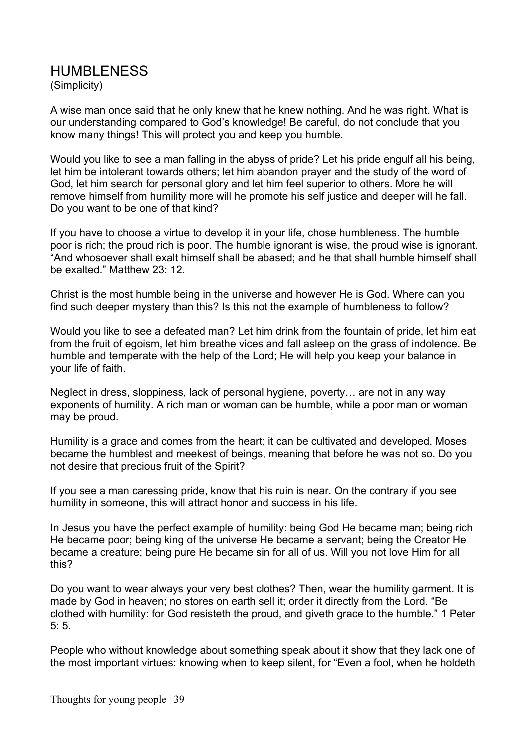# HUMBLENESS

(Simplicity)

A wise man once said that he only knew that he knew nothing. And he was right. What is our understanding compared to God's knowledge! Be careful, do not conclude that you know many things! This will protect you and keep you humble.

Would you like to see a man falling in the abyss of pride? Let his pride engulf all his being, let him be intolerant towards others; let him abandon prayer and the study of the word of God, let him search for personal glory and let him feel superior to others. More he will remove himself from humility more will he promote his self justice and deeper will he fall. Do you want to be one of that kind?

If you have to choose a virtue to develop it in your life, chose humbleness. The humble poor is rich; the proud rich is poor. The humble ignorant is wise, the proud wise is ignorant. "And whosoever shall exalt himself shall be abased; and he that shall humble himself shall be exalted." Matthew 23: 12.

Christ is the most humble being in the universe and however He is God. Where can you find such deeper mystery than this? Is this not the example of humbleness to follow?

Would you like to see a defeated man? Let him drink from the fountain of pride, let him eat from the fruit of egoism, let him breathe vices and fall asleep on the grass of indolence. Be humble and temperate with the help of the Lord; He will help you keep your balance in your life of faith.

Neglect in dress, sloppiness, lack of personal hygiene, poverty… are not in any way exponents of humility. A rich man or woman can be humble, while a poor man or woman may be proud.

Humility is a grace and comes from the heart; it can be cultivated and developed. Moses became the humblest and meekest of beings, meaning that before he was not so. Do you not desire that precious fruit of the Spirit?

If you see a man caressing pride, know that his ruin is near. On the contrary if you see humility in someone, this will attract honor and success in his life.

In Jesus you have the perfect example of humility: being God He became man; being rich He became poor; being king of the universe He became a servant; being the Creator He became a creature; being pure He became sin for all of us. Will you not love Him for all this?

Do you want to wear always your very best clothes? Then, wear the humility garment. It is made by God in heaven; no stores on earth sell it; order it directly from the Lord. "Be clothed with humility: for God resisteth the proud, and giveth grace to the humble." 1 Peter 5: 5.

People who without knowledge about something speak about it show that they lack one of the most important virtues: knowing when to keep silent, for "Even a fool, when he holdeth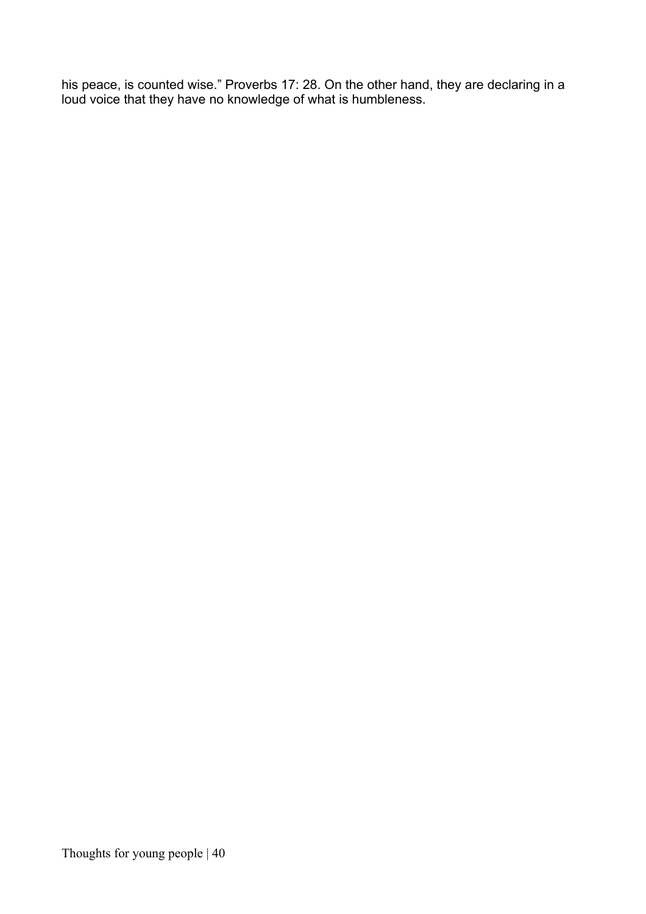his peace, is counted wise." Proverbs 17: 28. On the other hand, they are declaring in a loud voice that they have no knowledge of what is humbleness.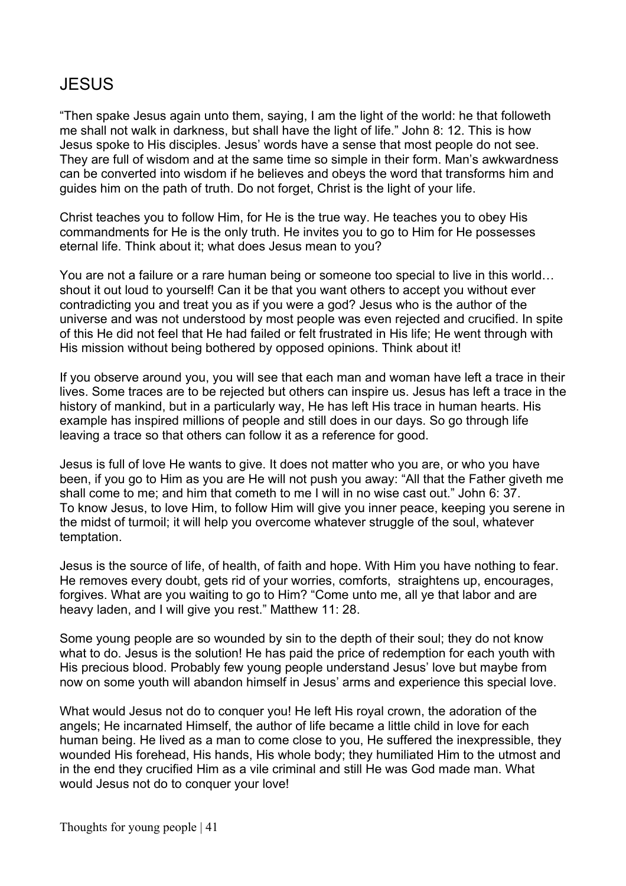# JESUS

"Then spake Jesus again unto them, saying, I am the light of the world: he that followeth me shall not walk in darkness, but shall have the light of life." John 8: 12. This is how Jesus spoke to His disciples. Jesus' words have a sense that most people do not see. They are full of wisdom and at the same time so simple in their form. Man's awkwardness can be converted into wisdom if he believes and obeys the word that transforms him and guides him on the path of truth. Do not forget, Christ is the light of your life.

Christ teaches you to follow Him, for He is the true way. He teaches you to obey His commandments for He is the only truth. He invites you to go to Him for He possesses eternal life. Think about it; what does Jesus mean to you?

You are not a failure or a rare human being or someone too special to live in this world… shout it out loud to yourself! Can it be that you want others to accept you without ever contradicting you and treat you as if you were a god? Jesus who is the author of the universe and was not understood by most people was even rejected and crucified. In spite of this He did not feel that He had failed or felt frustrated in His life; He went through with His mission without being bothered by opposed opinions. Think about it!

If you observe around you, you will see that each man and woman have left a trace in their lives. Some traces are to be rejected but others can inspire us. Jesus has left a trace in the history of mankind, but in a particularly way, He has left His trace in human hearts. His example has inspired millions of people and still does in our days. So go through life leaving a trace so that others can follow it as a reference for good.

Jesus is full of love He wants to give. It does not matter who you are, or who you have been, if you go to Him as you are He will not push you away: "All that the Father giveth me shall come to me; and him that cometh to me I will in no wise cast out." John 6: 37.
To know Jesus, to love Him, to follow Him will give you inner peace, keeping you serene in the midst of turmoil; it will help you overcome whatever struggle of the soul, whatever temptation.

Jesus is the source of life, of health, of faith and hope. With Him you have nothing to fear. He removes every doubt, gets rid of your worries, comforts, straightens up, encourages, forgives. What are you waiting to go to Him? "Come unto me, all ye that labor and are heavy laden, and I will give you rest." Matthew 11: 28.

Some young people are so wounded by sin to the depth of their soul; they do not know what to do. Jesus is the solution! He has paid the price of redemption for each youth with His precious blood. Probably few young people understand Jesus' love but maybe from now on some youth will abandon himself in Jesus' arms and experience this special love.

What would Jesus not do to conquer you! He left His royal crown, the adoration of the angels; He incarnated Himself, the author of life became a little child in love for each human being. He lived as a man to come close to you, He suffered the inexpressible, they wounded His forehead, His hands, His whole body; they humiliated Him to the utmost and in the end they crucified Him as a vile criminal and still He was God made man. What would Jesus not do to conquer your love!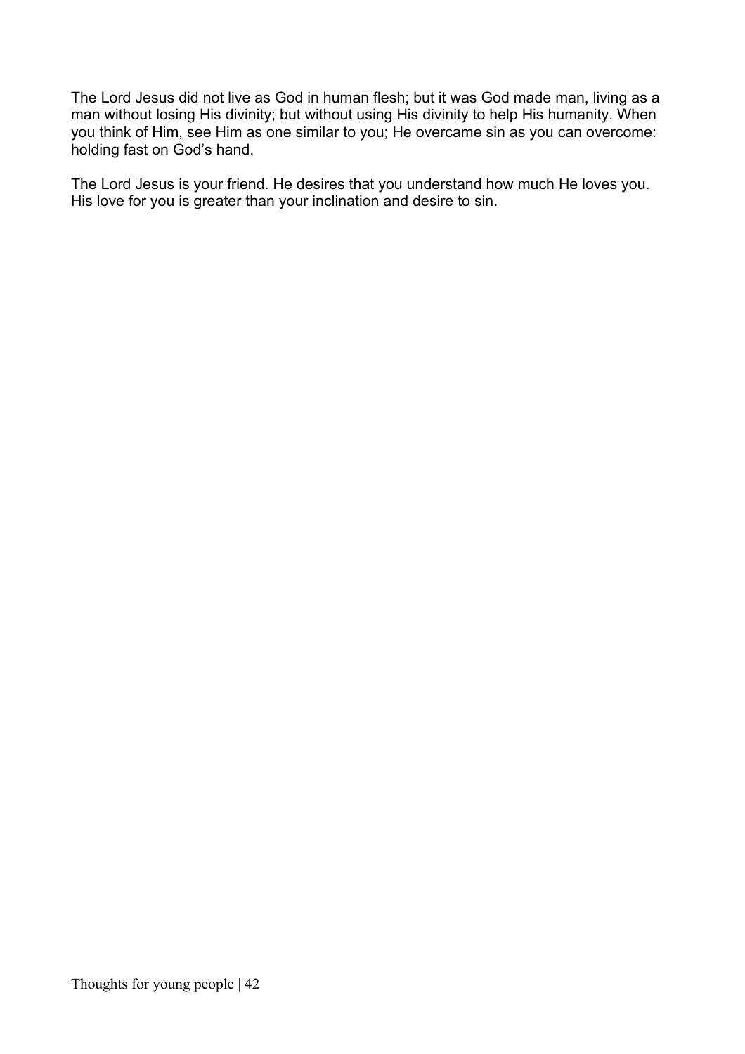The Lord Jesus did not live as God in human flesh; but it was God made man, living as a man without losing His divinity; but without using His divinity to help His humanity. When you think of Him, see Him as one similar to you; He overcame sin as you can overcome: holding fast on God's hand.

The Lord Jesus is your friend. He desires that you understand how much He loves you. His love for you is greater than your inclination and desire to sin.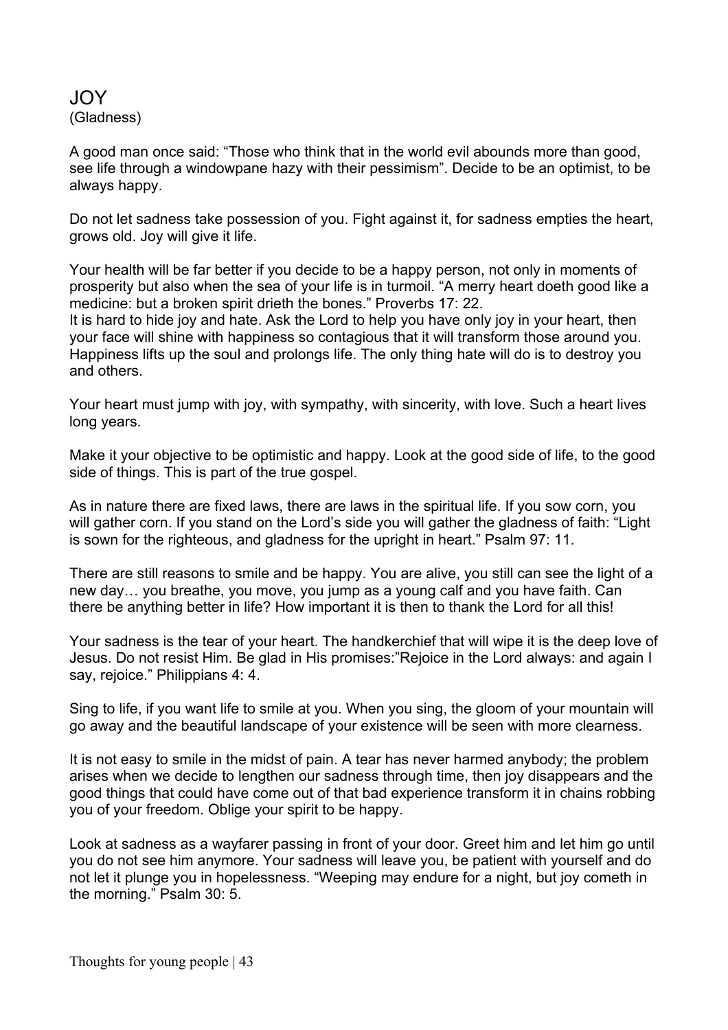# JOY

(Gladness)

A good man once said: “Those who think that in the world evil abounds more than good, see life through a windowpane hazy with their pessimism”. Decide to be an optimist, to be always happy.

Do not let sadness take possession of you. Fight against it, for sadness empties the heart, grows old. Joy will give it life.

Your health will be far better if you decide to be a happy person, not only in moments of prosperity but also when the sea of your life is in turmoil. “A merry heart doeth good like a medicine: but a broken spirit drieth the bones.” Proverbs 17: 22.
It is hard to hide joy and hate. Ask the Lord to help you have only joy in your heart, then your face will shine with happiness so contagious that it will transform those around you. Happiness lifts up the soul and prolongs life. The only thing hate will do is to destroy you and others.

Your heart must jump with joy, with sympathy, with sincerity, with love. Such a heart lives long years.

Make it your objective to be optimistic and happy. Look at the good side of life, to the good side of things. This is part of the true gospel.

As in nature there are fixed laws, there are laws in the spiritual life. If you sow corn, you will gather corn. If you stand on the Lord’s side you will gather the gladness of faith: “Light is sown for the righteous, and gladness for the upright in heart.” Psalm 97: 11.

There are still reasons to smile and be happy. You are alive, you still can see the light of a new day… you breathe, you move, you jump as a young calf and you have faith. Can there be anything better in life? How important it is then to thank the Lord for all this!

Your sadness is the tear of your heart. The handkerchief that will wipe it is the deep love of Jesus. Do not resist Him. Be glad in His promises:”Rejoice in the Lord always: and again I say, rejoice.” Philippians 4: 4.

Sing to life, if you want life to smile at you. When you sing, the gloom of your mountain will go away and the beautiful landscape of your existence will be seen with more clearness.

It is not easy to smile in the midst of pain. A tear has never harmed anybody; the problem arises when we decide to lengthen our sadness through time, then joy disappears and the good things that could have come out of that bad experience transform it in chains robbing you of your freedom. Oblige your spirit to be happy.

Look at sadness as a wayfarer passing in front of your door. Greet him and let him go until you do not see him anymore. Your sadness will leave you, be patient with yourself and do not let it plunge you in hopelessness. “Weeping may endure for a night, but joy cometh in the morning.” Psalm 30: 5.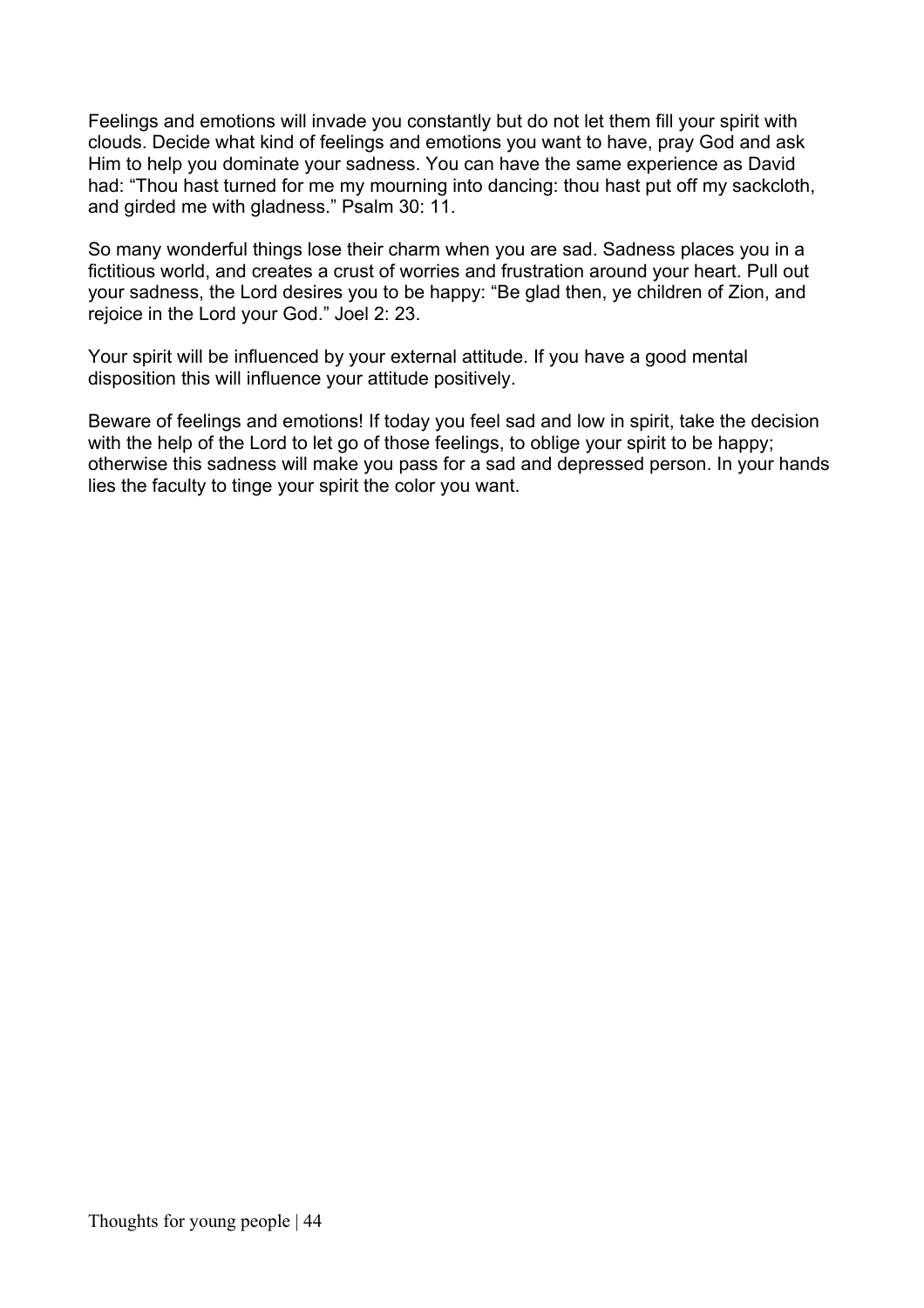Feelings and emotions will invade you constantly but do not let them fill your spirit with clouds. Decide what kind of feelings and emotions you want to have, pray God and ask Him to help you dominate your sadness. You can have the same experience as David had: “Thou hast turned for me my mourning into dancing: thou hast put off my sackcloth, and girded me with gladness.” Psalm 30: 11.

So many wonderful things lose their charm when you are sad. Sadness places you in a fictitious world, and creates a crust of worries and frustration around your heart. Pull out your sadness, the Lord desires you to be happy: “Be glad then, ye children of Zion, and rejoice in the Lord your God.” Joel 2: 23.

Your spirit will be influenced by your external attitude. If you have a good mental disposition this will influence your attitude positively.

Beware of feelings and emotions! If today you feel sad and low in spirit, take the decision with the help of the Lord to let go of those feelings, to oblige your spirit to be happy; otherwise this sadness will make you pass for a sad and depressed person. In your hands lies the faculty to tinge your spirit the color you want.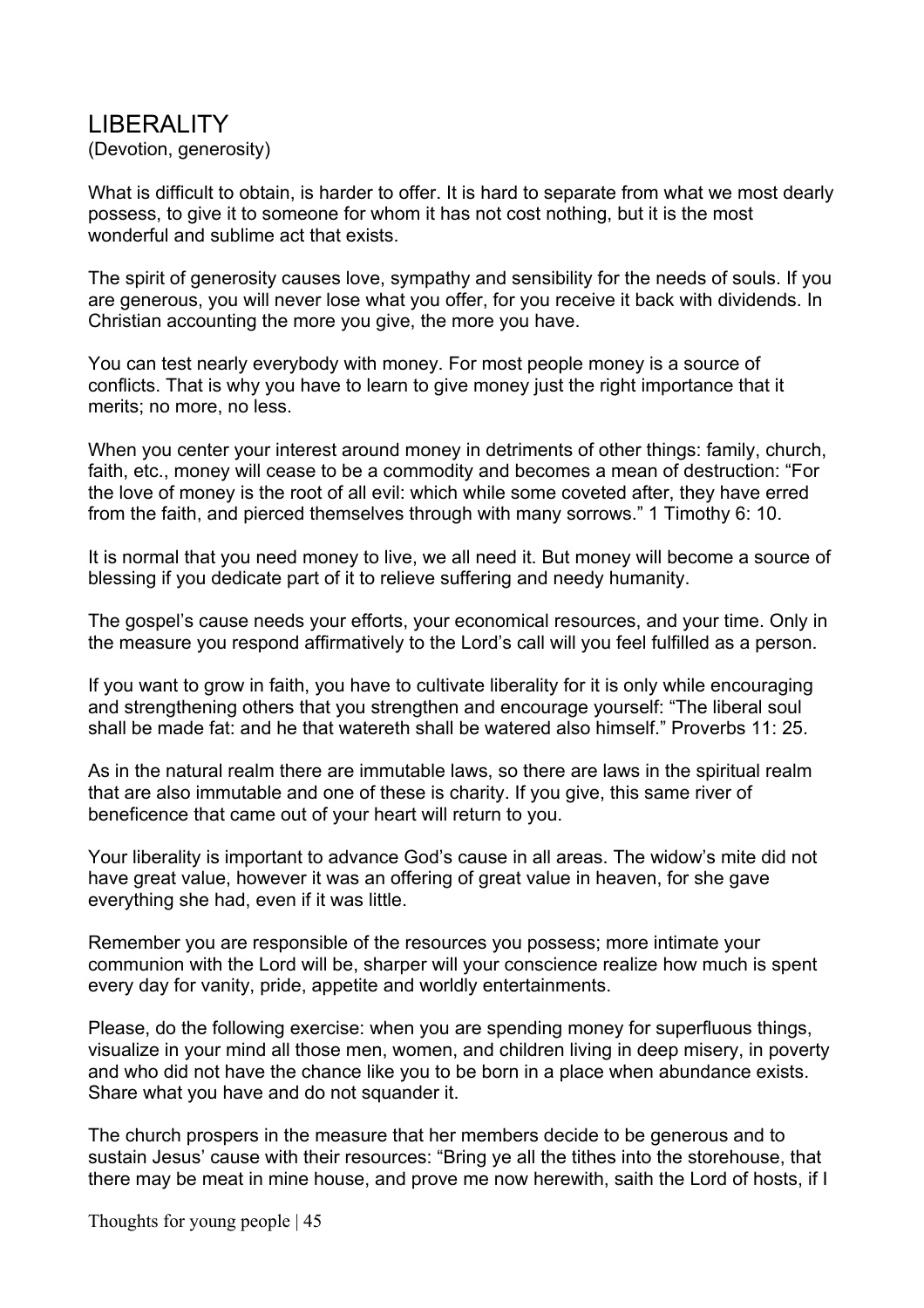# LIBERALITY

(Devotion, generosity)

What is difficult to obtain, is harder to offer. It is hard to separate from what we most dearly possess, to give it to someone for whom it has not cost nothing, but it is the most wonderful and sublime act that exists.

The spirit of generosity causes love, sympathy and sensibility for the needs of souls. If you are generous, you will never lose what you offer, for you receive it back with dividends. In Christian accounting the more you give, the more you have.

You can test nearly everybody with money. For most people money is a source of conflicts. That is why you have to learn to give money just the right importance that it merits; no more, no less.

When you center your interest around money in detriments of other things: family, church, faith, etc., money will cease to be a commodity and becomes a mean of destruction: "For the love of money is the root of all evil: which while some coveted after, they have erred from the faith, and pierced themselves through with many sorrows." 1 Timothy 6: 10.

It is normal that you need money to live, we all need it. But money will become a source of blessing if you dedicate part of it to relieve suffering and needy humanity.

The gospel's cause needs your efforts, your economical resources, and your time. Only in the measure you respond affirmatively to the Lord's call will you feel fulfilled as a person.

If you want to grow in faith, you have to cultivate liberality for it is only while encouraging and strengthening others that you strengthen and encourage yourself: "The liberal soul shall be made fat: and he that watereth shall be watered also himself." Proverbs 11: 25.

As in the natural realm there are immutable laws, so there are laws in the spiritual realm that are also immutable and one of these is charity. If you give, this same river of beneficence that came out of your heart will return to you.

Your liberality is important to advance God's cause in all areas. The widow's mite did not have great value, however it was an offering of great value in heaven, for she gave everything she had, even if it was little.

Remember you are responsible of the resources you possess; more intimate your communion with the Lord will be, sharper will your conscience realize how much is spent every day for vanity, pride, appetite and worldly entertainments.

Please, do the following exercise: when you are spending money for superfluous things, visualize in your mind all those men, women, and children living in deep misery, in poverty and who did not have the chance like you to be born in a place when abundance exists. Share what you have and do not squander it.

The church prospers in the measure that her members decide to be generous and to sustain Jesus' cause with their resources: "Bring ye all the tithes into the storehouse, that there may be meat in mine house, and prove me now herewith, saith the Lord of hosts, if I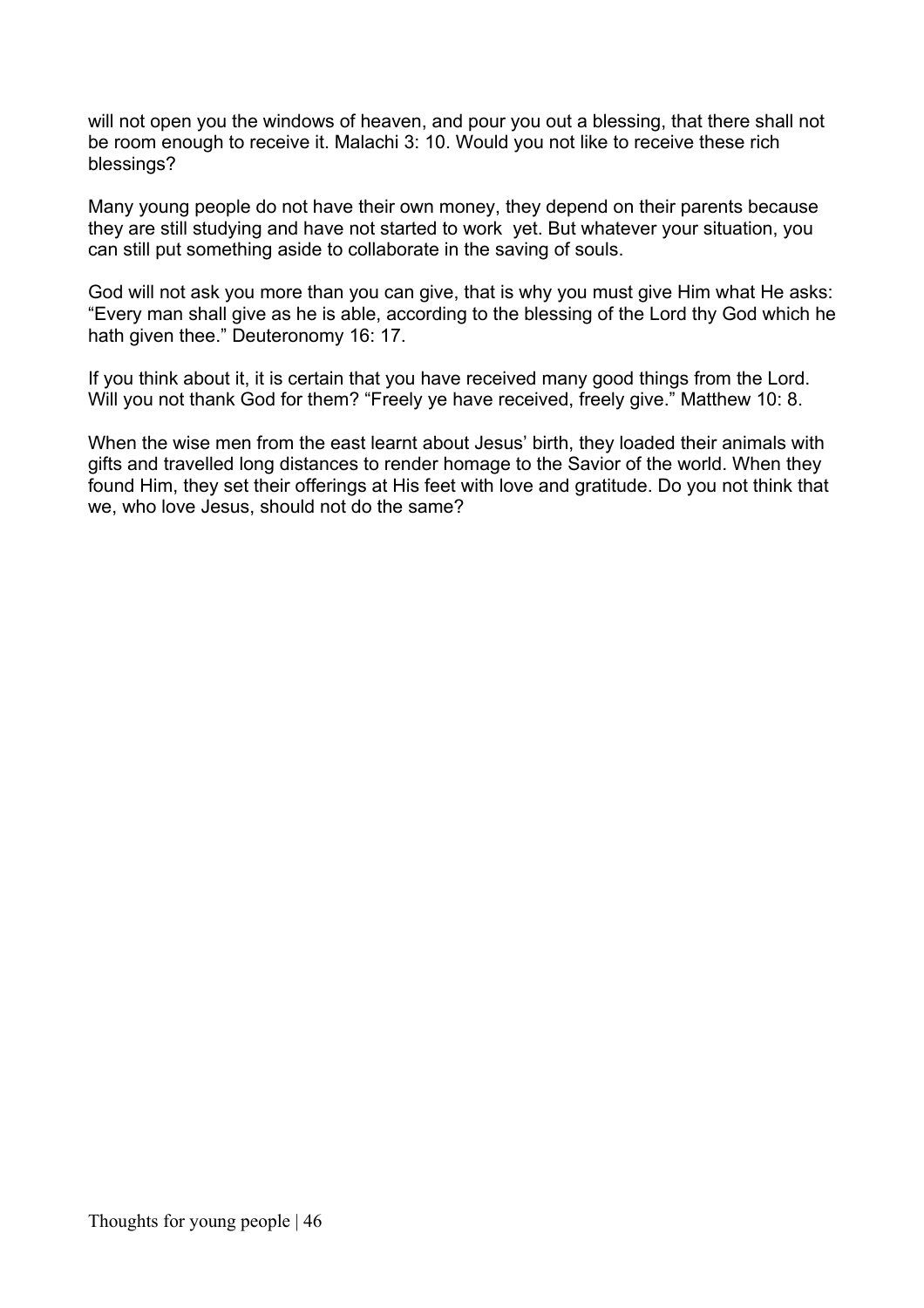will not open you the windows of heaven, and pour you out a blessing, that there shall not be room enough to receive it. Malachi 3: 10. Would you not like to receive these rich blessings?

Many young people do not have their own money, they depend on their parents because they are still studying and have not started to work yet. But whatever your situation, you can still put something aside to collaborate in the saving of souls.

God will not ask you more than you can give, that is why you must give Him what He asks: “Every man shall give as he is able, according to the blessing of the Lord thy God which he hath given thee.” Deuteronomy 16: 17.

If you think about it, it is certain that you have received many good things from the Lord. Will you not thank God for them? “Freely ye have received, freely give.” Matthew 10: 8.

When the wise men from the east learnt about Jesus’ birth, they loaded their animals with gifts and travelled long distances to render homage to the Savior of the world. When they found Him, they set their offerings at His feet with love and gratitude. Do you not think that we, who love Jesus, should not do the same?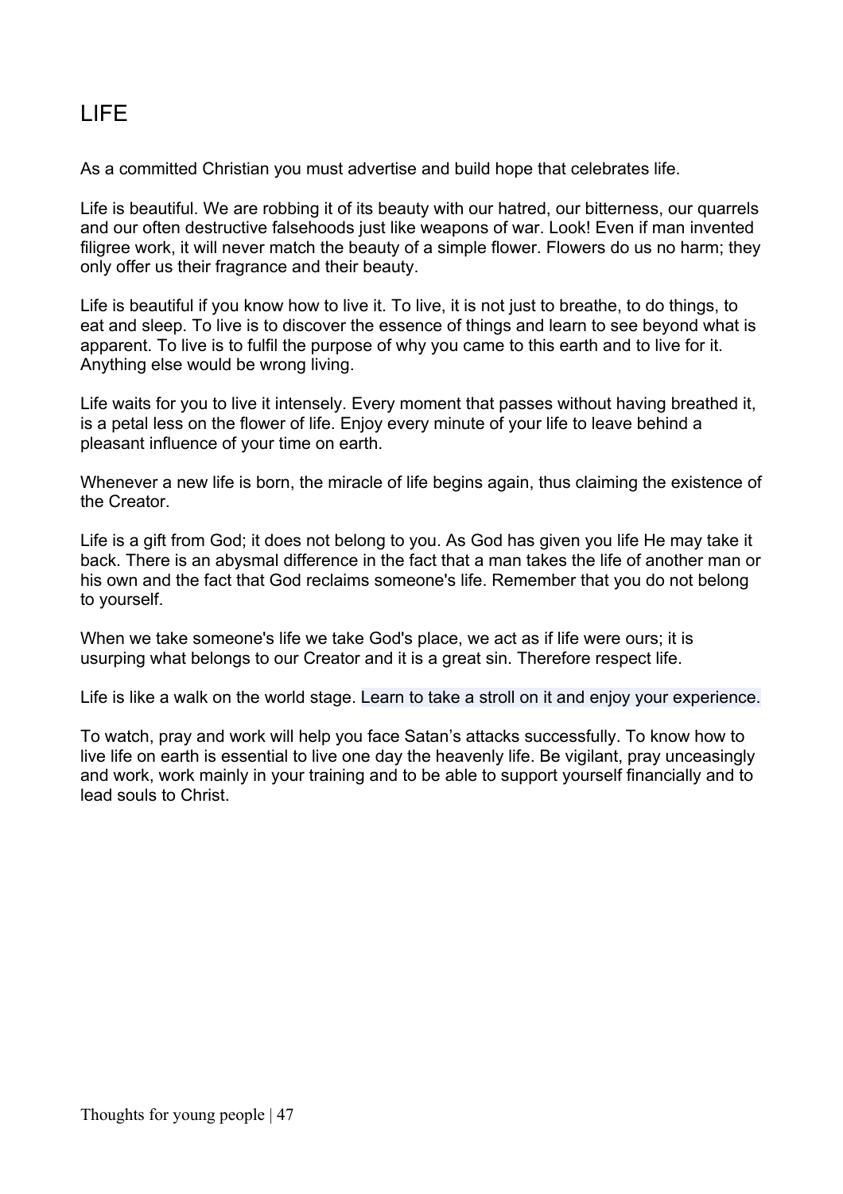# LIFE

As a committed Christian you must advertise and build hope that celebrates life.

Life is beautiful. We are robbing it of its beauty with our hatred, our bitterness, our quarrels and our often destructive falsehoods just like weapons of war. Look! Even if man invented filigree work, it will never match the beauty of a simple flower. Flowers do us no harm; they only offer us their fragrance and their beauty.

Life is beautiful if you know how to live it. To live, it is not just to breathe, to do things, to eat and sleep. To live is to discover the essence of things and learn to see beyond what is apparent. To live is to fulfil the purpose of why you came to this earth and to live for it. Anything else would be wrong living.

Life waits for you to live it intensely. Every moment that passes without having breathed it, is a petal less on the flower of life. Enjoy every minute of your life to leave behind a pleasant influence of your time on earth.

Whenever a new life is born, the miracle of life begins again, thus claiming the existence of the Creator.

Life is a gift from God; it does not belong to you. As God has given you life He may take it back. There is an abysmal difference in the fact that a man takes the life of another man or his own and the fact that God reclaims someone's life. Remember that you do not belong to yourself.

When we take someone's life we take God's place, we act as if life were ours; it is usurping what belongs to our Creator and it is a great sin. Therefore respect life.

Life is like a walk on the world stage. Learn to take a stroll on it and enjoy your experience.

To watch, pray and work will help you face Satan's attacks successfully. To know how to live life on earth is essential to live one day the heavenly life. Be vigilant, pray unceasingly and work, work mainly in your training and to be able to support yourself financially and to lead souls to Christ.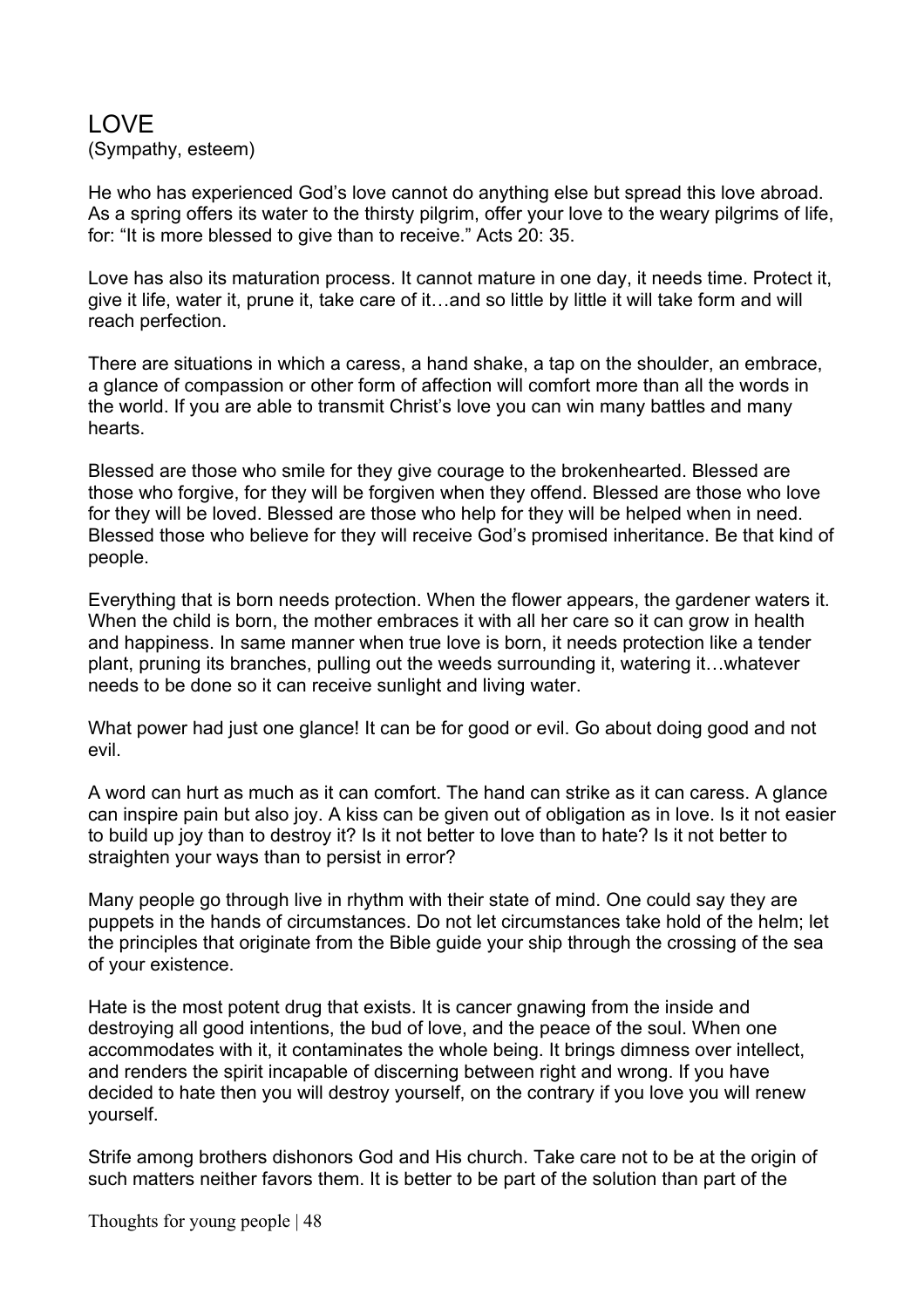# LOVE

(Sympathy, esteem)

He who has experienced God's love cannot do anything else but spread this love abroad. As a spring offers its water to the thirsty pilgrim, offer your love to the weary pilgrims of life, for: "It is more blessed to give than to receive." Acts 20: 35.

Love has also its maturation process. It cannot mature in one day, it needs time. Protect it, give it life, water it, prune it, take care of it…and so little by little it will take form and will reach perfection.

There are situations in which a caress, a hand shake, a tap on the shoulder, an embrace, a glance of compassion or other form of affection will comfort more than all the words in the world. If you are able to transmit Christ's love you can win many battles and many hearts.

Blessed are those who smile for they give courage to the brokenhearted. Blessed are those who forgive, for they will be forgiven when they offend. Blessed are those who love for they will be loved. Blessed are those who help for they will be helped when in need. Blessed those who believe for they will receive God's promised inheritance. Be that kind of people.

Everything that is born needs protection. When the flower appears, the gardener waters it. When the child is born, the mother embraces it with all her care so it can grow in health and happiness. In same manner when true love is born, it needs protection like a tender plant, pruning its branches, pulling out the weeds surrounding it, watering it…whatever needs to be done so it can receive sunlight and living water.

What power had just one glance! It can be for good or evil. Go about doing good and not evil.

A word can hurt as much as it can comfort. The hand can strike as it can caress. A glance can inspire pain but also joy. A kiss can be given out of obligation as in love. Is it not easier to build up joy than to destroy it? Is it not better to love than to hate? Is it not better to straighten your ways than to persist in error?

Many people go through live in rhythm with their state of mind. One could say they are puppets in the hands of circumstances. Do not let circumstances take hold of the helm; let the principles that originate from the Bible guide your ship through the crossing of the sea of your existence.

Hate is the most potent drug that exists. It is cancer gnawing from the inside and destroying all good intentions, the bud of love, and the peace of the soul. When one accommodates with it, it contaminates the whole being. It brings dimness over intellect, and renders the spirit incapable of discerning between right and wrong. If you have decided to hate then you will destroy yourself, on the contrary if you love you will renew yourself.

Strife among brothers dishonors God and His church. Take care not to be at the origin of such matters neither favors them. It is better to be part of the solution than part of the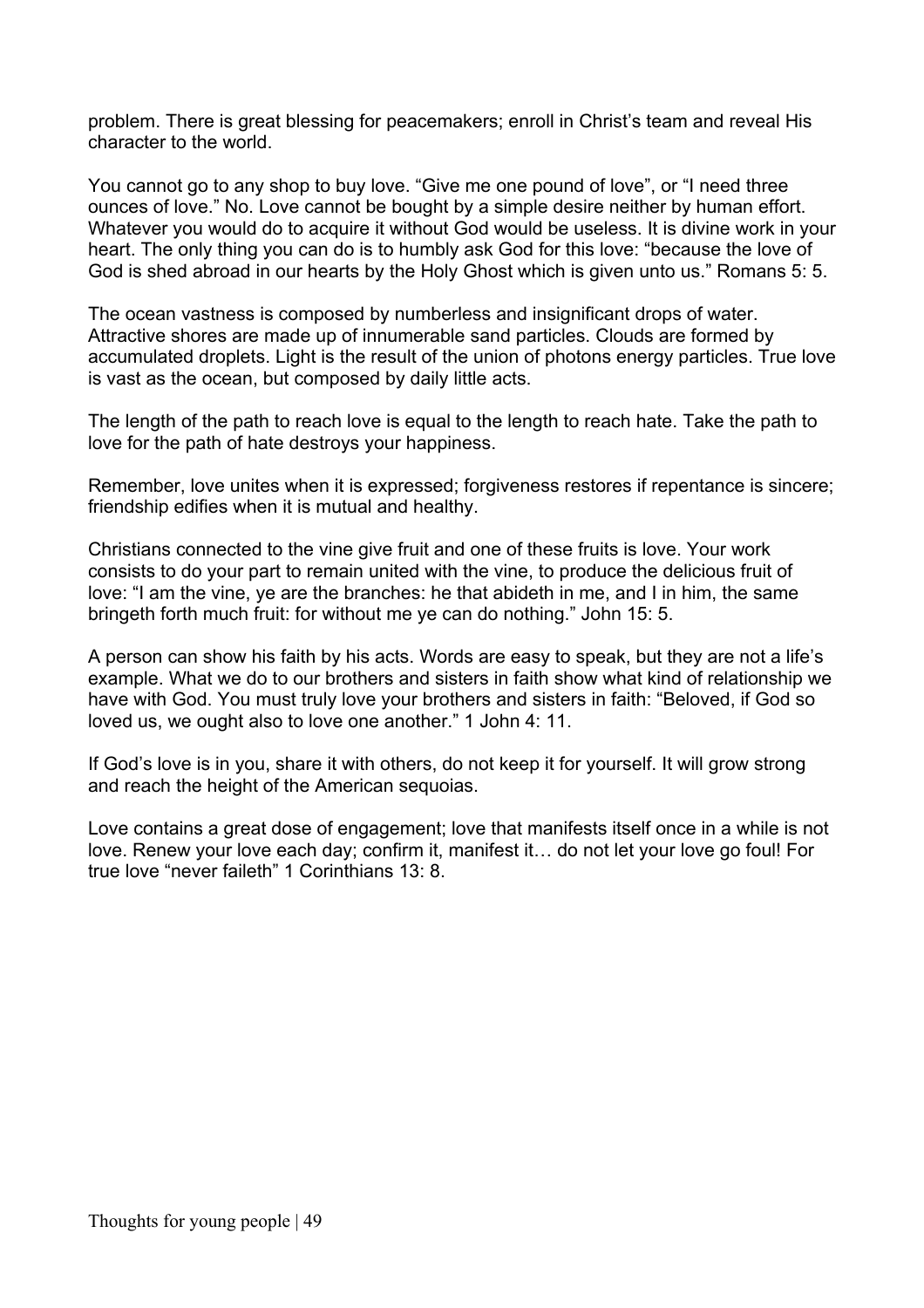problem. There is great blessing for peacemakers; enroll in Christ's team and reveal His character to the world.

You cannot go to any shop to buy love. "Give me one pound of love", or "I need three ounces of love." No. Love cannot be bought by a simple desire neither by human effort. Whatever you would do to acquire it without God would be useless. It is divine work in your heart. The only thing you can do is to humbly ask God for this love: "because the love of God is shed abroad in our hearts by the Holy Ghost which is given unto us." Romans 5: 5.

The ocean vastness is composed by numberless and insignificant drops of water. Attractive shores are made up of innumerable sand particles. Clouds are formed by accumulated droplets. Light is the result of the union of photons energy particles. True love is vast as the ocean, but composed by daily little acts.

The length of the path to reach love is equal to the length to reach hate. Take the path to love for the path of hate destroys your happiness.

Remember, love unites when it is expressed; forgiveness restores if repentance is sincere; friendship edifies when it is mutual and healthy.

Christians connected to the vine give fruit and one of these fruits is love. Your work consists to do your part to remain united with the vine, to produce the delicious fruit of love: "I am the vine, ye are the branches: he that abideth in me, and I in him, the same bringeth forth much fruit: for without me ye can do nothing." John 15: 5.

A person can show his faith by his acts. Words are easy to speak, but they are not a life's example. What we do to our brothers and sisters in faith show what kind of relationship we have with God. You must truly love your brothers and sisters in faith: "Beloved, if God so loved us, we ought also to love one another." 1 John 4: 11.

If God's love is in you, share it with others, do not keep it for yourself. It will grow strong and reach the height of the American sequoias.

Love contains a great dose of engagement; love that manifests itself once in a while is not love. Renew your love each day; confirm it, manifest it… do not let your love go foul! For true love "never faileth" 1 Corinthians 13: 8.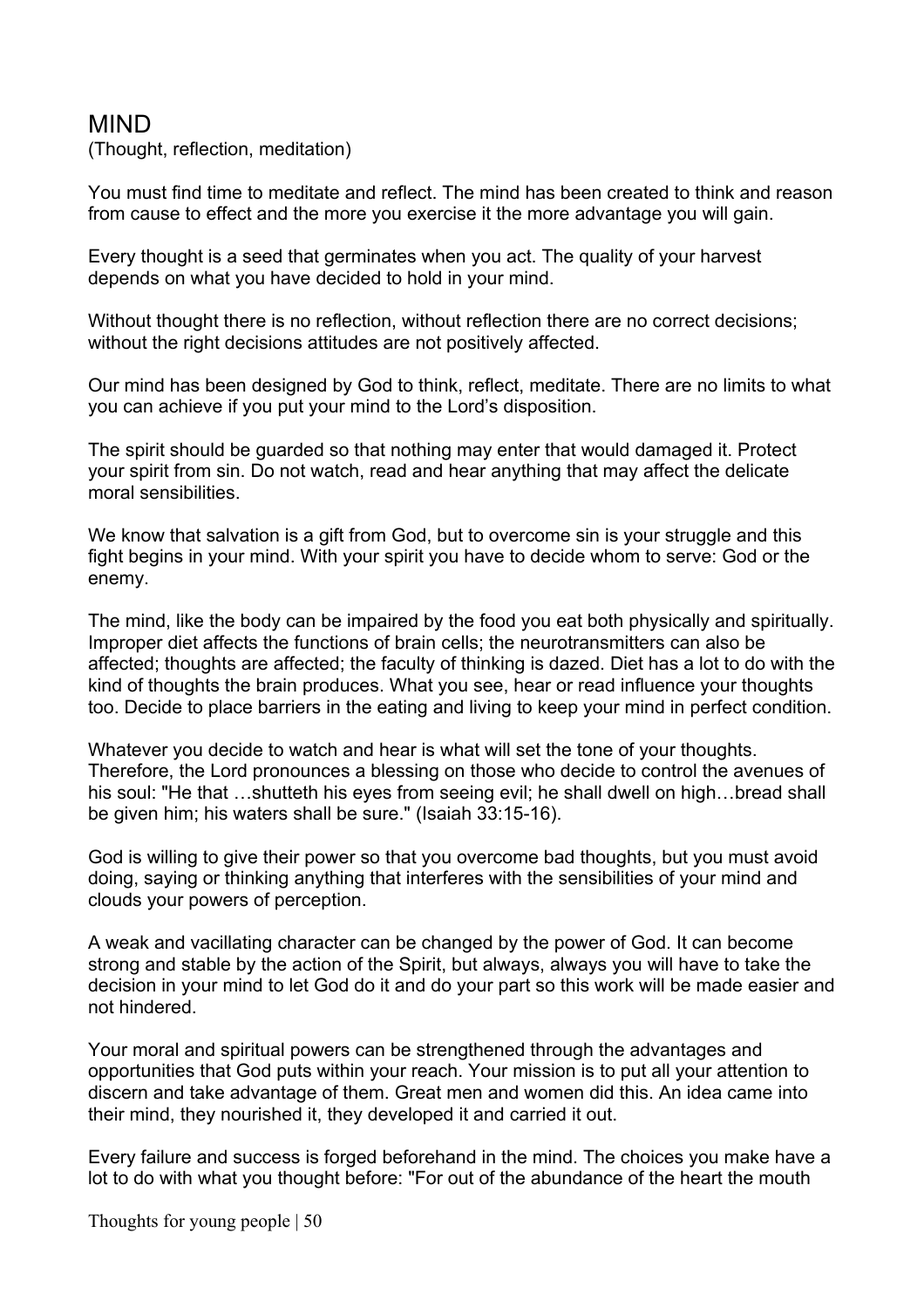# MIND

(Thought, reflection, meditation)

You must find time to meditate and reflect. The mind has been created to think and reason from cause to effect and the more you exercise it the more advantage you will gain.

Every thought is a seed that germinates when you act. The quality of your harvest depends on what you have decided to hold in your mind.

Without thought there is no reflection, without reflection there are no correct decisions; without the right decisions attitudes are not positively affected.

Our mind has been designed by God to think, reflect, meditate. There are no limits to what you can achieve if you put your mind to the Lord's disposition.

The spirit should be guarded so that nothing may enter that would damaged it. Protect your spirit from sin. Do not watch, read and hear anything that may affect the delicate moral sensibilities.

We know that salvation is a gift from God, but to overcome sin is your struggle and this fight begins in your mind. With your spirit you have to decide whom to serve: God or the enemy.

The mind, like the body can be impaired by the food you eat both physically and spiritually. Improper diet affects the functions of brain cells; the neurotransmitters can also be affected; thoughts are affected; the faculty of thinking is dazed. Diet has a lot to do with the kind of thoughts the brain produces. What you see, hear or read influence your thoughts too. Decide to place barriers in the eating and living to keep your mind in perfect condition.

Whatever you decide to watch and hear is what will set the tone of your thoughts. Therefore, the Lord pronounces a blessing on those who decide to control the avenues of his soul: "He that …shutteth his eyes from seeing evil; he shall dwell on high…bread shall be given him; his waters shall be sure." (Isaiah 33:15-16).

God is willing to give their power so that you overcome bad thoughts, but you must avoid doing, saying or thinking anything that interferes with the sensibilities of your mind and clouds your powers of perception.

A weak and vacillating character can be changed by the power of God. It can become strong and stable by the action of the Spirit, but always, always you will have to take the decision in your mind to let God do it and do your part so this work will be made easier and not hindered.

Your moral and spiritual powers can be strengthened through the advantages and opportunities that God puts within your reach. Your mission is to put all your attention to discern and take advantage of them. Great men and women did this. An idea came into their mind, they nourished it, they developed it and carried it out.

Every failure and success is forged beforehand in the mind. The choices you make have a lot to do with what you thought before: "For out of the abundance of the heart the mouth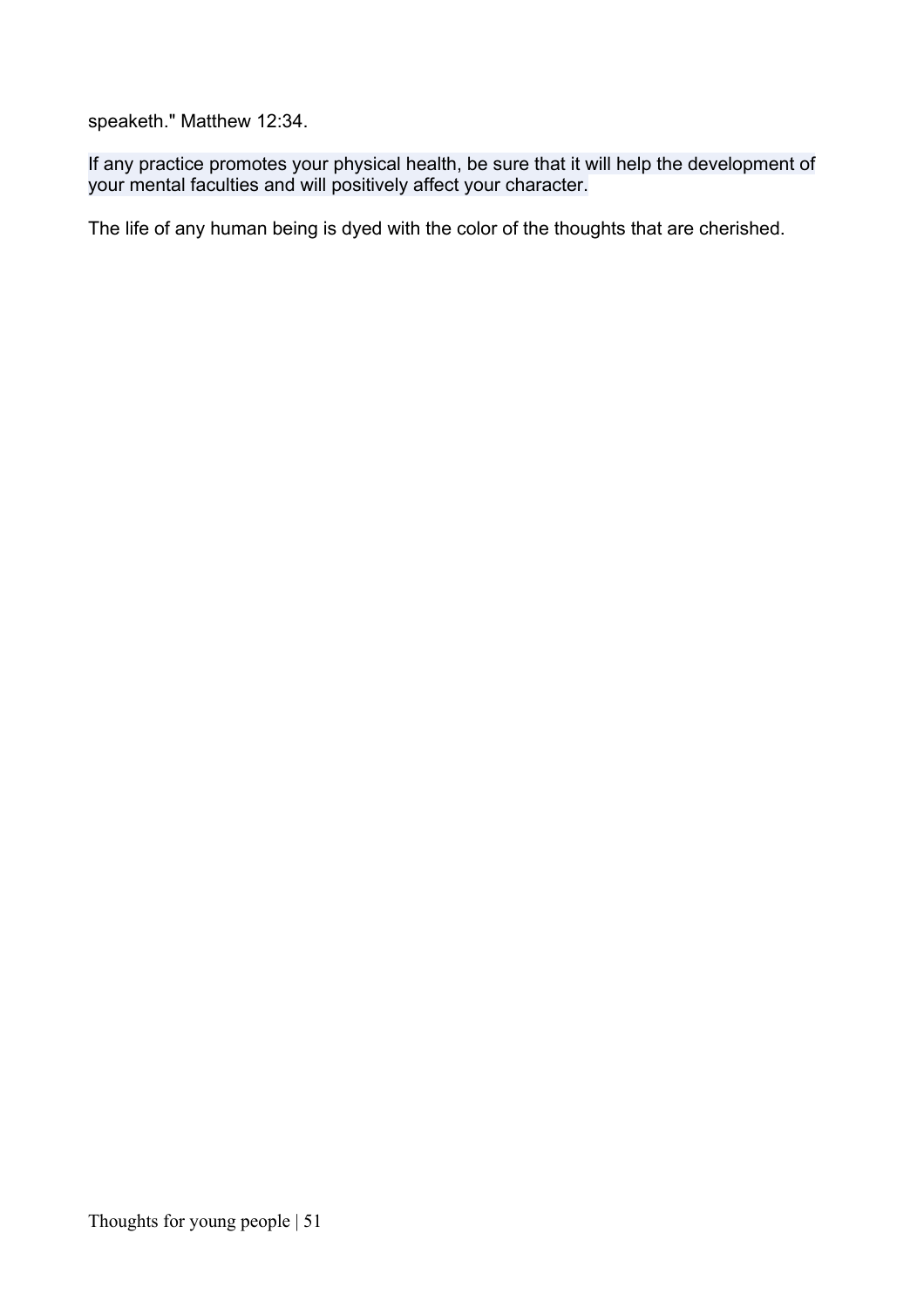speaketh." Matthew 12:34.

If any practice promotes your physical health, be sure that it will help the development of your mental faculties and will positively affect your character.

The life of any human being is dyed with the color of the thoughts that are cherished.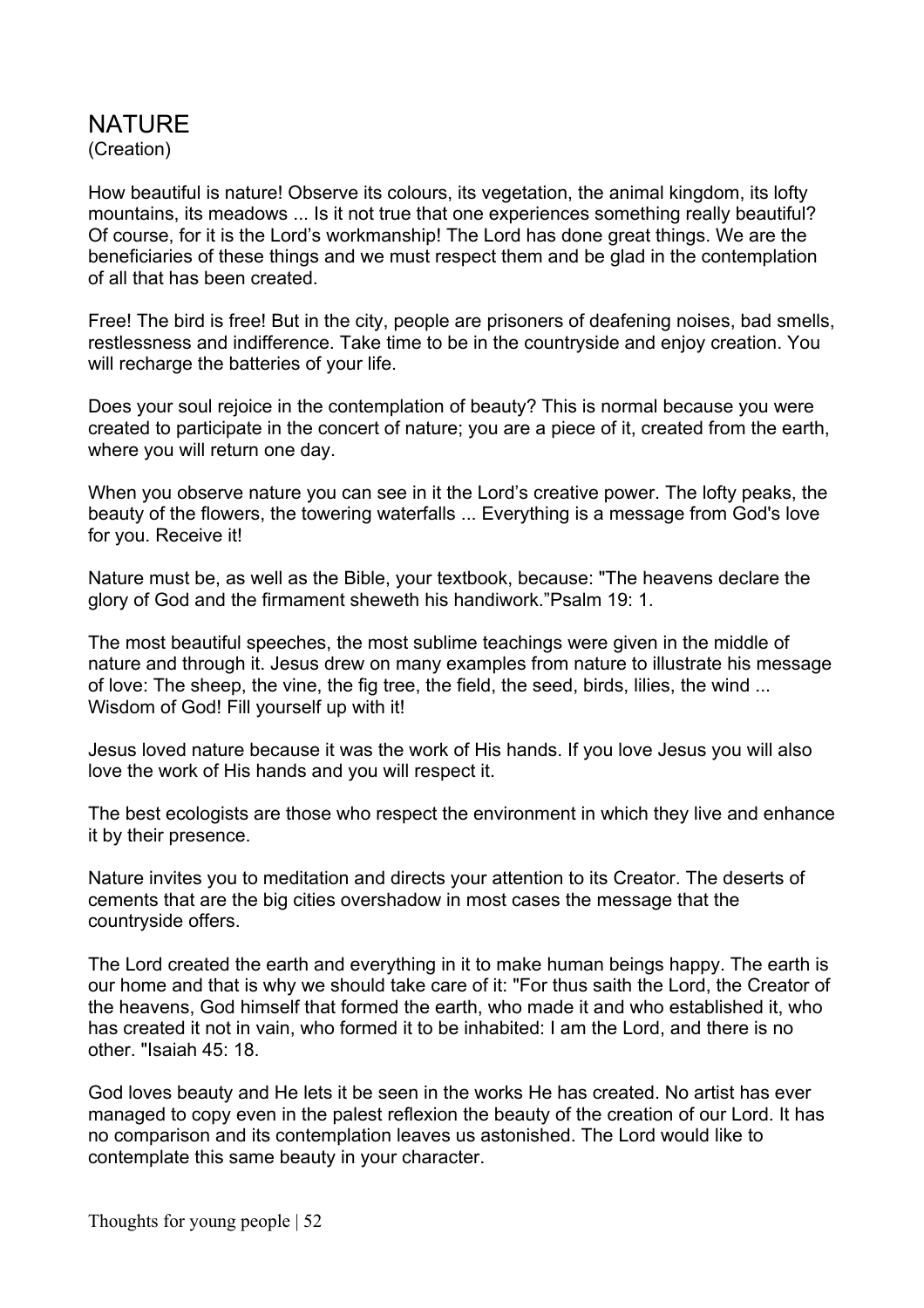# NATURE

(Creation)

How beautiful is nature! Observe its colours, its vegetation, the animal kingdom, its lofty mountains, its meadows ... Is it not true that one experiences something really beautiful? Of course, for it is the Lord's workmanship! The Lord has done great things. We are the beneficiaries of these things and we must respect them and be glad in the contemplation of all that has been created.

Free! The bird is free! But in the city, people are prisoners of deafening noises, bad smells, restlessness and indifference. Take time to be in the countryside and enjoy creation. You will recharge the batteries of your life.

Does your soul rejoice in the contemplation of beauty? This is normal because you were created to participate in the concert of nature; you are a piece of it, created from the earth, where you will return one day.

When you observe nature you can see in it the Lord's creative power. The lofty peaks, the beauty of the flowers, the towering waterfalls ... Everything is a message from God's love for you. Receive it!

Nature must be, as well as the Bible, your textbook, because: "The heavens declare the glory of God and the firmament sheweth his handiwork."Psalm 19: 1.

The most beautiful speeches, the most sublime teachings were given in the middle of nature and through it. Jesus drew on many examples from nature to illustrate his message of love: The sheep, the vine, the fig tree, the field, the seed, birds, lilies, the wind ... Wisdom of God! Fill yourself up with it!

Jesus loved nature because it was the work of His hands. If you love Jesus you will also love the work of His hands and you will respect it.

The best ecologists are those who respect the environment in which they live and enhance it by their presence.

Nature invites you to meditation and directs your attention to its Creator. The deserts of cements that are the big cities overshadow in most cases the message that the countryside offers.

The Lord created the earth and everything in it to make human beings happy. The earth is our home and that is why we should take care of it: "For thus saith the Lord, the Creator of the heavens, God himself that formed the earth, who made it and who established it, who has created it not in vain, who formed it to be inhabited: I am the Lord, and there is no other. "Isaiah 45: 18.

God loves beauty and He lets it be seen in the works He has created. No artist has ever managed to copy even in the palest reflexion the beauty of the creation of our Lord. It has no comparison and its contemplation leaves us astonished. The Lord would like to contemplate this same beauty in your character.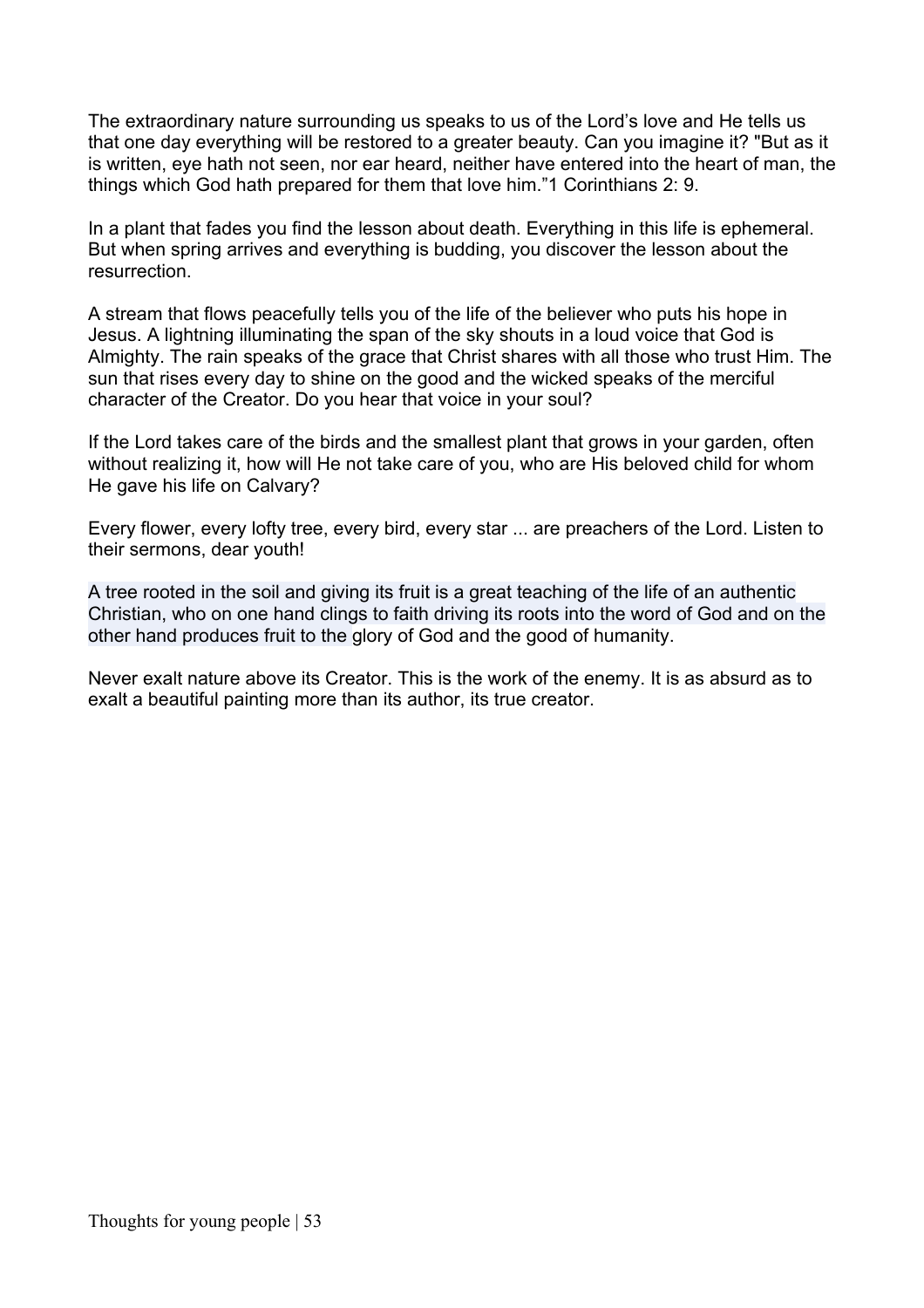The extraordinary nature surrounding us speaks to us of the Lord's love and He tells us that one day everything will be restored to a greater beauty. Can you imagine it? "But as it is written, eye hath not seen, nor ear heard, neither have entered into the heart of man, the things which God hath prepared for them that love him."1 Corinthians 2: 9.

In a plant that fades you find the lesson about death. Everything in this life is ephemeral. But when spring arrives and everything is budding, you discover the lesson about the resurrection.

A stream that flows peacefully tells you of the life of the believer who puts his hope in Jesus. A lightning illuminating the span of the sky shouts in a loud voice that God is Almighty. The rain speaks of the grace that Christ shares with all those who trust Him. The sun that rises every day to shine on the good and the wicked speaks of the merciful character of the Creator. Do you hear that voice in your soul?

If the Lord takes care of the birds and the smallest plant that grows in your garden, often without realizing it, how will He not take care of you, who are His beloved child for whom He gave his life on Calvary?

Every flower, every lofty tree, every bird, every star ... are preachers of the Lord. Listen to their sermons, dear youth!

A tree rooted in the soil and giving its fruit is a great teaching of the life of an authentic Christian, who on one hand clings to faith driving its roots into the word of God and on the other hand produces fruit to the glory of God and the good of humanity.

Never exalt nature above its Creator. This is the work of the enemy. It is as absurd as to exalt a beautiful painting more than its author, its true creator.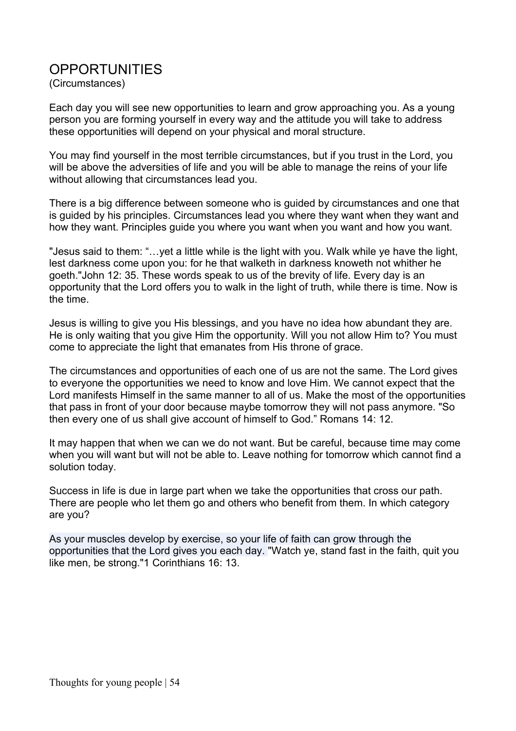# OPPORTUNITIES

(Circumstances)

Each day you will see new opportunities to learn and grow approaching you. As a young person you are forming yourself in every way and the attitude you will take to address these opportunities will depend on your physical and moral structure.

You may find yourself in the most terrible circumstances, but if you trust in the Lord, you will be above the adversities of life and you will be able to manage the reins of your life without allowing that circumstances lead you.

There is a big difference between someone who is guided by circumstances and one that is guided by his principles. Circumstances lead you where they want when they want and how they want. Principles guide you where you want when you want and how you want.

"Jesus said to them: "…yet a little while is the light with you. Walk while ye have the light, lest darkness come upon you: for he that walketh in darkness knoweth not whither he goeth."John 12: 35. These words speak to us of the brevity of life. Every day is an opportunity that the Lord offers you to walk in the light of truth, while there is time. Now is the time.

Jesus is willing to give you His blessings, and you have no idea how abundant they are. He is only waiting that you give Him the opportunity. Will you not allow Him to? You must come to appreciate the light that emanates from His throne of grace.

The circumstances and opportunities of each one of us are not the same. The Lord gives to everyone the opportunities we need to know and love Him. We cannot expect that the Lord manifests Himself in the same manner to all of us. Make the most of the opportunities that pass in front of your door because maybe tomorrow they will not pass anymore. "So then every one of us shall give account of himself to God." Romans 14: 12.

It may happen that when we can we do not want. But be careful, because time may come when you will want but will not be able to. Leave nothing for tomorrow which cannot find a solution today.

Success in life is due in large part when we take the opportunities that cross our path. There are people who let them go and others who benefit from them. In which category are you?

As your muscles develop by exercise, so your life of faith can grow through the opportunities that the Lord gives you each day. "Watch ye, stand fast in the faith, quit you like men, be strong."1 Corinthians 16: 13.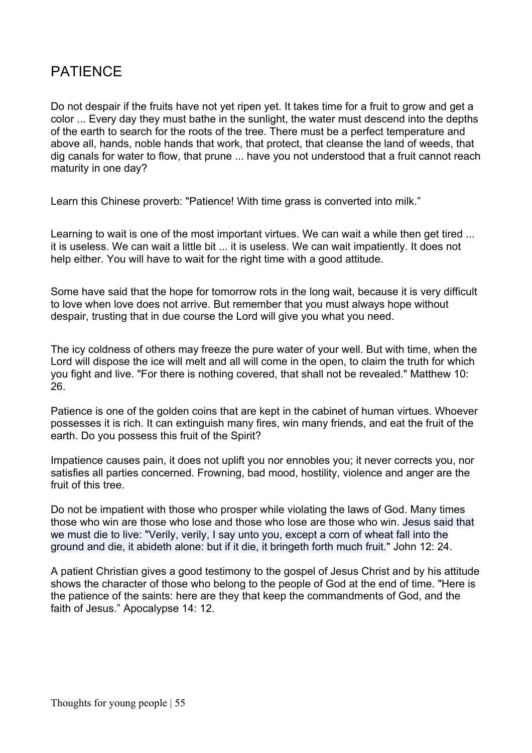# PATIENCE

Do not despair if the fruits have not yet ripen yet. It takes time for a fruit to grow and get a color ... Every day they must bathe in the sunlight, the water must descend into the depths of the earth to search for the roots of the tree. There must be a perfect temperature and above all, hands, noble hands that work, that protect, that cleanse the land of weeds, that dig canals for water to flow, that prune ... have you not understood that a fruit cannot reach maturity in one day?

Learn this Chinese proverb: "Patience! With time grass is converted into milk."

Learning to wait is one of the most important virtues. We can wait a while then get tired ... it is useless. We can wait a little bit ... it is useless. We can wait impatiently. It does not help either. You will have to wait for the right time with a good attitude.

Some have said that the hope for tomorrow rots in the long wait, because it is very difficult to love when love does not arrive. But remember that you must always hope without despair, trusting that in due course the Lord will give you what you need.

The icy coldness of others may freeze the pure water of your well. But with time, when the Lord will dispose the ice will melt and all will come in the open, to claim the truth for which you fight and live. "For there is nothing covered, that shall not be revealed." Matthew 10: 26.

Patience is one of the golden coins that are kept in the cabinet of human virtues. Whoever possesses it is rich. It can extinguish many fires, win many friends, and eat the fruit of the earth. Do you possess this fruit of the Spirit?

Impatience causes pain, it does not uplift you nor ennobles you; it never corrects you, nor satisfies all parties concerned. Frowning, bad mood, hostility, violence and anger are the fruit of this tree.

Do not be impatient with those who prosper while violating the laws of God. Many times those who win are those who lose and those who lose are those who win. Jesus said that we must die to live: "Verily, verily, I say unto you, except a corn of wheat fall into the ground and die, it abideth alone: but if it die, it bringeth forth much fruit." John 12: 24.

A patient Christian gives a good testimony to the gospel of Jesus Christ and by his attitude shows the character of those who belong to the people of God at the end of time. "Here is the patience of the saints: here are they that keep the commandments of God, and the faith of Jesus." Apocalypse 14: 12.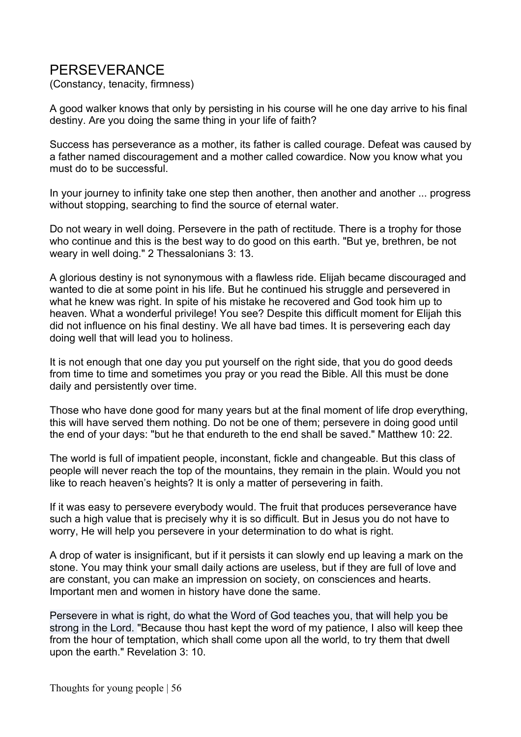# PERSEVERANCE

(Constancy, tenacity, firmness)

A good walker knows that only by persisting in his course will he one day arrive to his final destiny. Are you doing the same thing in your life of faith?

Success has perseverance as a mother, its father is called courage. Defeat was caused by a father named discouragement and a mother called cowardice. Now you know what you must do to be successful.

In your journey to infinity take one step then another, then another and another ... progress without stopping, searching to find the source of eternal water.

Do not weary in well doing. Persevere in the path of rectitude. There is a trophy for those who continue and this is the best way to do good on this earth. "But ye, brethren, be not weary in well doing." 2 Thessalonians 3: 13.

A glorious destiny is not synonymous with a flawless ride. Elijah became discouraged and wanted to die at some point in his life. But he continued his struggle and persevered in what he knew was right. In spite of his mistake he recovered and God took him up to heaven. What a wonderful privilege! You see? Despite this difficult moment for Elijah this did not influence on his final destiny. We all have bad times. It is persevering each day doing well that will lead you to holiness.

It is not enough that one day you put yourself on the right side, that you do good deeds from time to time and sometimes you pray or you read the Bible. All this must be done daily and persistently over time.

Those who have done good for many years but at the final moment of life drop everything, this will have served them nothing. Do not be one of them; persevere in doing good until the end of your days: "but he that endureth to the end shall be saved." Matthew 10: 22.

The world is full of impatient people, inconstant, fickle and changeable. But this class of people will never reach the top of the mountains, they remain in the plain. Would you not like to reach heaven's heights? It is only a matter of persevering in faith.

If it was easy to persevere everybody would. The fruit that produces perseverance have such a high value that is precisely why it is so difficult. But in Jesus you do not have to worry, He will help you persevere in your determination to do what is right.

A drop of water is insignificant, but if it persists it can slowly end up leaving a mark on the stone. You may think your small daily actions are useless, but if they are full of love and are constant, you can make an impression on society, on consciences and hearts. Important men and women in history have done the same.

Persevere in what is right, do what the Word of God teaches you, that will help you be strong in the Lord. "Because thou hast kept the word of my patience, I also will keep thee from the hour of temptation, which shall come upon all the world, to try them that dwell upon the earth." Revelation 3: 10.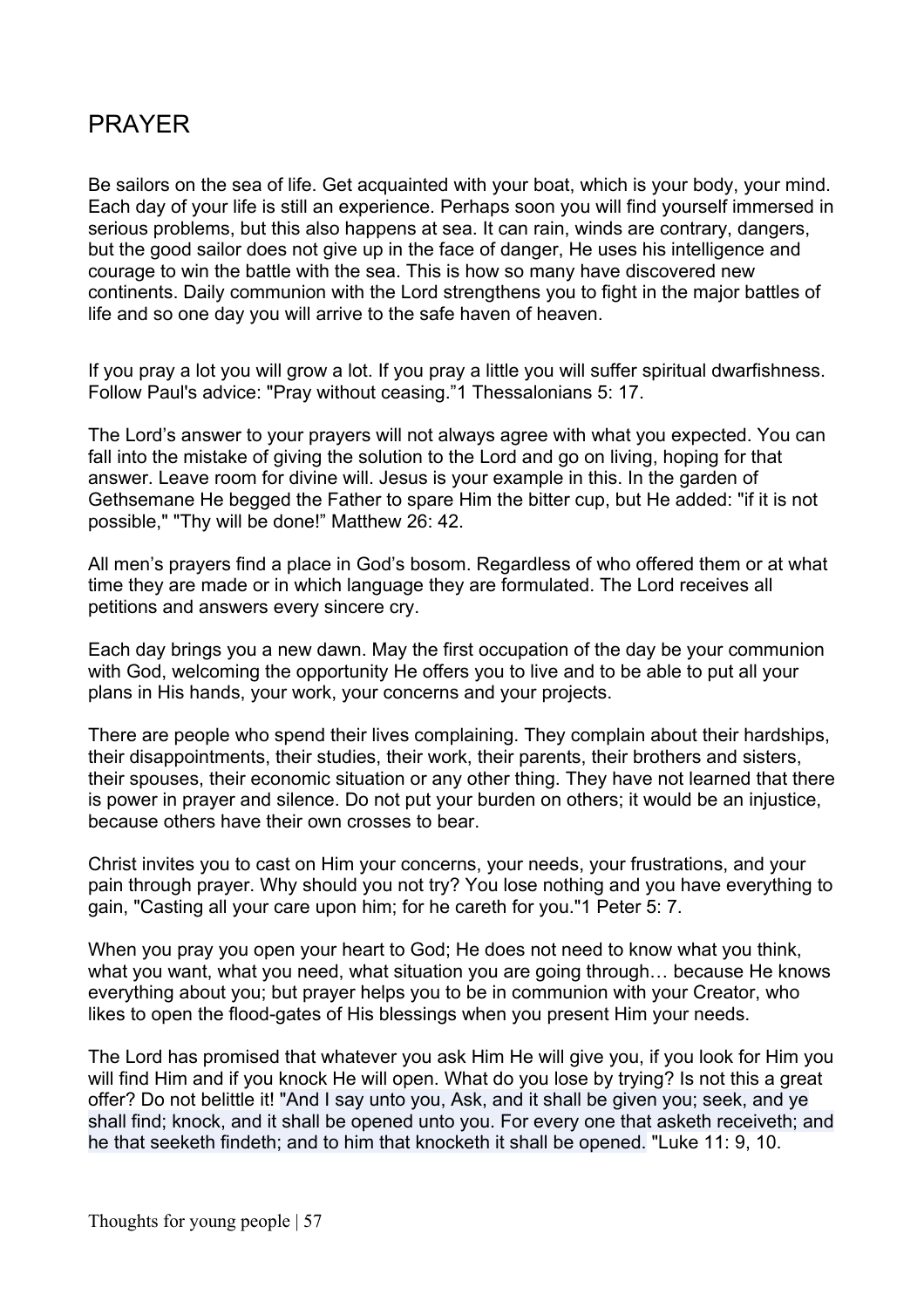# PRAYER

Be sailors on the sea of life. Get acquainted with your boat, which is your body, your mind. Each day of your life is still an experience. Perhaps soon you will find yourself immersed in serious problems, but this also happens at sea. It can rain, winds are contrary, dangers, but the good sailor does not give up in the face of danger, He uses his intelligence and courage to win the battle with the sea. This is how so many have discovered new continents. Daily communion with the Lord strengthens you to fight in the major battles of life and so one day you will arrive to the safe haven of heaven.

If you pray a lot you will grow a lot. If you pray a little you will suffer spiritual dwarfishness. Follow Paul's advice: "Pray without ceasing."1 Thessalonians 5: 17.

The Lord's answer to your prayers will not always agree with what you expected. You can fall into the mistake of giving the solution to the Lord and go on living, hoping for that answer. Leave room for divine will. Jesus is your example in this. In the garden of Gethsemane He begged the Father to spare Him the bitter cup, but He added: "if it is not possible," "Thy will be done!" Matthew 26: 42.

All men's prayers find a place in God's bosom. Regardless of who offered them or at what time they are made or in which language they are formulated. The Lord receives all petitions and answers every sincere cry.

Each day brings you a new dawn. May the first occupation of the day be your communion with God, welcoming the opportunity He offers you to live and to be able to put all your plans in His hands, your work, your concerns and your projects.

There are people who spend their lives complaining. They complain about their hardships, their disappointments, their studies, their work, their parents, their brothers and sisters, their spouses, their economic situation or any other thing. They have not learned that there is power in prayer and silence. Do not put your burden on others; it would be an injustice, because others have their own crosses to bear.

Christ invites you to cast on Him your concerns, your needs, your frustrations, and your pain through prayer. Why should you not try? You lose nothing and you have everything to gain, "Casting all your care upon him; for he careth for you."1 Peter 5: 7.

When you pray you open your heart to God; He does not need to know what you think, what you want, what you need, what situation you are going through… because He knows everything about you; but prayer helps you to be in communion with your Creator, who likes to open the flood-gates of His blessings when you present Him your needs.

The Lord has promised that whatever you ask Him He will give you, if you look for Him you will find Him and if you knock He will open. What do you lose by trying? Is not this a great offer? Do not belittle it! "And I say unto you, Ask, and it shall be given you; seek, and ye shall find; knock, and it shall be opened unto you. For every one that asketh receiveth; and he that seeketh findeth; and to him that knocketh it shall be opened. "Luke 11: 9, 10.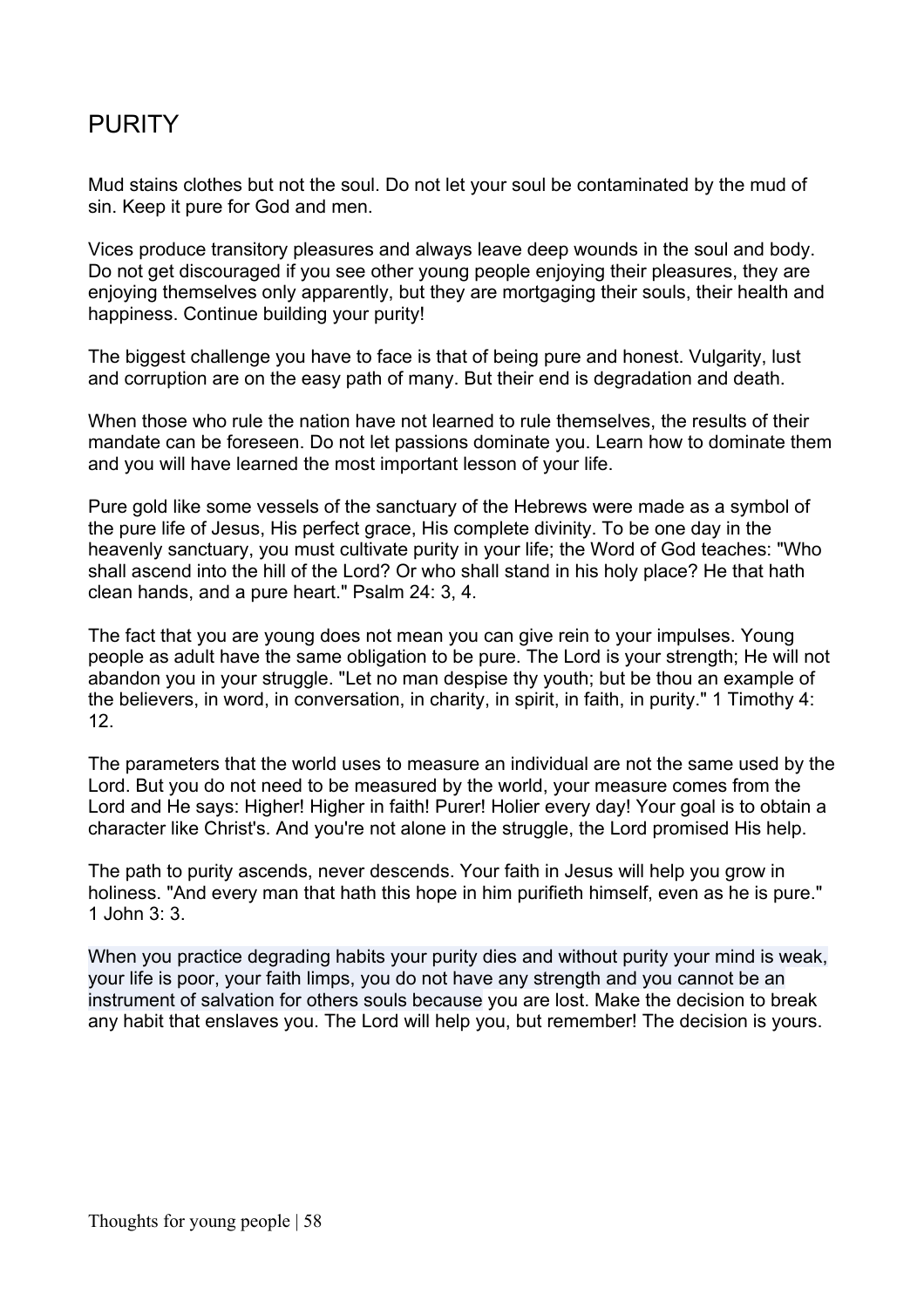# PURITY

Mud stains clothes but not the soul. Do not let your soul be contaminated by the mud of sin. Keep it pure for God and men.

Vices produce transitory pleasures and always leave deep wounds in the soul and body. Do not get discouraged if you see other young people enjoying their pleasures, they are enjoying themselves only apparently, but they are mortgaging their souls, their health and happiness. Continue building your purity!

The biggest challenge you have to face is that of being pure and honest. Vulgarity, lust and corruption are on the easy path of many. But their end is degradation and death.

When those who rule the nation have not learned to rule themselves, the results of their mandate can be foreseen. Do not let passions dominate you. Learn how to dominate them and you will have learned the most important lesson of your life.

Pure gold like some vessels of the sanctuary of the Hebrews were made as a symbol of the pure life of Jesus, His perfect grace, His complete divinity. To be one day in the heavenly sanctuary, you must cultivate purity in your life; the Word of God teaches: "Who shall ascend into the hill of the Lord? Or who shall stand in his holy place? He that hath clean hands, and a pure heart." Psalm 24: 3, 4.

The fact that you are young does not mean you can give rein to your impulses. Young people as adult have the same obligation to be pure. The Lord is your strength; He will not abandon you in your struggle. "Let no man despise thy youth; but be thou an example of the believers, in word, in conversation, in charity, in spirit, in faith, in purity." 1 Timothy 4: 12.

The parameters that the world uses to measure an individual are not the same used by the Lord. But you do not need to be measured by the world, your measure comes from the Lord and He says: Higher! Higher in faith! Purer! Holier every day! Your goal is to obtain a character like Christ's. And you're not alone in the struggle, the Lord promised His help.

The path to purity ascends, never descends. Your faith in Jesus will help you grow in holiness. "And every man that hath this hope in him purifieth himself, even as he is pure." 1 John 3: 3.

When you practice degrading habits your purity dies and without purity your mind is weak, your life is poor, your faith limps, you do not have any strength and you cannot be an instrument of salvation for others souls because you are lost. Make the decision to break any habit that enslaves you. The Lord will help you, but remember! The decision is yours.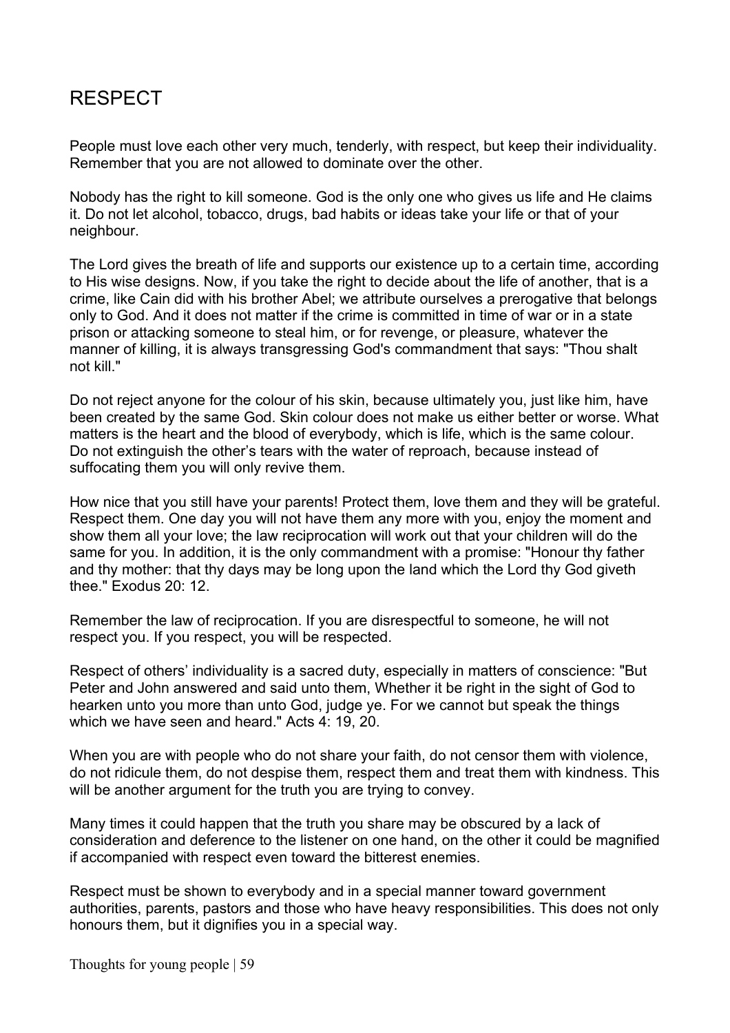# RESPECT

People must love each other very much, tenderly, with respect, but keep their individuality. Remember that you are not allowed to dominate over the other.

Nobody has the right to kill someone. God is the only one who gives us life and He claims it. Do not let alcohol, tobacco, drugs, bad habits or ideas take your life or that of your neighbour.

The Lord gives the breath of life and supports our existence up to a certain time, according to His wise designs. Now, if you take the right to decide about the life of another, that is a crime, like Cain did with his brother Abel; we attribute ourselves a prerogative that belongs only to God. And it does not matter if the crime is committed in time of war or in a state prison or attacking someone to steal him, or for revenge, or pleasure, whatever the manner of killing, it is always transgressing God's commandment that says: "Thou shalt not kill."

Do not reject anyone for the colour of his skin, because ultimately you, just like him, have been created by the same God. Skin colour does not make us either better or worse. What matters is the heart and the blood of everybody, which is life, which is the same colour. Do not extinguish the other's tears with the water of reproach, because instead of suffocating them you will only revive them.

How nice that you still have your parents! Protect them, love them and they will be grateful. Respect them. One day you will not have them any more with you, enjoy the moment and show them all your love; the law reciprocation will work out that your children will do the same for you. In addition, it is the only commandment with a promise: "Honour thy father and thy mother: that thy days may be long upon the land which the Lord thy God giveth thee." Exodus 20: 12.

Remember the law of reciprocation. If you are disrespectful to someone, he will not respect you. If you respect, you will be respected.

Respect of others' individuality is a sacred duty, especially in matters of conscience: "But Peter and John answered and said unto them, Whether it be right in the sight of God to hearken unto you more than unto God, judge ye. For we cannot but speak the things which we have seen and heard." Acts 4: 19, 20.

When you are with people who do not share your faith, do not censor them with violence, do not ridicule them, do not despise them, respect them and treat them with kindness. This will be another argument for the truth you are trying to convey.

Many times it could happen that the truth you share may be obscured by a lack of consideration and deference to the listener on one hand, on the other it could be magnified if accompanied with respect even toward the bitterest enemies.

Respect must be shown to everybody and in a special manner toward government authorities, parents, pastors and those who have heavy responsibilities. This does not only honours them, but it dignifies you in a special way.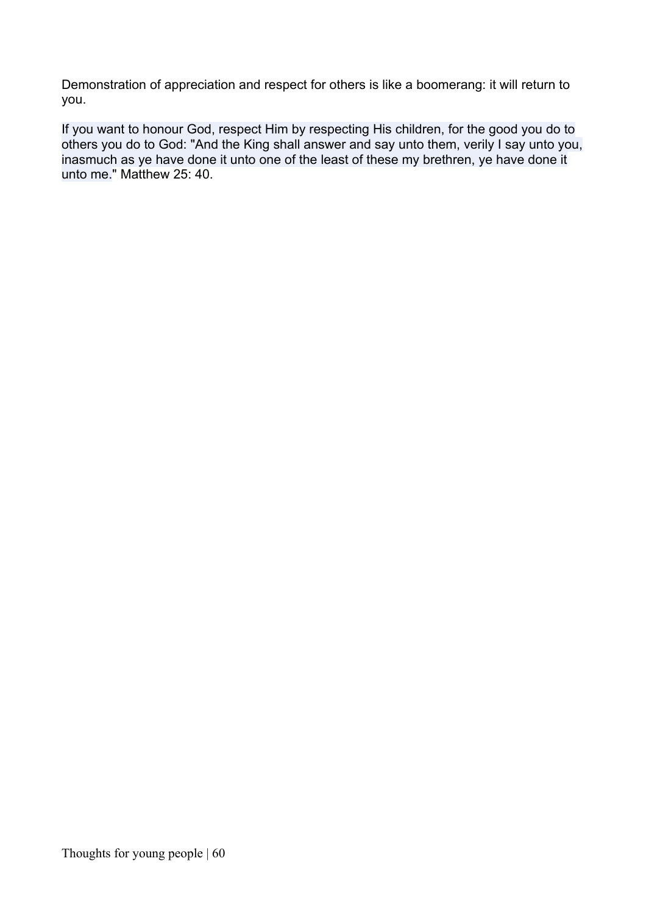Demonstration of appreciation and respect for others is like a boomerang: it will return to you.

If you want to honour God, respect Him by respecting His children, for the good you do to others you do to God: "And the King shall answer and say unto them, verily I say unto you, inasmuch as ye have done it unto one of the least of these my brethren, ye have done it unto me." Matthew 25: 40.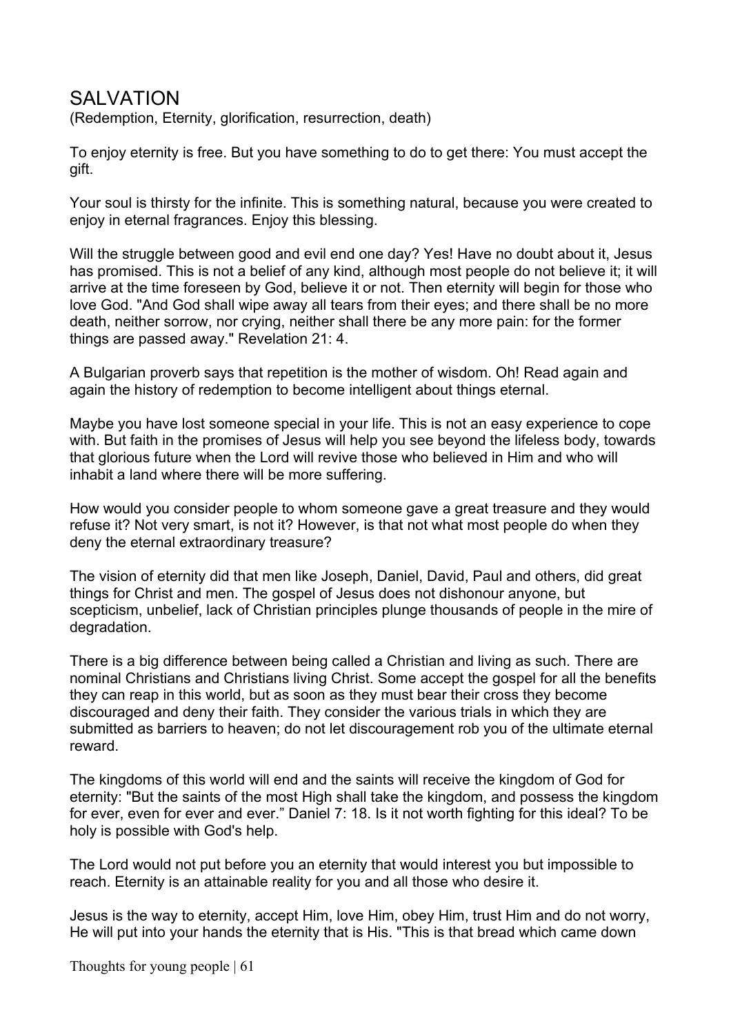# SALVATION

(Redemption, Eternity, glorification, resurrection, death)

To enjoy eternity is free. But you have something to do to get there: You must accept the gift.

Your soul is thirsty for the infinite. This is something natural, because you were created to enjoy in eternal fragrances. Enjoy this blessing.

Will the struggle between good and evil end one day? Yes! Have no doubt about it, Jesus has promised. This is not a belief of any kind, although most people do not believe it; it will arrive at the time foreseen by God, believe it or not. Then eternity will begin for those who love God. "And God shall wipe away all tears from their eyes; and there shall be no more death, neither sorrow, nor crying, neither shall there be any more pain: for the former things are passed away." Revelation 21: 4.

A Bulgarian proverb says that repetition is the mother of wisdom. Oh! Read again and again the history of redemption to become intelligent about things eternal.

Maybe you have lost someone special in your life. This is not an easy experience to cope with. But faith in the promises of Jesus will help you see beyond the lifeless body, towards that glorious future when the Lord will revive those who believed in Him and who will inhabit a land where there will be more suffering.

How would you consider people to whom someone gave a great treasure and they would refuse it? Not very smart, is not it? However, is that not what most people do when they deny the eternal extraordinary treasure?

The vision of eternity did that men like Joseph, Daniel, David, Paul and others, did great things for Christ and men. The gospel of Jesus does not dishonour anyone, but scepticism, unbelief, lack of Christian principles plunge thousands of people in the mire of degradation.

There is a big difference between being called a Christian and living as such. There are nominal Christians and Christians living Christ. Some accept the gospel for all the benefits they can reap in this world, but as soon as they must bear their cross they become discouraged and deny their faith. They consider the various trials in which they are submitted as barriers to heaven; do not let discouragement rob you of the ultimate eternal reward.

The kingdoms of this world will end and the saints will receive the kingdom of God for eternity: "But the saints of the most High shall take the kingdom, and possess the kingdom for ever, even for ever and ever." Daniel 7: 18. Is it not worth fighting for this ideal? To be holy is possible with God's help.

The Lord would not put before you an eternity that would interest you but impossible to reach. Eternity is an attainable reality for you and all those who desire it.

Jesus is the way to eternity, accept Him, love Him, obey Him, trust Him and do not worry, He will put into your hands the eternity that is His. "This is that bread which came down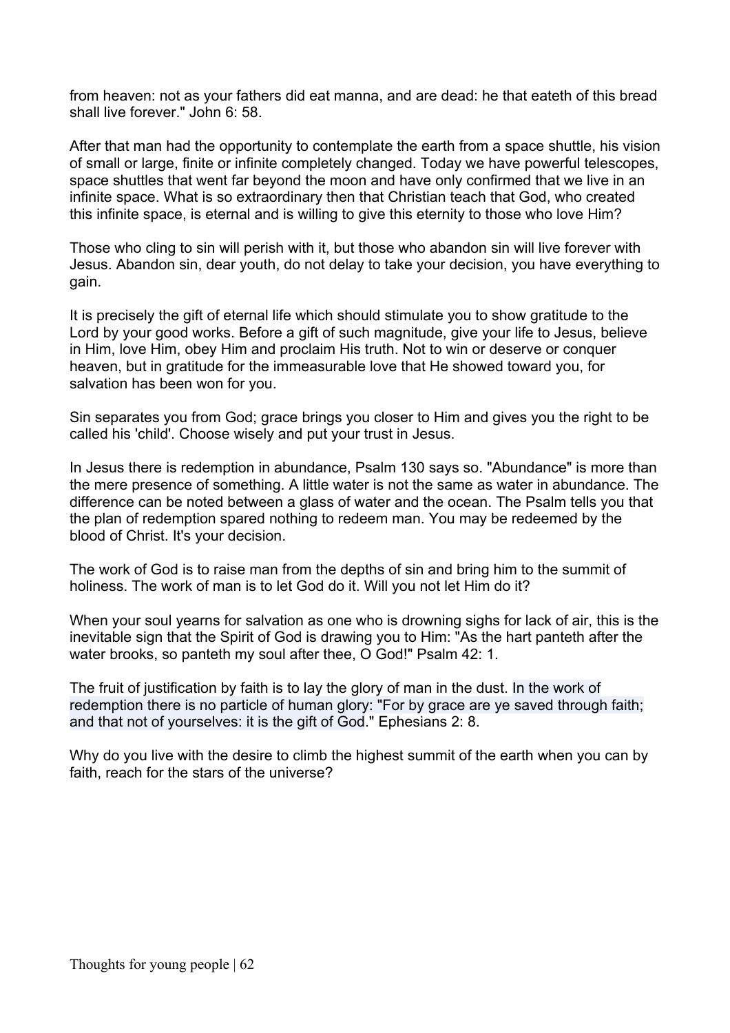from heaven: not as your fathers did eat manna, and are dead: he that eateth of this bread shall live forever." John 6: 58.

After that man had the opportunity to contemplate the earth from a space shuttle, his vision of small or large, finite or infinite completely changed. Today we have powerful telescopes, space shuttles that went far beyond the moon and have only confirmed that we live in an infinite space. What is so extraordinary then that Christian teach that God, who created this infinite space, is eternal and is willing to give this eternity to those who love Him?

Those who cling to sin will perish with it, but those who abandon sin will live forever with Jesus. Abandon sin, dear youth, do not delay to take your decision, you have everything to gain.

It is precisely the gift of eternal life which should stimulate you to show gratitude to the Lord by your good works. Before a gift of such magnitude, give your life to Jesus, believe in Him, love Him, obey Him and proclaim His truth. Not to win or deserve or conquer heaven, but in gratitude for the immeasurable love that He showed toward you, for salvation has been won for you.

Sin separates you from God; grace brings you closer to Him and gives you the right to be called his 'child'. Choose wisely and put your trust in Jesus.

In Jesus there is redemption in abundance, Psalm 130 says so. "Abundance" is more than the mere presence of something. A little water is not the same as water in abundance. The difference can be noted between a glass of water and the ocean. The Psalm tells you that the plan of redemption spared nothing to redeem man. You may be redeemed by the blood of Christ. It's your decision.

The work of God is to raise man from the depths of sin and bring him to the summit of holiness. The work of man is to let God do it. Will you not let Him do it?

When your soul yearns for salvation as one who is drowning sighs for lack of air, this is the inevitable sign that the Spirit of God is drawing you to Him: "As the hart panteth after the water brooks, so panteth my soul after thee, O God!" Psalm 42: 1.

The fruit of justification by faith is to lay the glory of man in the dust. In the work of redemption there is no particle of human glory: "For by grace are ye saved through faith; and that not of yourselves: it is the gift of God." Ephesians 2: 8.

Why do you live with the desire to climb the highest summit of the earth when you can by faith, reach for the stars of the universe?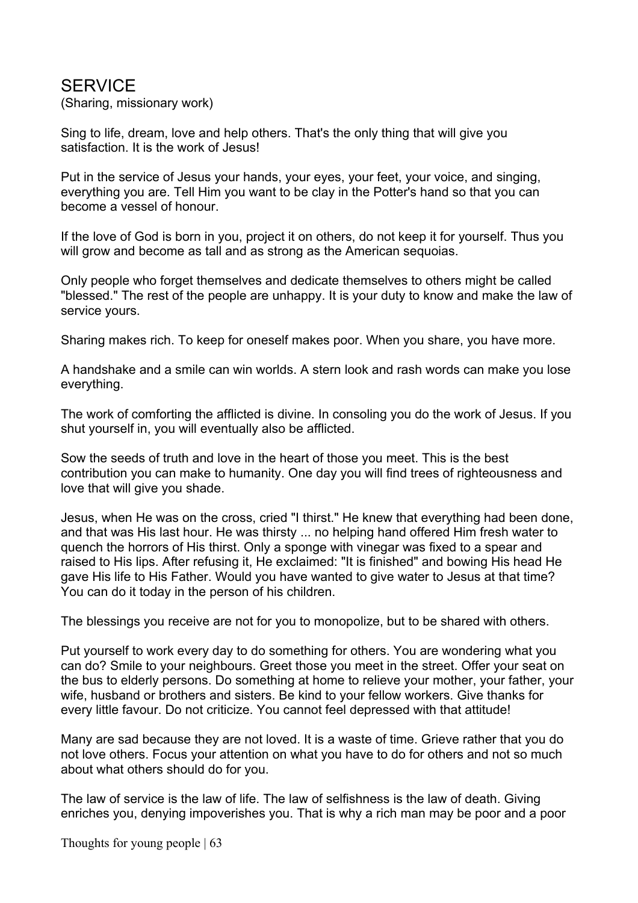# SERVICE

(Sharing, missionary work)

Sing to life, dream, love and help others. That's the only thing that will give you satisfaction. It is the work of Jesus!

Put in the service of Jesus your hands, your eyes, your feet, your voice, and singing, everything you are. Tell Him you want to be clay in the Potter's hand so that you can become a vessel of honour.

If the love of God is born in you, project it on others, do not keep it for yourself. Thus you will grow and become as tall and as strong as the American sequoias.

Only people who forget themselves and dedicate themselves to others might be called "blessed." The rest of the people are unhappy. It is your duty to know and make the law of service yours.

Sharing makes rich. To keep for oneself makes poor. When you share, you have more.

A handshake and a smile can win worlds. A stern look and rash words can make you lose everything.

The work of comforting the afflicted is divine. In consoling you do the work of Jesus. If you shut yourself in, you will eventually also be afflicted.

Sow the seeds of truth and love in the heart of those you meet. This is the best contribution you can make to humanity. One day you will find trees of righteousness and love that will give you shade.

Jesus, when He was on the cross, cried "I thirst." He knew that everything had been done, and that was His last hour. He was thirsty ... no helping hand offered Him fresh water to quench the horrors of His thirst. Only a sponge with vinegar was fixed to a spear and raised to His lips. After refusing it, He exclaimed: "It is finished" and bowing His head He gave His life to His Father. Would you have wanted to give water to Jesus at that time? You can do it today in the person of his children.

The blessings you receive are not for you to monopolize, but to be shared with others.

Put yourself to work every day to do something for others. You are wondering what you can do? Smile to your neighbours. Greet those you meet in the street. Offer your seat on the bus to elderly persons. Do something at home to relieve your mother, your father, your wife, husband or brothers and sisters. Be kind to your fellow workers. Give thanks for every little favour. Do not criticize. You cannot feel depressed with that attitude!

Many are sad because they are not loved. It is a waste of time. Grieve rather that you do not love others. Focus your attention on what you have to do for others and not so much about what others should do for you.

The law of service is the law of life. The law of selfishness is the law of death. Giving enriches you, denying impoverishes you. That is why a rich man may be poor and a poor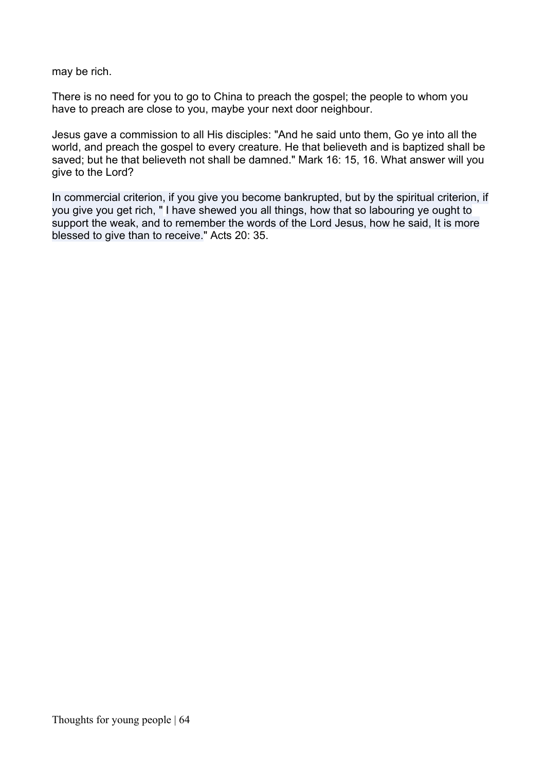may be rich.

There is no need for you to go to China to preach the gospel; the people to whom you have to preach are close to you, maybe your next door neighbour.

Jesus gave a commission to all His disciples: "And he said unto them, Go ye into all the world, and preach the gospel to every creature. He that believeth and is baptized shall be saved; but he that believeth not shall be damned." Mark 16: 15, 16. What answer will you give to the Lord?

In commercial criterion, if you give you become bankrupted, but by the spiritual criterion, if you give you get rich, " I have shewed you all things, how that so labouring ye ought to support the weak, and to remember the words of the Lord Jesus, how he said, It is more blessed to give than to receive." Acts 20: 35.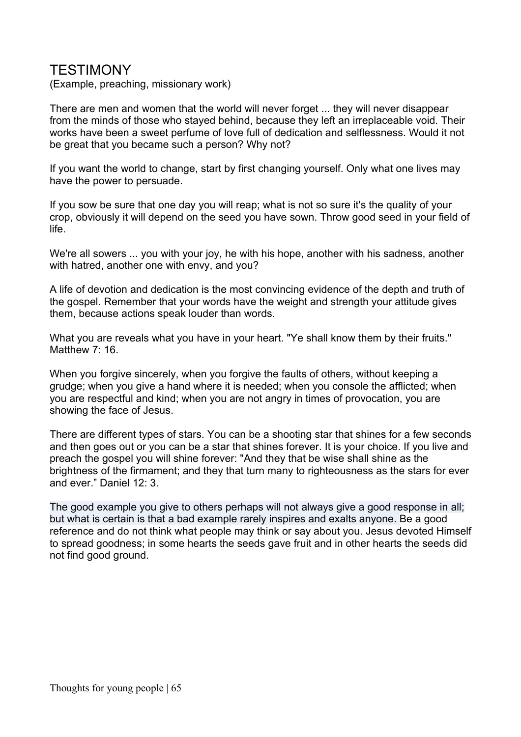# TESTIMONY

(Example, preaching, missionary work)

There are men and women that the world will never forget ... they will never disappear from the minds of those who stayed behind, because they left an irreplaceable void. Their works have been a sweet perfume of love full of dedication and selflessness. Would it not be great that you became such a person? Why not?

If you want the world to change, start by first changing yourself. Only what one lives may have the power to persuade.

If you sow be sure that one day you will reap; what is not so sure it's the quality of your crop, obviously it will depend on the seed you have sown. Throw good seed in your field of life.

We're all sowers ... you with your joy, he with his hope, another with his sadness, another with hatred, another one with envy, and you?

A life of devotion and dedication is the most convincing evidence of the depth and truth of the gospel. Remember that your words have the weight and strength your attitude gives them, because actions speak louder than words.

What you are reveals what you have in your heart. "Ye shall know them by their fruits." Matthew 7: 16.

When you forgive sincerely, when you forgive the faults of others, without keeping a grudge; when you give a hand where it is needed; when you console the afflicted; when you are respectful and kind; when you are not angry in times of provocation, you are showing the face of Jesus.

There are different types of stars. You can be a shooting star that shines for a few seconds and then goes out or you can be a star that shines forever. It is your choice. If you live and preach the gospel you will shine forever: "And they that be wise shall shine as the brightness of the firmament; and they that turn many to righteousness as the stars for ever and ever." Daniel 12: 3.

The good example you give to others perhaps will not always give a good response in all; but what is certain is that a bad example rarely inspires and exalts anyone. Be a good reference and do not think what people may think or say about you. Jesus devoted Himself to spread goodness; in some hearts the seeds gave fruit and in other hearts the seeds did not find good ground.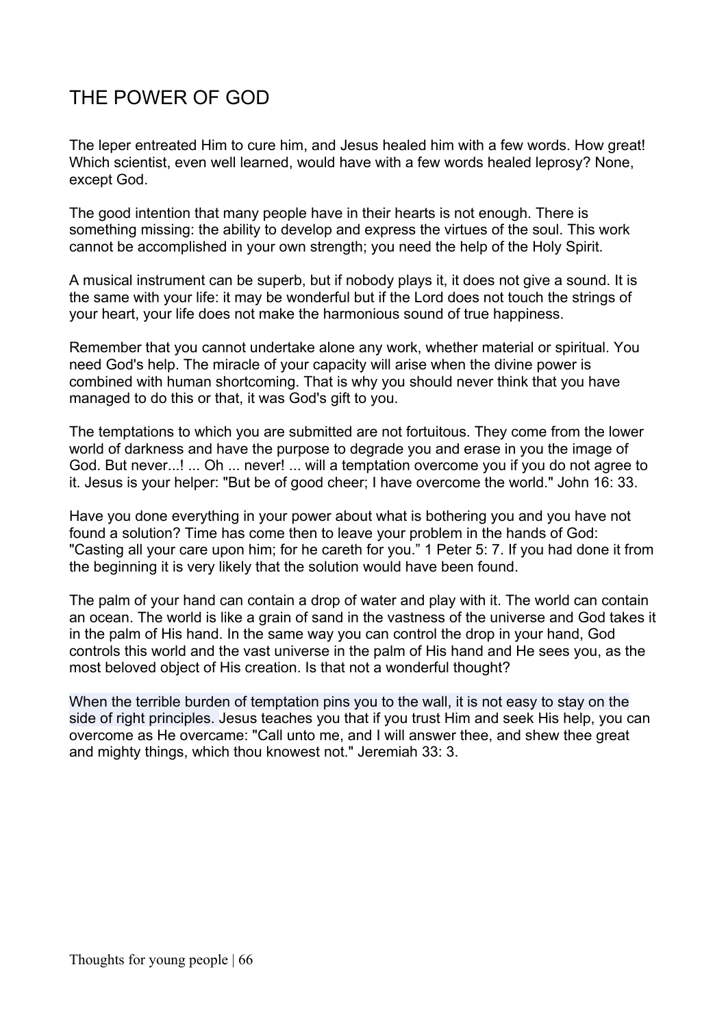# THE POWER OF GOD

The leper entreated Him to cure him, and Jesus healed him with a few words. How great! Which scientist, even well learned, would have with a few words healed leprosy? None, except God.

The good intention that many people have in their hearts is not enough. There is something missing: the ability to develop and express the virtues of the soul. This work cannot be accomplished in your own strength; you need the help of the Holy Spirit.

A musical instrument can be superb, but if nobody plays it, it does not give a sound. It is the same with your life: it may be wonderful but if the Lord does not touch the strings of your heart, your life does not make the harmonious sound of true happiness.

Remember that you cannot undertake alone any work, whether material or spiritual. You need God's help. The miracle of your capacity will arise when the divine power is combined with human shortcoming. That is why you should never think that you have managed to do this or that, it was God's gift to you.

The temptations to which you are submitted are not fortuitous. They come from the lower world of darkness and have the purpose to degrade you and erase in you the image of God. But never...! ... Oh ... never! ... will a temptation overcome you if you do not agree to it. Jesus is your helper: "But be of good cheer; I have overcome the world." John 16: 33.

Have you done everything in your power about what is bothering you and you have not found a solution? Time has come then to leave your problem in the hands of God: "Casting all your care upon him; for he careth for you." 1 Peter 5: 7. If you had done it from the beginning it is very likely that the solution would have been found.

The palm of your hand can contain a drop of water and play with it. The world can contain an ocean. The world is like a grain of sand in the vastness of the universe and God takes it in the palm of His hand. In the same way you can control the drop in your hand, God controls this world and the vast universe in the palm of His hand and He sees you, as the most beloved object of His creation. Is that not a wonderful thought?

When the terrible burden of temptation pins you to the wall, it is not easy to stay on the side of right principles. Jesus teaches you that if you trust Him and seek His help, you can overcome as He overcame: "Call unto me, and I will answer thee, and shew thee great and mighty things, which thou knowest not." Jeremiah 33: 3.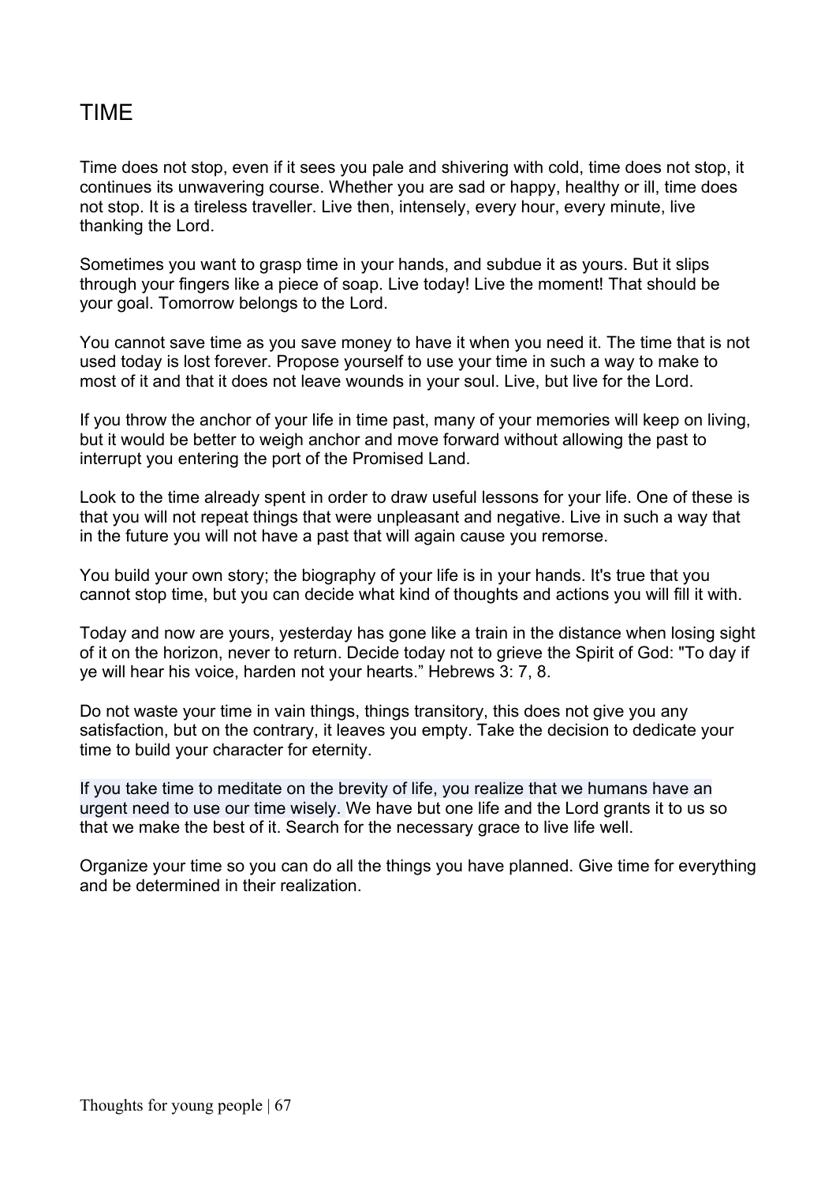# TIME

Time does not stop, even if it sees you pale and shivering with cold, time does not stop, it continues its unwavering course. Whether you are sad or happy, healthy or ill, time does not stop. It is a tireless traveller. Live then, intensely, every hour, every minute, live thanking the Lord.

Sometimes you want to grasp time in your hands, and subdue it as yours. But it slips through your fingers like a piece of soap. Live today! Live the moment! That should be your goal. Tomorrow belongs to the Lord.

You cannot save time as you save money to have it when you need it. The time that is not used today is lost forever. Propose yourself to use your time in such a way to make to most of it and that it does not leave wounds in your soul. Live, but live for the Lord.

If you throw the anchor of your life in time past, many of your memories will keep on living, but it would be better to weigh anchor and move forward without allowing the past to interrupt you entering the port of the Promised Land.

Look to the time already spent in order to draw useful lessons for your life. One of these is that you will not repeat things that were unpleasant and negative. Live in such a way that in the future you will not have a past that will again cause you remorse.

You build your own story; the biography of your life is in your hands. It's true that you cannot stop time, but you can decide what kind of thoughts and actions you will fill it with.

Today and now are yours, yesterday has gone like a train in the distance when losing sight of it on the horizon, never to return. Decide today not to grieve the Spirit of God: "To day if ye will hear his voice, harden not your hearts." Hebrews 3: 7, 8.

Do not waste your time in vain things, things transitory, this does not give you any satisfaction, but on the contrary, it leaves you empty. Take the decision to dedicate your time to build your character for eternity.

If you take time to meditate on the brevity of life, you realize that we humans have an urgent need to use our time wisely. We have but one life and the Lord grants it to us so that we make the best of it. Search for the necessary grace to live life well.

Organize your time so you can do all the things you have planned. Give time for everything and be determined in their realization.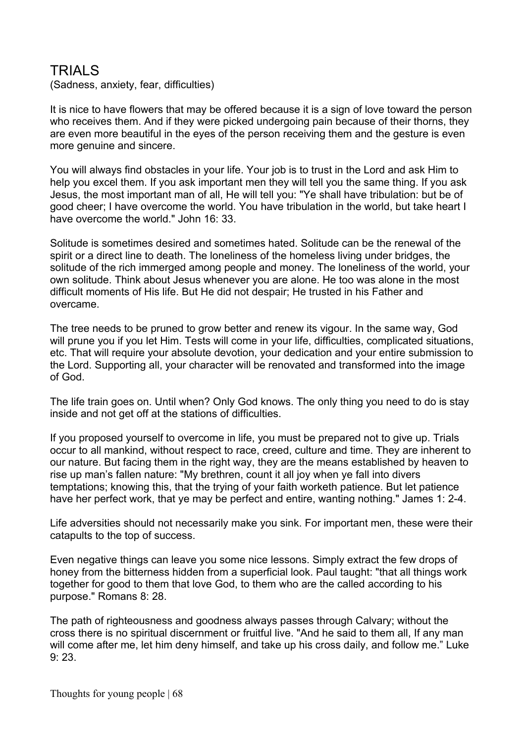# TRIALS

(Sadness, anxiety, fear, difficulties)

It is nice to have flowers that may be offered because it is a sign of love toward the person who receives them. And if they were picked undergoing pain because of their thorns, they are even more beautiful in the eyes of the person receiving them and the gesture is even more genuine and sincere.

You will always find obstacles in your life. Your job is to trust in the Lord and ask Him to help you excel them. If you ask important men they will tell you the same thing. If you ask Jesus, the most important man of all, He will tell you: "Ye shall have tribulation: but be of good cheer; I have overcome the world. You have tribulation in the world, but take heart I have overcome the world." John 16: 33.

Solitude is sometimes desired and sometimes hated. Solitude can be the renewal of the spirit or a direct line to death. The loneliness of the homeless living under bridges, the solitude of the rich immerged among people and money. The loneliness of the world, your own solitude. Think about Jesus whenever you are alone. He too was alone in the most difficult moments of His life. But He did not despair; He trusted in his Father and overcame.

The tree needs to be pruned to grow better and renew its vigour. In the same way, God will prune you if you let Him. Tests will come in your life, difficulties, complicated situations, etc. That will require your absolute devotion, your dedication and your entire submission to the Lord. Supporting all, your character will be renovated and transformed into the image of God.

The life train goes on. Until when? Only God knows. The only thing you need to do is stay inside and not get off at the stations of difficulties.

If you proposed yourself to overcome in life, you must be prepared not to give up. Trials occur to all mankind, without respect to race, creed, culture and time. They are inherent to our nature. But facing them in the right way, they are the means established by heaven to rise up man's fallen nature: "My brethren, count it all joy when ye fall into divers temptations; knowing this, that the trying of your faith worketh patience. But let patience have her perfect work, that ye may be perfect and entire, wanting nothing." James 1: 2-4.

Life adversities should not necessarily make you sink. For important men, these were their catapults to the top of success.

Even negative things can leave you some nice lessons. Simply extract the few drops of honey from the bitterness hidden from a superficial look. Paul taught: "that all things work together for good to them that love God, to them who are the called according to his purpose." Romans 8: 28.

The path of righteousness and goodness always passes through Calvary; without the cross there is no spiritual discernment or fruitful live. "And he said to them all, If any man will come after me, let him deny himself, and take up his cross daily, and follow me." Luke 9: 23.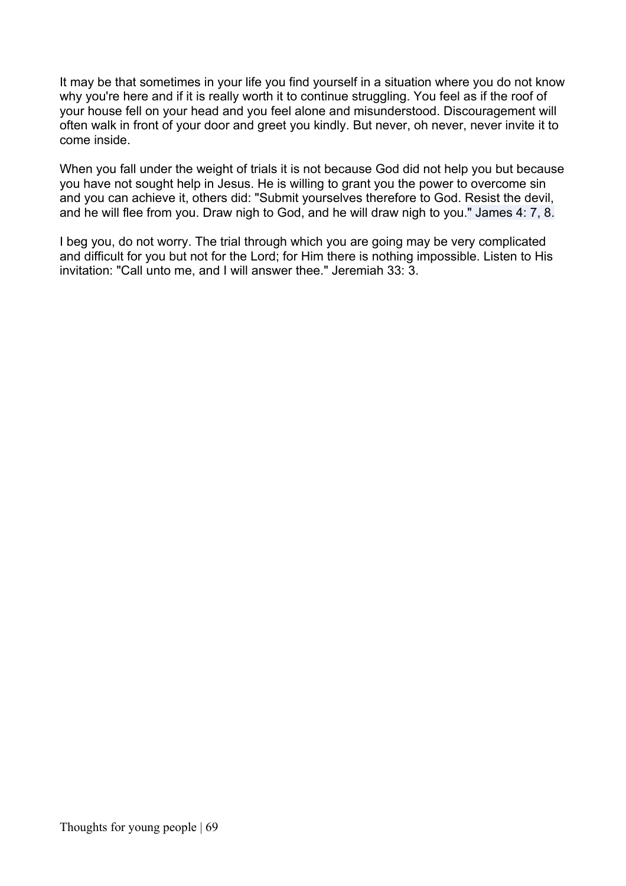It may be that sometimes in your life you find yourself in a situation where you do not know why you're here and if it is really worth it to continue struggling. You feel as if the roof of your house fell on your head and you feel alone and misunderstood. Discouragement will often walk in front of your door and greet you kindly. But never, oh never, never invite it to come inside.

When you fall under the weight of trials it is not because God did not help you but because you have not sought help in Jesus. He is willing to grant you the power to overcome sin and you can achieve it, others did: "Submit yourselves therefore to God. Resist the devil, and he will flee from you. Draw nigh to God, and he will draw nigh to you." James 4: 7, 8.

I beg you, do not worry. The trial through which you are going may be very complicated and difficult for you but not for the Lord; for Him there is nothing impossible. Listen to His invitation: "Call unto me, and I will answer thee." Jeremiah 33: 3.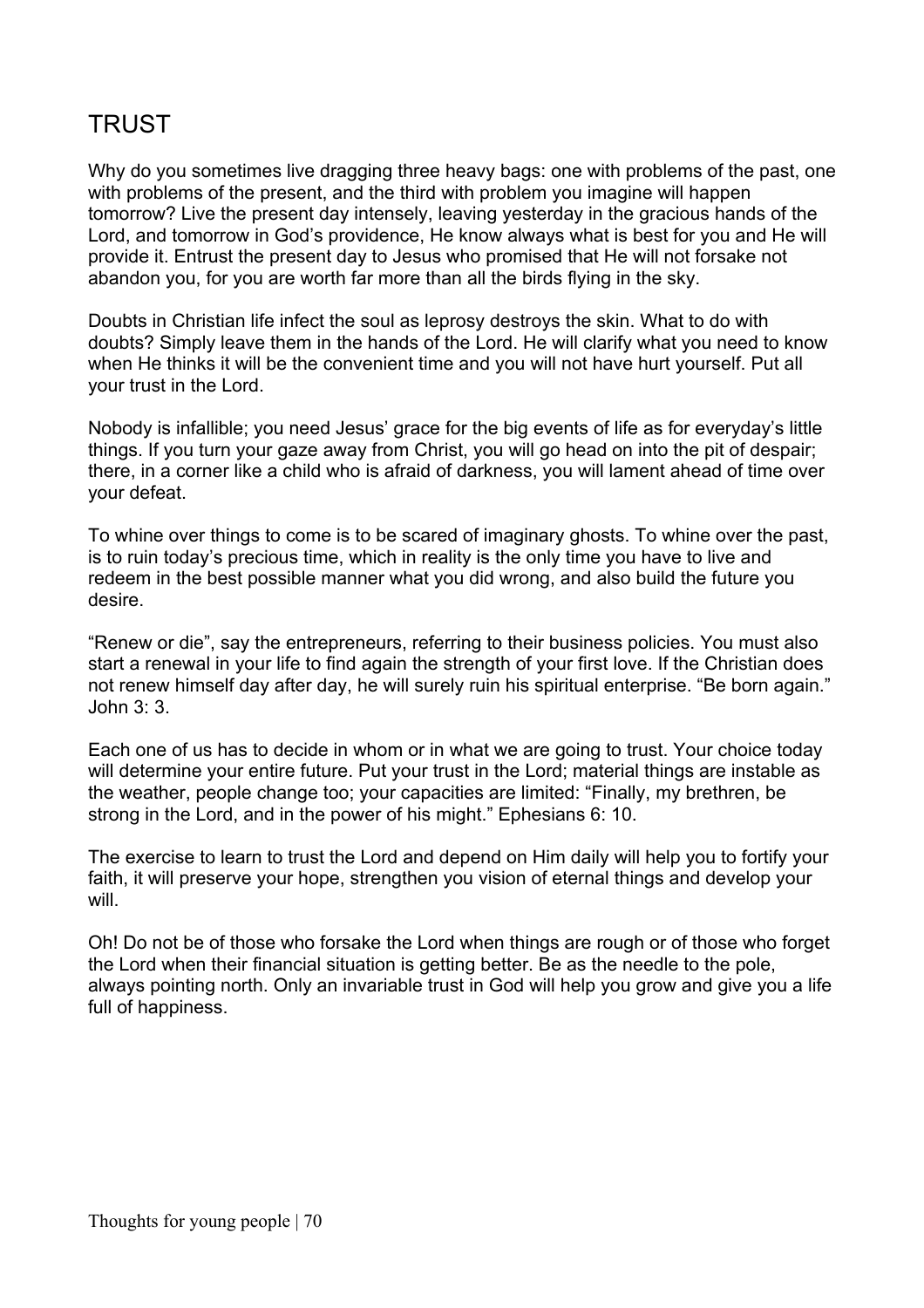# TRUST

Why do you sometimes live dragging three heavy bags: one with problems of the past, one with problems of the present, and the third with problem you imagine will happen tomorrow? Live the present day intensely, leaving yesterday in the gracious hands of the Lord, and tomorrow in God's providence, He know always what is best for you and He will provide it. Entrust the present day to Jesus who promised that He will not forsake not abandon you, for you are worth far more than all the birds flying in the sky.

Doubts in Christian life infect the soul as leprosy destroys the skin. What to do with doubts? Simply leave them in the hands of the Lord. He will clarify what you need to know when He thinks it will be the convenient time and you will not have hurt yourself. Put all your trust in the Lord.

Nobody is infallible; you need Jesus' grace for the big events of life as for everyday's little things. If you turn your gaze away from Christ, you will go head on into the pit of despair; there, in a corner like a child who is afraid of darkness, you will lament ahead of time over your defeat.

To whine over things to come is to be scared of imaginary ghosts. To whine over the past, is to ruin today's precious time, which in reality is the only time you have to live and redeem in the best possible manner what you did wrong, and also build the future you desire.

"Renew or die", say the entrepreneurs, referring to their business policies. You must also start a renewal in your life to find again the strength of your first love. If the Christian does not renew himself day after day, he will surely ruin his spiritual enterprise. "Be born again." John 3: 3.

Each one of us has to decide in whom or in what we are going to trust. Your choice today will determine your entire future. Put your trust in the Lord; material things are instable as the weather, people change too; your capacities are limited: "Finally, my brethren, be strong in the Lord, and in the power of his might." Ephesians 6: 10.

The exercise to learn to trust the Lord and depend on Him daily will help you to fortify your faith, it will preserve your hope, strengthen you vision of eternal things and develop your will.

Oh! Do not be of those who forsake the Lord when things are rough or of those who forget the Lord when their financial situation is getting better. Be as the needle to the pole, always pointing north. Only an invariable trust in God will help you grow and give you a life full of happiness.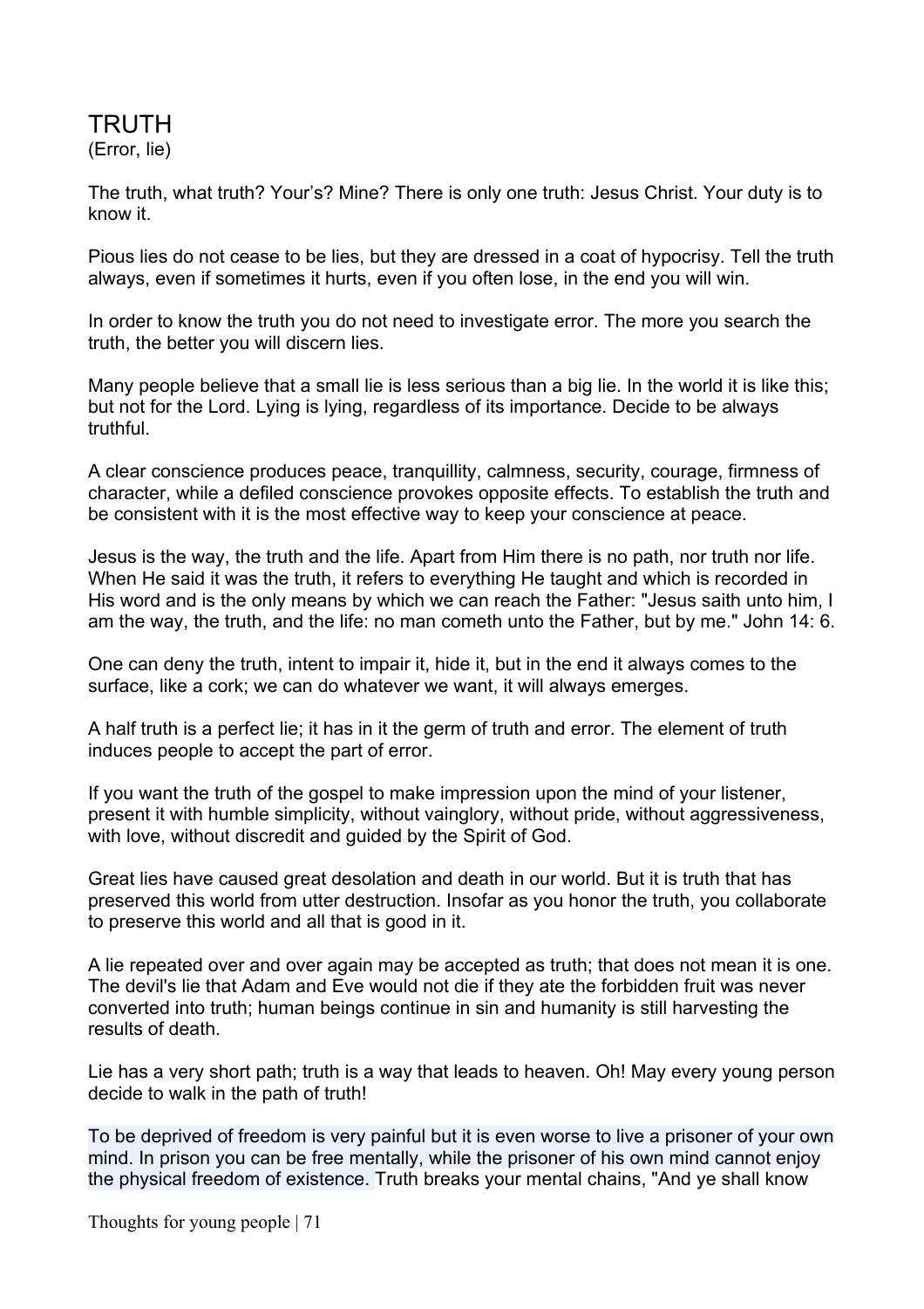# TRUTH

(Error, lie)

The truth, what truth? Your's? Mine? There is only one truth: Jesus Christ. Your duty is to know it.

Pious lies do not cease to be lies, but they are dressed in a coat of hypocrisy. Tell the truth always, even if sometimes it hurts, even if you often lose, in the end you will win.

In order to know the truth you do not need to investigate error. The more you search the truth, the better you will discern lies.

Many people believe that a small lie is less serious than a big lie. In the world it is like this; but not for the Lord. Lying is lying, regardless of its importance. Decide to be always truthful.

A clear conscience produces peace, tranquillity, calmness, security, courage, firmness of character, while a defiled conscience provokes opposite effects. To establish the truth and be consistent with it is the most effective way to keep your conscience at peace.

Jesus is the way, the truth and the life. Apart from Him there is no path, nor truth nor life. When He said it was the truth, it refers to everything He taught and which is recorded in His word and is the only means by which we can reach the Father: "Jesus saith unto him, I am the way, the truth, and the life: no man cometh unto the Father, but by me." John 14: 6.

One can deny the truth, intent to impair it, hide it, but in the end it always comes to the surface, like a cork; we can do whatever we want, it will always emerges.

A half truth is a perfect lie; it has in it the germ of truth and error. The element of truth induces people to accept the part of error.

If you want the truth of the gospel to make impression upon the mind of your listener, present it with humble simplicity, without vainglory, without pride, without aggressiveness, with love, without discredit and guided by the Spirit of God.

Great lies have caused great desolation and death in our world. But it is truth that has preserved this world from utter destruction. Insofar as you honor the truth, you collaborate to preserve this world and all that is good in it.

A lie repeated over and over again may be accepted as truth; that does not mean it is one. The devil's lie that Adam and Eve would not die if they ate the forbidden fruit was never converted into truth; human beings continue in sin and humanity is still harvesting the results of death.

Lie has a very short path; truth is a way that leads to heaven. Oh! May every young person decide to walk in the path of truth!

To be deprived of freedom is very painful but it is even worse to live a prisoner of your own mind. In prison you can be free mentally, while the prisoner of his own mind cannot enjoy the physical freedom of existence. Truth breaks your mental chains, "And ye shall know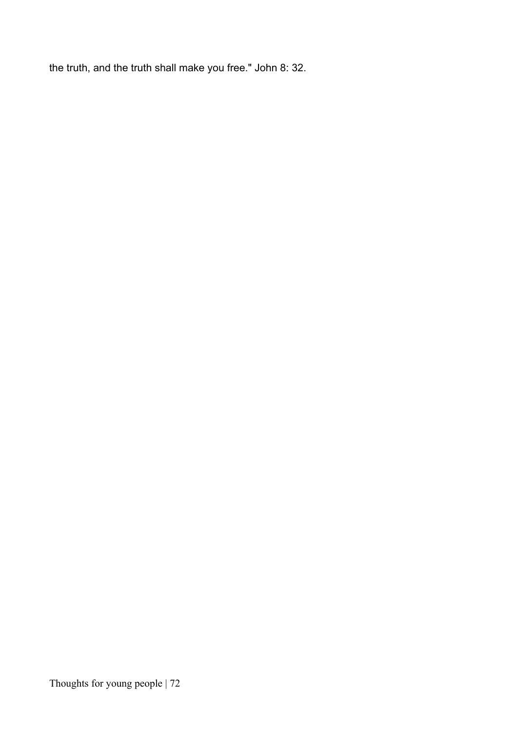the truth, and the truth shall make you free." John 8: 32.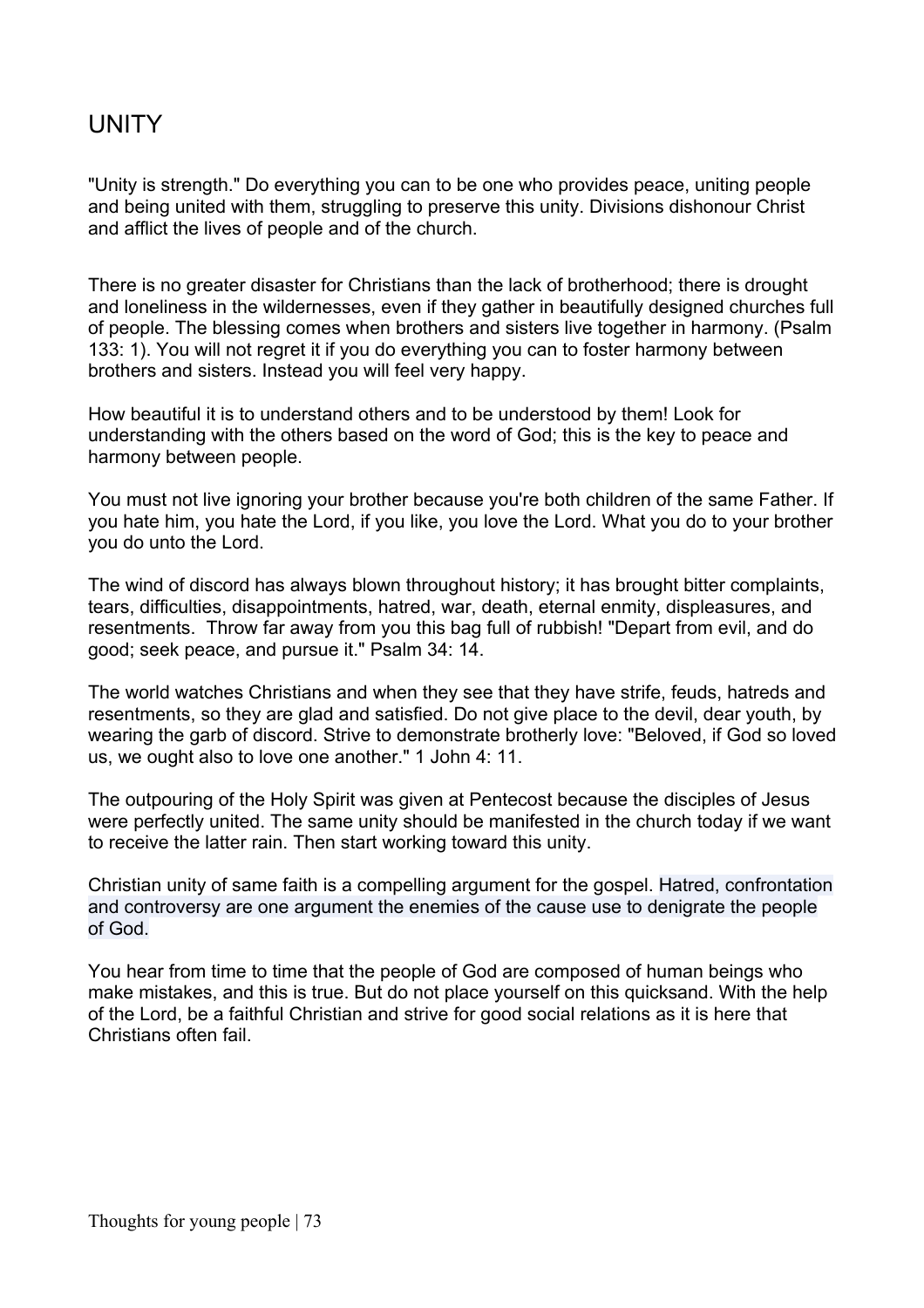# UNITY

"Unity is strength." Do everything you can to be one who provides peace, uniting people and being united with them, struggling to preserve this unity. Divisions dishonour Christ and afflict the lives of people and of the church.

There is no greater disaster for Christians than the lack of brotherhood; there is drought and loneliness in the wildernesses, even if they gather in beautifully designed churches full of people. The blessing comes when brothers and sisters live together in harmony. (Psalm 133: 1). You will not regret it if you do everything you can to foster harmony between brothers and sisters. Instead you will feel very happy.

How beautiful it is to understand others and to be understood by them! Look for understanding with the others based on the word of God; this is the key to peace and harmony between people.

You must not live ignoring your brother because you're both children of the same Father. If you hate him, you hate the Lord, if you like, you love the Lord. What you do to your brother you do unto the Lord.

The wind of discord has always blown throughout history; it has brought bitter complaints, tears, difficulties, disappointments, hatred, war, death, eternal enmity, displeasures, and resentments. Throw far away from you this bag full of rubbish! "Depart from evil, and do good; seek peace, and pursue it." Psalm 34: 14.

The world watches Christians and when they see that they have strife, feuds, hatreds and resentments, so they are glad and satisfied. Do not give place to the devil, dear youth, by wearing the garb of discord. Strive to demonstrate brotherly love: "Beloved, if God so loved us, we ought also to love one another." 1 John 4: 11.

The outpouring of the Holy Spirit was given at Pentecost because the disciples of Jesus were perfectly united. The same unity should be manifested in the church today if we want to receive the latter rain. Then start working toward this unity.

Christian unity of same faith is a compelling argument for the gospel. Hatred, confrontation and controversy are one argument the enemies of the cause use to denigrate the people of God.

You hear from time to time that the people of God are composed of human beings who make mistakes, and this is true. But do not place yourself on this quicksand. With the help of the Lord, be a faithful Christian and strive for good social relations as it is here that Christians often fail.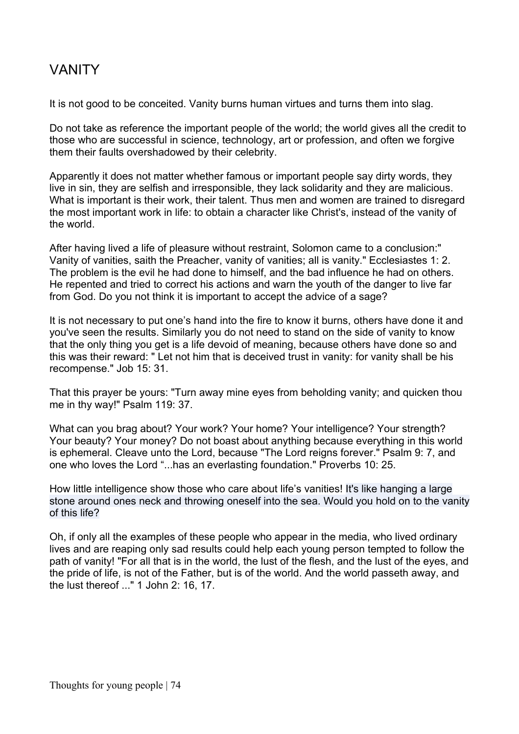# VANITY

It is not good to be conceited. Vanity burns human virtues and turns them into slag.

Do not take as reference the important people of the world; the world gives all the credit to those who are successful in science, technology, art or profession, and often we forgive them their faults overshadowed by their celebrity.

Apparently it does not matter whether famous or important people say dirty words, they live in sin, they are selfish and irresponsible, they lack solidarity and they are malicious. What is important is their work, their talent. Thus men and women are trained to disregard the most important work in life: to obtain a character like Christ's, instead of the vanity of the world.

After having lived a life of pleasure without restraint, Solomon came to a conclusion:" Vanity of vanities, saith the Preacher, vanity of vanities; all is vanity." Ecclesiastes 1: 2. The problem is the evil he had done to himself, and the bad influence he had on others. He repented and tried to correct his actions and warn the youth of the danger to live far from God. Do you not think it is important to accept the advice of a sage?

It is not necessary to put one's hand into the fire to know it burns, others have done it and you've seen the results. Similarly you do not need to stand on the side of vanity to know that the only thing you get is a life devoid of meaning, because others have done so and this was their reward: " Let not him that is deceived trust in vanity: for vanity shall be his recompense." Job 15: 31.

That this prayer be yours: "Turn away mine eyes from beholding vanity; and quicken thou me in thy way!" Psalm 119: 37.

What can you brag about? Your work? Your home? Your intelligence? Your strength? Your beauty? Your money? Do not boast about anything because everything in this world is ephemeral. Cleave unto the Lord, because "The Lord reigns forever." Psalm 9: 7, and one who loves the Lord "...has an everlasting foundation." Proverbs 10: 25.

How little intelligence show those who care about life's vanities! It's like hanging a large stone around ones neck and throwing oneself into the sea. Would you hold on to the vanity of this life?

Oh, if only all the examples of these people who appear in the media, who lived ordinary lives and are reaping only sad results could help each young person tempted to follow the path of vanity! "For all that is in the world, the lust of the flesh, and the lust of the eyes, and the pride of life, is not of the Father, but is of the world. And the world passeth away, and the lust thereof ..." 1 John 2: 16, 17.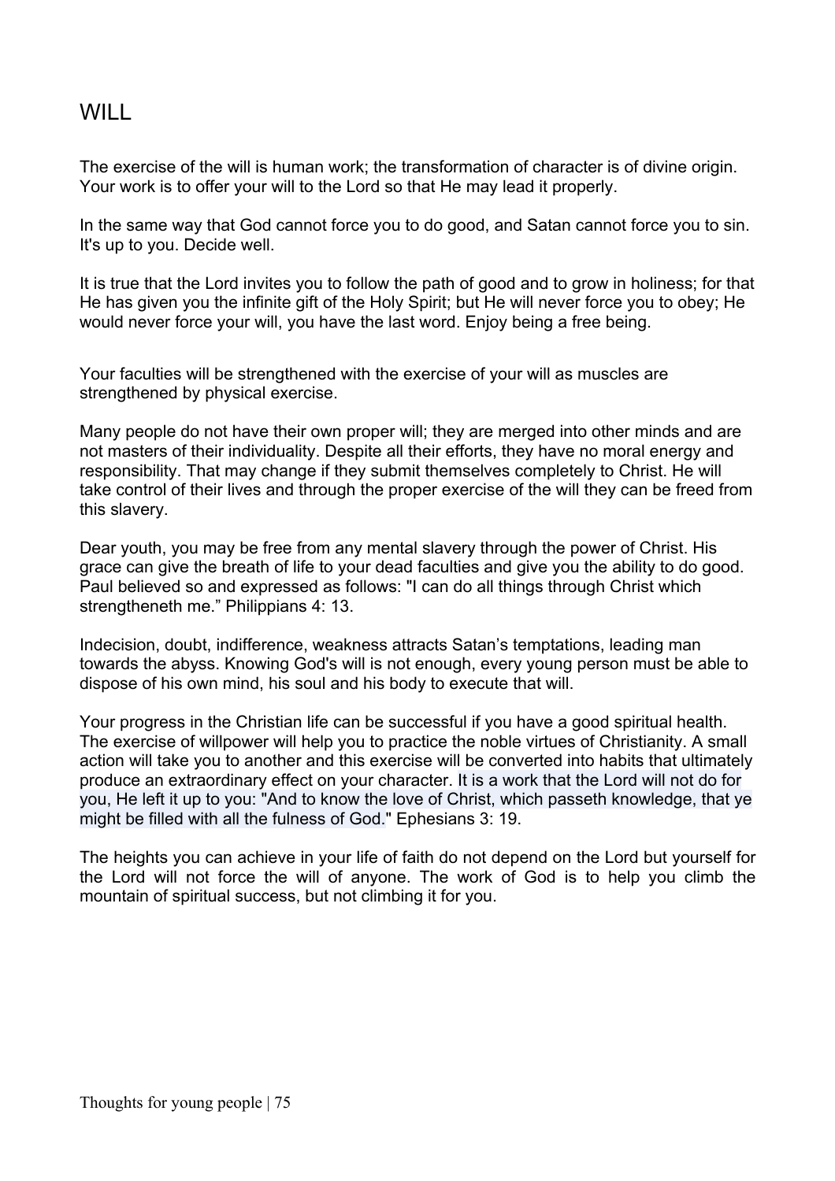# WILL

The exercise of the will is human work; the transformation of character is of divine origin. Your work is to offer your will to the Lord so that He may lead it properly.

In the same way that God cannot force you to do good, and Satan cannot force you to sin. It's up to you. Decide well.

It is true that the Lord invites you to follow the path of good and to grow in holiness; for that He has given you the infinite gift of the Holy Spirit; but He will never force you to obey; He would never force your will, you have the last word. Enjoy being a free being.

Your faculties will be strengthened with the exercise of your will as muscles are strengthened by physical exercise.

Many people do not have their own proper will; they are merged into other minds and are not masters of their individuality. Despite all their efforts, they have no moral energy and responsibility. That may change if they submit themselves completely to Christ. He will take control of their lives and through the proper exercise of the will they can be freed from this slavery.

Dear youth, you may be free from any mental slavery through the power of Christ. His grace can give the breath of life to your dead faculties and give you the ability to do good. Paul believed so and expressed as follows: "I can do all things through Christ which strengtheneth me." Philippians 4: 13.

Indecision, doubt, indifference, weakness attracts Satan's temptations, leading man towards the abyss. Knowing God's will is not enough, every young person must be able to dispose of his own mind, his soul and his body to execute that will.

Your progress in the Christian life can be successful if you have a good spiritual health. The exercise of willpower will help you to practice the noble virtues of Christianity. A small action will take you to another and this exercise will be converted into habits that ultimately produce an extraordinary effect on your character. It is a work that the Lord will not do for you, He left it up to you: "And to know the love of Christ, which passeth knowledge, that ye might be filled with all the fulness of God." Ephesians 3: 19.

The heights you can achieve in your life of faith do not depend on the Lord but yourself for the Lord will not force the will of anyone. The work of God is to help you climb the mountain of spiritual success, but not climbing it for you.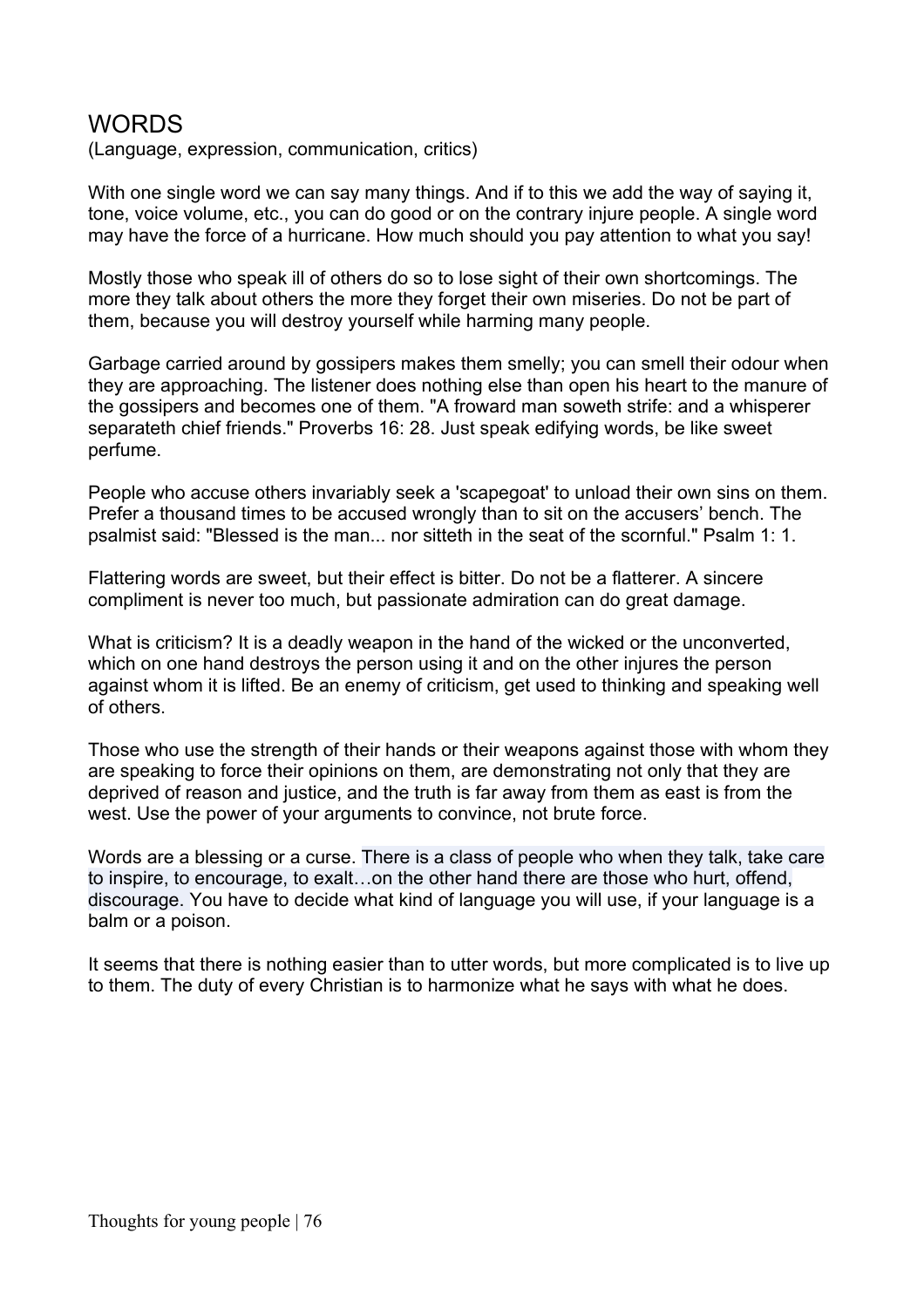# WORDS

(Language, expression, communication, critics)

With one single word we can say many things. And if to this we add the way of saying it, tone, voice volume, etc., you can do good or on the contrary injure people. A single word may have the force of a hurricane. How much should you pay attention to what you say!

Mostly those who speak ill of others do so to lose sight of their own shortcomings. The more they talk about others the more they forget their own miseries. Do not be part of them, because you will destroy yourself while harming many people.

Garbage carried around by gossipers makes them smelly; you can smell their odour when they are approaching. The listener does nothing else than open his heart to the manure of the gossipers and becomes one of them. "A froward man soweth strife: and a whisperer separateth chief friends." Proverbs 16: 28. Just speak edifying words, be like sweet perfume.

People who accuse others invariably seek a 'scapegoat' to unload their own sins on them. Prefer a thousand times to be accused wrongly than to sit on the accusers' bench. The psalmist said: "Blessed is the man... nor sitteth in the seat of the scornful." Psalm 1: 1.

Flattering words are sweet, but their effect is bitter. Do not be a flatterer. A sincere compliment is never too much, but passionate admiration can do great damage.

What is criticism? It is a deadly weapon in the hand of the wicked or the unconverted, which on one hand destroys the person using it and on the other injures the person against whom it is lifted. Be an enemy of criticism, get used to thinking and speaking well of others.

Those who use the strength of their hands or their weapons against those with whom they are speaking to force their opinions on them, are demonstrating not only that they are deprived of reason and justice, and the truth is far away from them as east is from the west. Use the power of your arguments to convince, not brute force.

Words are a blessing or a curse. There is a class of people who when they talk, take care to inspire, to encourage, to exalt…on the other hand there are those who hurt, offend, discourage. You have to decide what kind of language you will use, if your language is a balm or a poison.

It seems that there is nothing easier than to utter words, but more complicated is to live up to them. The duty of every Christian is to harmonize what he says with what he does.